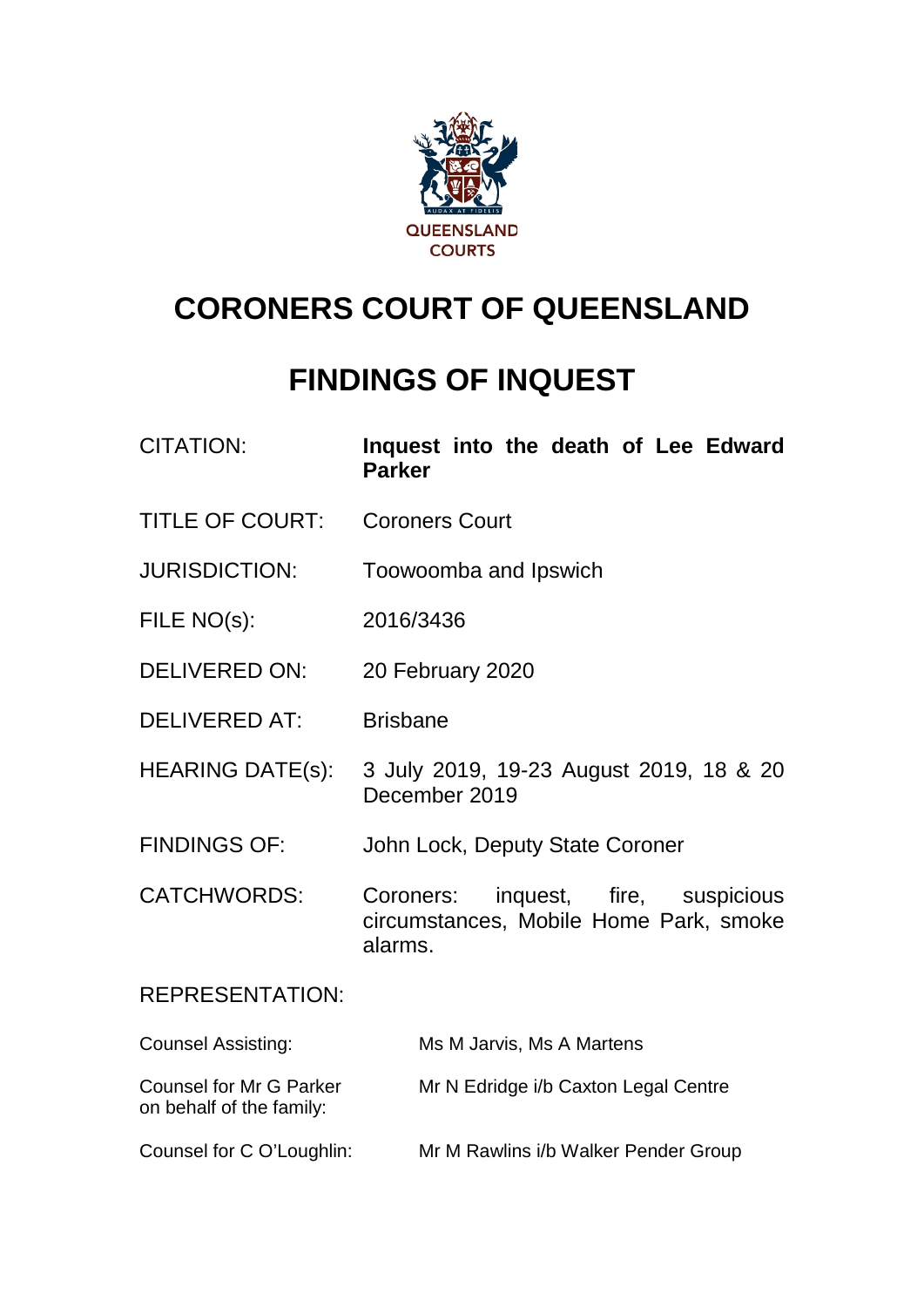QUEENSLAND COURTS

# CORONERS COURT OF QUEENSLAND

# FINDINGS OF INQUEST

| | |
|---|---|
| CITATION: | **Inquest into the death of Lee Edward Parker** |
| TITLE OF COURT: | Coroners Court |
| JURISDICTION: | Toowoomba and Ipswich |
| FILE NO(s): | 2016/3436 |
| DELIVERED ON: | 20 February 2020 |
| DELIVERED AT: | Brisbane |
| HEARING DATE(s): | 3 July 2019, 19-23 August 2019, 18 & 20 December 2019 |
| FINDINGS OF: | John Lock, Deputy State Coroner |
| CATCHWORDS: | Coroners: inquest, fire, suspicious circumstances, Mobile Home Park, smoke alarms. |

REPRESENTATION:

| | |
|---|---|
| Counsel Assisting: | Ms M Jarvis, Ms A Martens |
| Counsel for Mr G Parker on behalf of the family: | Mr N Edridge i/b Caxton Legal Centre |
| Counsel for C O'Loughlin: | Mr M Rawlins i/b Walker Pender Group |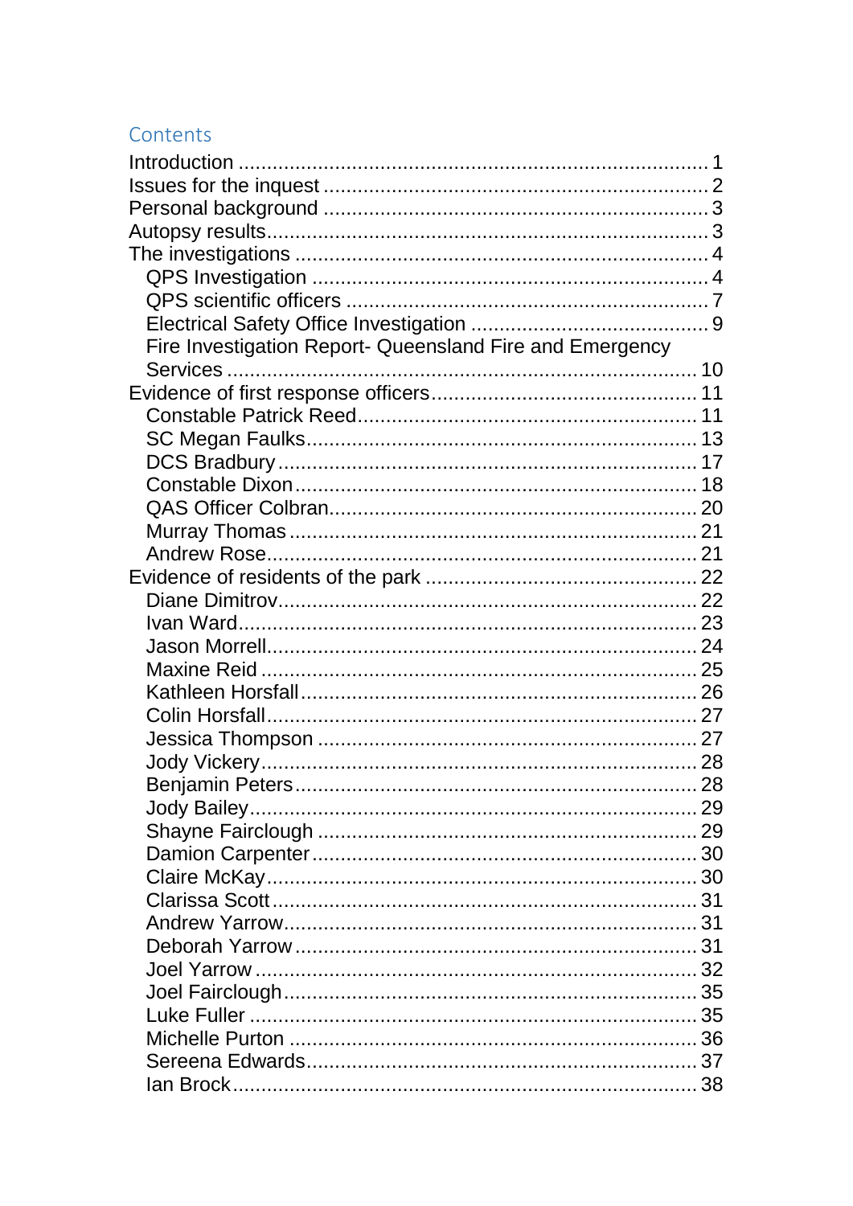## Contents

- Introduction ........ 1
- Issues for the inquest ........ 2
- Personal background ........ 3
- Autopsy results ........ 3
- The investigations ........ 4
  - QPS Investigation ........ 4
  - QPS scientific officers ........ 7
  - Electrical Safety Office Investigation ........ 9
  - Fire Investigation Report- Queensland Fire and Emergency Services ........ 10
- Evidence of first response officers ........ 11
  - Constable Patrick Reed ........ 11
  - SC Megan Faulks ........ 13
  - DCS Bradbury ........ 17
  - Constable Dixon ........ 18
  - QAS Officer Colbran ........ 20
  - Murray Thomas ........ 21
  - Andrew Rose ........ 21
- Evidence of residents of the park ........ 22
  - Diane Dimitrov ........ 22
  - Ivan Ward ........ 23
  - Jason Morrell ........ 24
  - Maxine Reid ........ 25
  - Kathleen Horsfall ........ 26
  - Colin Horsfall ........ 27
  - Jessica Thompson ........ 27
  - Jody Vickery ........ 28
  - Benjamin Peters ........ 28
  - Jody Bailey ........ 29
  - Shayne Fairclough ........ 29
  - Damion Carpenter ........ 30
  - Claire McKay ........ 30
  - Clarissa Scott ........ 31
  - Andrew Yarrow ........ 31
  - Deborah Yarrow ........ 31
  - Joel Yarrow ........ 32
  - Joel Fairclough ........ 35
  - Luke Fuller ........ 35
  - Michelle Purton ........ 36
  - Sereena Edwards ........ 37
  - Ian Brock ........ 38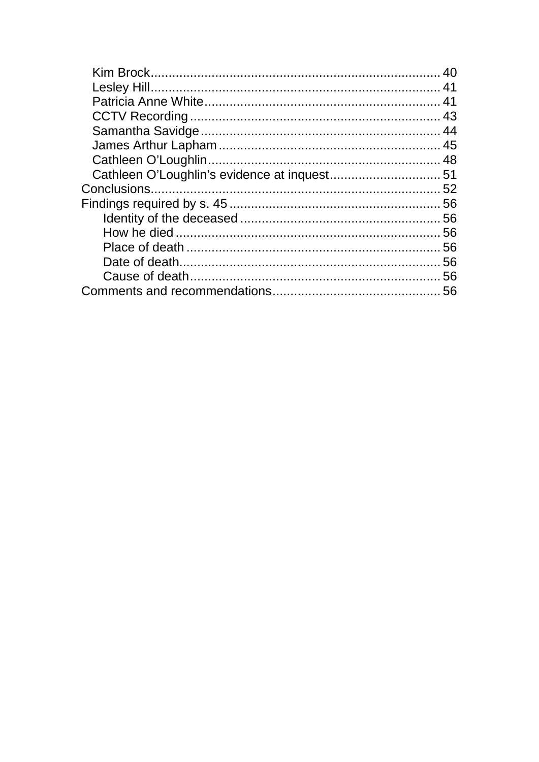Kim Brock ........................................................................ 40
Lesley Hill ........................................................................ 41
Patricia Anne White ............................................................ 41
CCTV Recording ................................................................. 43
Samantha Savidge .............................................................. 44
James Arthur Lapham ......................................................... 45
Cathleen O'Loughlin ............................................................ 48
Cathleen O'Loughlin's evidence at inquest ............................ 51
Conclusions ........................................................................ 52
Findings required by s. 45 .................................................... 56
Identity of the deceased ........................................................ 56
How he died ........................................................................ 56
Place of death ..................................................................... 56
Date of death ....................................................................... 56
Cause of death .................................................................... 56
Comments and recommendations ........................................... 56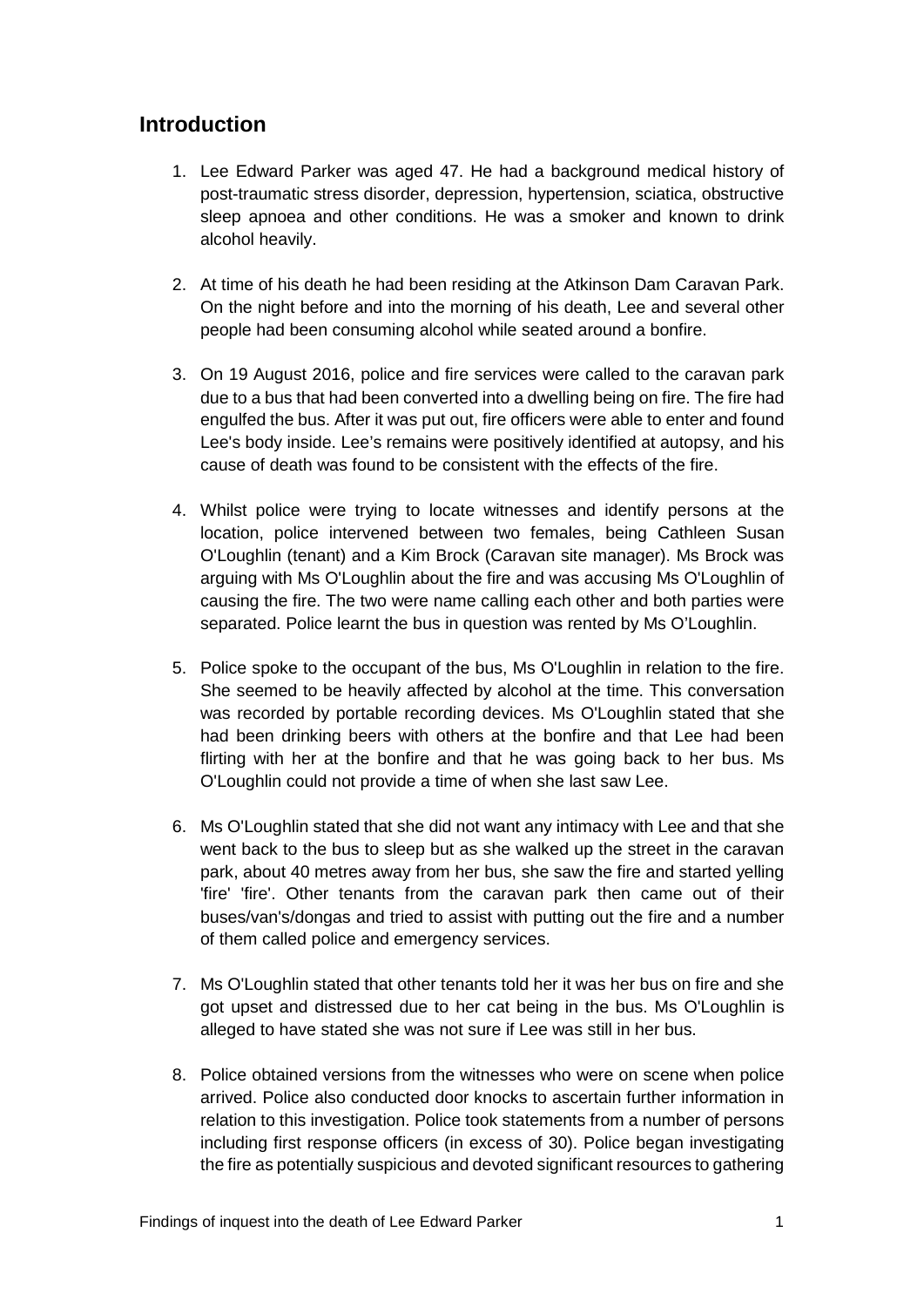## Introduction

1. Lee Edward Parker was aged 47. He had a background medical history of post-traumatic stress disorder, depression, hypertension, sciatica, obstructive sleep apnoea and other conditions. He was a smoker and known to drink alcohol heavily.

2. At time of his death he had been residing at the Atkinson Dam Caravan Park. On the night before and into the morning of his death, Lee and several other people had been consuming alcohol while seated around a bonfire.

3. On 19 August 2016, police and fire services were called to the caravan park due to a bus that had been converted into a dwelling being on fire. The fire had engulfed the bus. After it was put out, fire officers were able to enter and found Lee's body inside. Lee's remains were positively identified at autopsy, and his cause of death was found to be consistent with the effects of the fire.

4. Whilst police were trying to locate witnesses and identify persons at the location, police intervened between two females, being Cathleen Susan O'Loughlin (tenant) and a Kim Brock (Caravan site manager). Ms Brock was arguing with Ms O'Loughlin about the fire and was accusing Ms O'Loughlin of causing the fire. The two were name calling each other and both parties were separated. Police learnt the bus in question was rented by Ms O'Loughlin.

5. Police spoke to the occupant of the bus, Ms O'Loughlin in relation to the fire. She seemed to be heavily affected by alcohol at the time. This conversation was recorded by portable recording devices. Ms O'Loughlin stated that she had been drinking beers with others at the bonfire and that Lee had been flirting with her at the bonfire and that he was going back to her bus. Ms O'Loughlin could not provide a time of when she last saw Lee.

6. Ms O'Loughlin stated that she did not want any intimacy with Lee and that she went back to the bus to sleep but as she walked up the street in the caravan park, about 40 metres away from her bus, she saw the fire and started yelling 'fire' 'fire'. Other tenants from the caravan park then came out of their buses/van's/dongas and tried to assist with putting out the fire and a number of them called police and emergency services.

7. Ms O'Loughlin stated that other tenants told her it was her bus on fire and she got upset and distressed due to her cat being in the bus. Ms O'Loughlin is alleged to have stated she was not sure if Lee was still in her bus.

8. Police obtained versions from the witnesses who were on scene when police arrived. Police also conducted door knocks to ascertain further information in relation to this investigation. Police took statements from a number of persons including first response officers (in excess of 30). Police began investigating the fire as potentially suspicious and devoted significant resources to gathering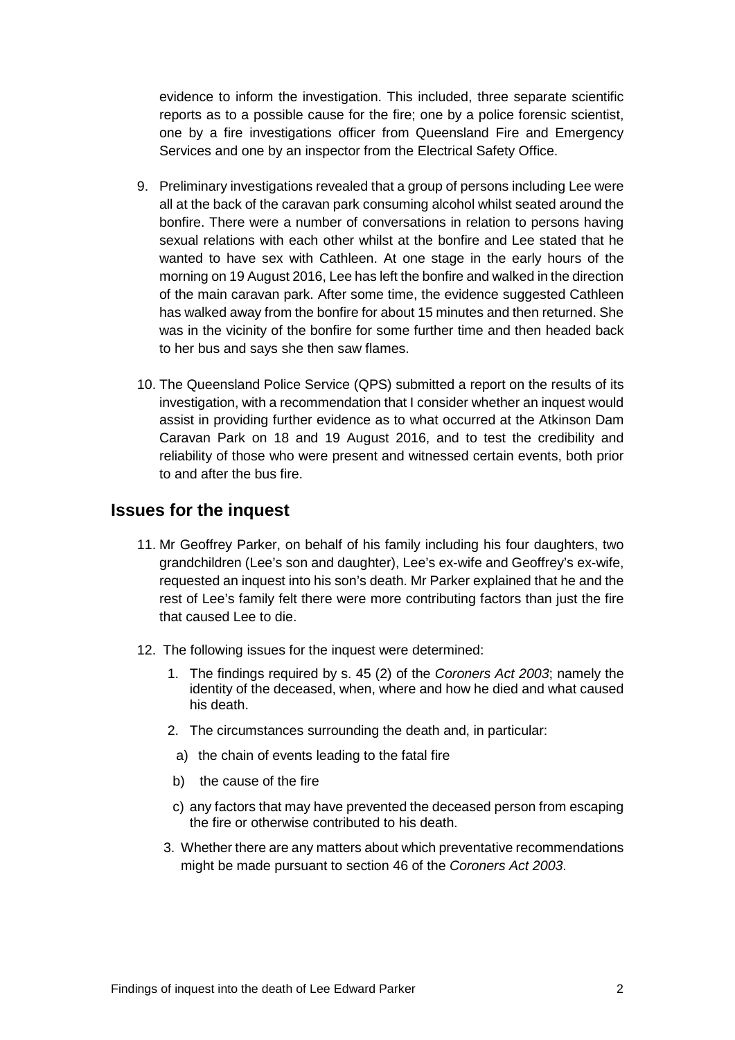evidence to inform the investigation. This included, three separate scientific reports as to a possible cause for the fire; one by a police forensic scientist, one by a fire investigations officer from Queensland Fire and Emergency Services and one by an inspector from the Electrical Safety Office.

9. Preliminary investigations revealed that a group of persons including Lee were all at the back of the caravan park consuming alcohol whilst seated around the bonfire. There were a number of conversations in relation to persons having sexual relations with each other whilst at the bonfire and Lee stated that he wanted to have sex with Cathleen. At one stage in the early hours of the morning on 19 August 2016, Lee has left the bonfire and walked in the direction of the main caravan park. After some time, the evidence suggested Cathleen has walked away from the bonfire for about 15 minutes and then returned. She was in the vicinity of the bonfire for some further time and then headed back to her bus and says she then saw flames.

10. The Queensland Police Service (QPS) submitted a report on the results of its investigation, with a recommendation that I consider whether an inquest would assist in providing further evidence as to what occurred at the Atkinson Dam Caravan Park on 18 and 19 August 2016, and to test the credibility and reliability of those who were present and witnessed certain events, both prior to and after the bus fire.

## Issues for the inquest

11. Mr Geoffrey Parker, on behalf of his family including his four daughters, two grandchildren (Lee's son and daughter), Lee's ex-wife and Geoffrey's ex-wife, requested an inquest into his son's death. Mr Parker explained that he and the rest of Lee's family felt there were more contributing factors than just the fire that caused Lee to die.

12. The following issues for the inquest were determined:

    1. The findings required by s. 45 (2) of the *Coroners Act 2003*; namely the identity of the deceased, when, where and how he died and what caused his death.

    2. The circumstances surrounding the death and, in particular:

       a) the chain of events leading to the fatal fire

       b) the cause of the fire

       c) any factors that may have prevented the deceased person from escaping the fire or otherwise contributed to his death.

    3. Whether there are any matters about which preventative recommendations might be made pursuant to section 46 of the *Coroners Act 2003*.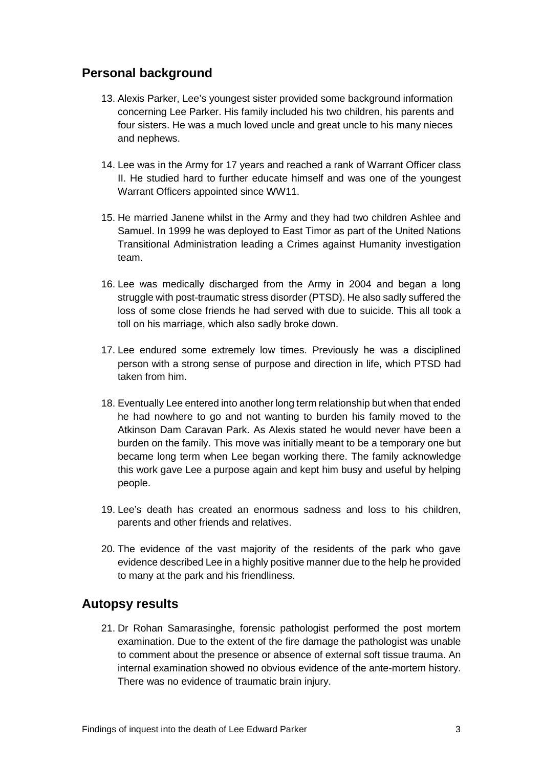## Personal background

13. Alexis Parker, Lee's youngest sister provided some background information concerning Lee Parker. His family included his two children, his parents and four sisters. He was a much loved uncle and great uncle to his many nieces and nephews.

14. Lee was in the Army for 17 years and reached a rank of Warrant Officer class II. He studied hard to further educate himself and was one of the youngest Warrant Officers appointed since WW11.

15. He married Janene whilst in the Army and they had two children Ashlee and Samuel. In 1999 he was deployed to East Timor as part of the United Nations Transitional Administration leading a Crimes against Humanity investigation team.

16. Lee was medically discharged from the Army in 2004 and began a long struggle with post-traumatic stress disorder (PTSD). He also sadly suffered the loss of some close friends he had served with due to suicide. This all took a toll on his marriage, which also sadly broke down.

17. Lee endured some extremely low times. Previously he was a disciplined person with a strong sense of purpose and direction in life, which PTSD had taken from him.

18. Eventually Lee entered into another long term relationship but when that ended he had nowhere to go and not wanting to burden his family moved to the Atkinson Dam Caravan Park. As Alexis stated he would never have been a burden on the family. This move was initially meant to be a temporary one but became long term when Lee began working there. The family acknowledge this work gave Lee a purpose again and kept him busy and useful by helping people.

19. Lee's death has created an enormous sadness and loss to his children, parents and other friends and relatives.

20. The evidence of the vast majority of the residents of the park who gave evidence described Lee in a highly positive manner due to the help he provided to many at the park and his friendliness.

## Autopsy results

21. Dr Rohan Samarasinghe, forensic pathologist performed the post mortem examination. Due to the extent of the fire damage the pathologist was unable to comment about the presence or absence of external soft tissue trauma. An internal examination showed no obvious evidence of the ante-mortem history. There was no evidence of traumatic brain injury.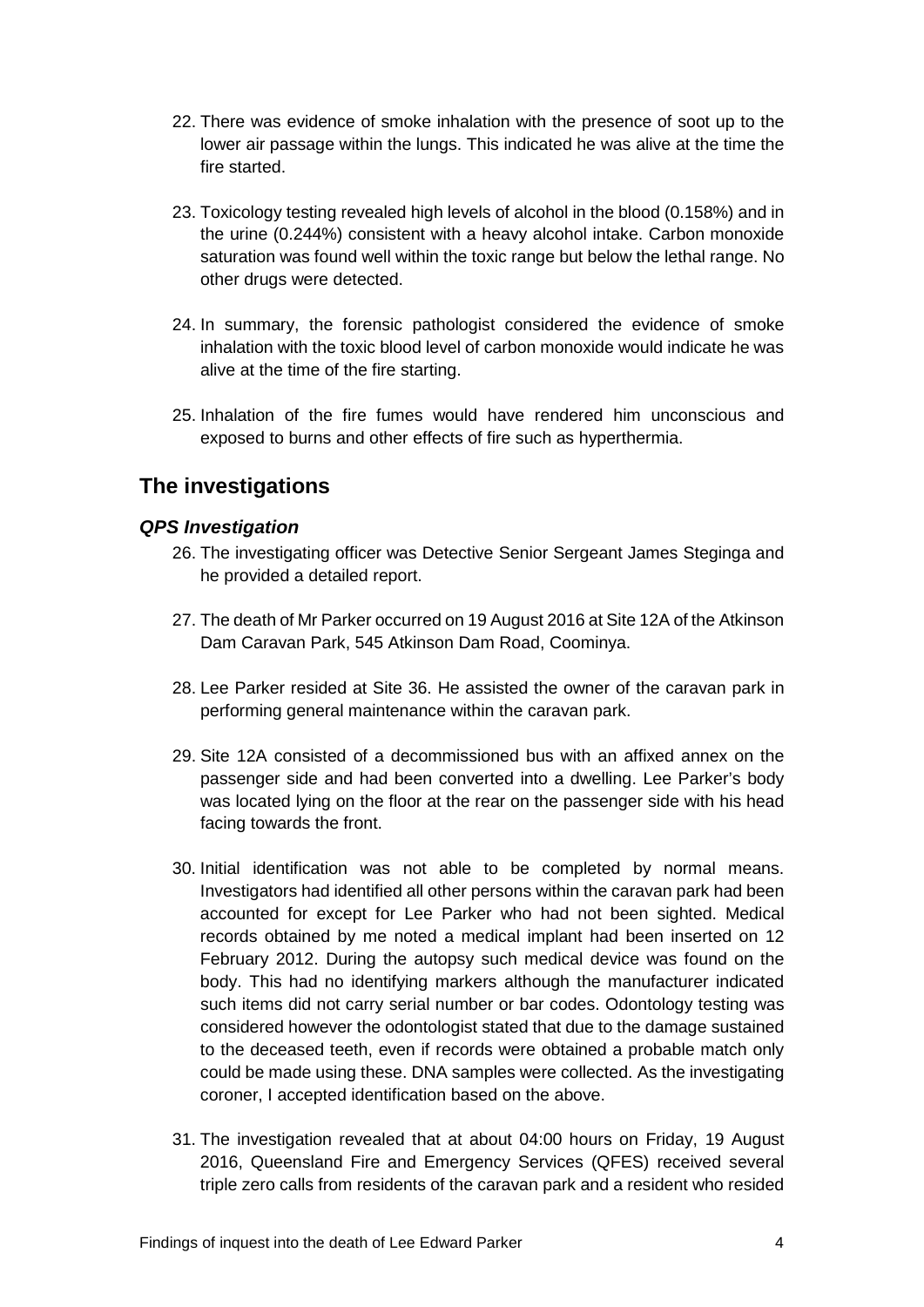22. There was evidence of smoke inhalation with the presence of soot up to the lower air passage within the lungs. This indicated he was alive at the time the fire started.

23. Toxicology testing revealed high levels of alcohol in the blood (0.158%) and in the urine (0.244%) consistent with a heavy alcohol intake. Carbon monoxide saturation was found well within the toxic range but below the lethal range. No other drugs were detected.

24. In summary, the forensic pathologist considered the evidence of smoke inhalation with the toxic blood level of carbon monoxide would indicate he was alive at the time of the fire starting.

25. Inhalation of the fire fumes would have rendered him unconscious and exposed to burns and other effects of fire such as hyperthermia.

## The investigations

### *QPS Investigation*

26. The investigating officer was Detective Senior Sergeant James Steginga and he provided a detailed report.

27. The death of Mr Parker occurred on 19 August 2016 at Site 12A of the Atkinson Dam Caravan Park, 545 Atkinson Dam Road, Coominya.

28. Lee Parker resided at Site 36. He assisted the owner of the caravan park in performing general maintenance within the caravan park.

29. Site 12A consisted of a decommissioned bus with an affixed annex on the passenger side and had been converted into a dwelling. Lee Parker's body was located lying on the floor at the rear on the passenger side with his head facing towards the front.

30. Initial identification was not able to be completed by normal means. Investigators had identified all other persons within the caravan park had been accounted for except for Lee Parker who had not been sighted. Medical records obtained by me noted a medical implant had been inserted on 12 February 2012. During the autopsy such medical device was found on the body. This had no identifying markers although the manufacturer indicated such items did not carry serial number or bar codes. Odontology testing was considered however the odontologist stated that due to the damage sustained to the deceased teeth, even if records were obtained a probable match only could be made using these. DNA samples were collected. As the investigating coroner, I accepted identification based on the above.

31. The investigation revealed that at about 04:00 hours on Friday, 19 August 2016, Queensland Fire and Emergency Services (QFES) received several triple zero calls from residents of the caravan park and a resident who resided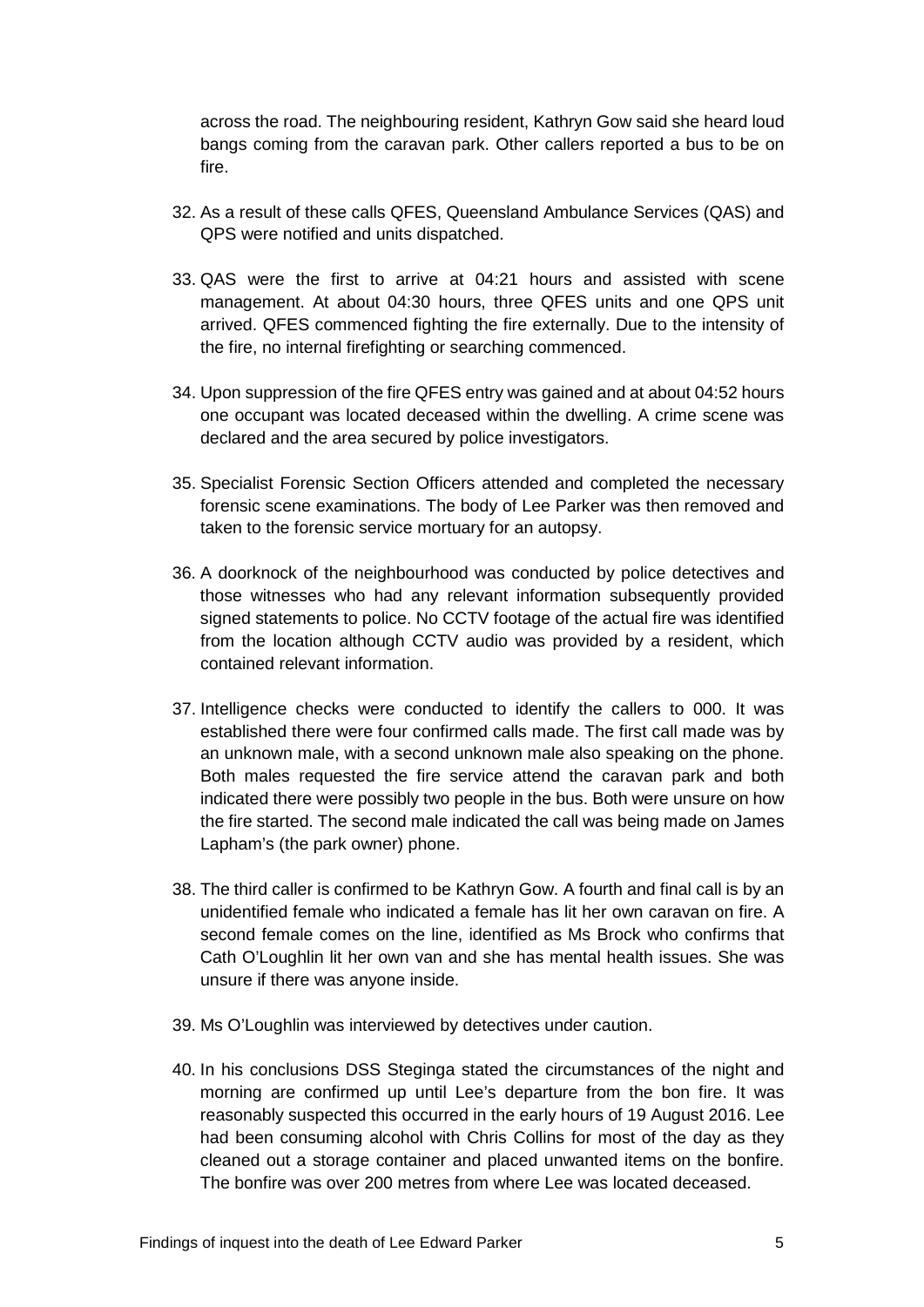across the road. The neighbouring resident, Kathryn Gow said she heard loud bangs coming from the caravan park. Other callers reported a bus to be on fire.

32. As a result of these calls QFES, Queensland Ambulance Services (QAS) and QPS were notified and units dispatched.

33. QAS were the first to arrive at 04:21 hours and assisted with scene management. At about 04:30 hours, three QFES units and one QPS unit arrived. QFES commenced fighting the fire externally. Due to the intensity of the fire, no internal firefighting or searching commenced.

34. Upon suppression of the fire QFES entry was gained and at about 04:52 hours one occupant was located deceased within the dwelling. A crime scene was declared and the area secured by police investigators.

35. Specialist Forensic Section Officers attended and completed the necessary forensic scene examinations. The body of Lee Parker was then removed and taken to the forensic service mortuary for an autopsy.

36. A doorknock of the neighbourhood was conducted by police detectives and those witnesses who had any relevant information subsequently provided signed statements to police. No CCTV footage of the actual fire was identified from the location although CCTV audio was provided by a resident, which contained relevant information.

37. Intelligence checks were conducted to identify the callers to 000. It was established there were four confirmed calls made. The first call made was by an unknown male, with a second unknown male also speaking on the phone. Both males requested the fire service attend the caravan park and both indicated there were possibly two people in the bus. Both were unsure on how the fire started. The second male indicated the call was being made on James Lapham's (the park owner) phone.

38. The third caller is confirmed to be Kathryn Gow. A fourth and final call is by an unidentified female who indicated a female has lit her own caravan on fire. A second female comes on the line, identified as Ms Brock who confirms that Cath O'Loughlin lit her own van and she has mental health issues. She was unsure if there was anyone inside.

39. Ms O'Loughlin was interviewed by detectives under caution.

40. In his conclusions DSS Steginga stated the circumstances of the night and morning are confirmed up until Lee's departure from the bon fire. It was reasonably suspected this occurred in the early hours of 19 August 2016. Lee had been consuming alcohol with Chris Collins for most of the day as they cleaned out a storage container and placed unwanted items on the bonfire. The bonfire was over 200 metres from where Lee was located deceased.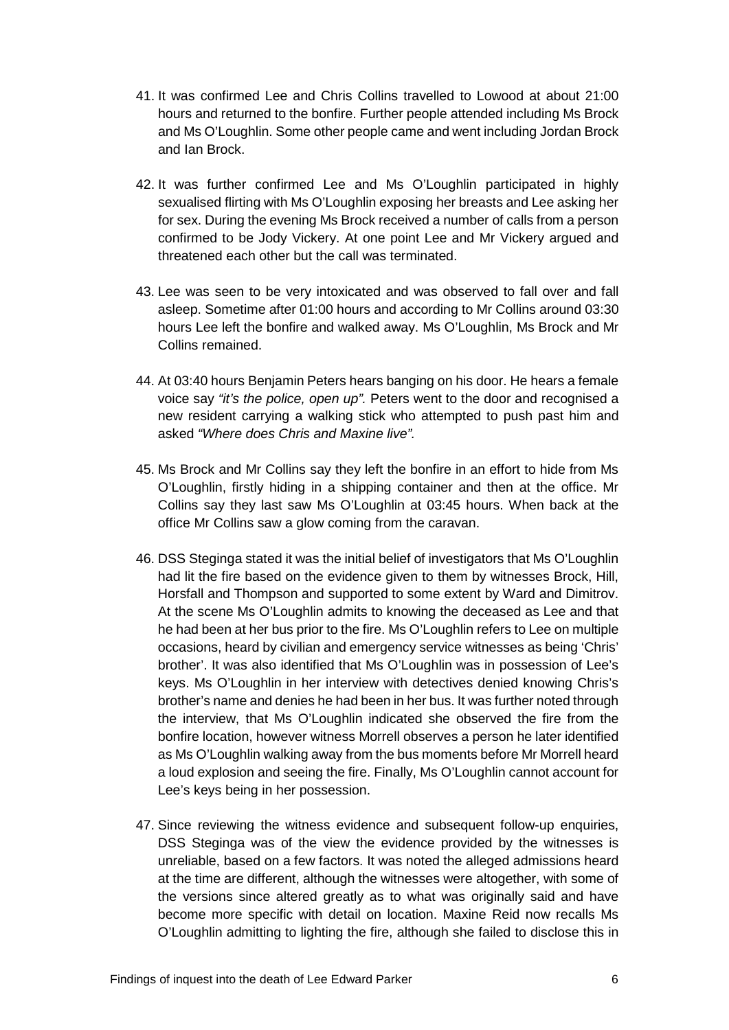41. It was confirmed Lee and Chris Collins travelled to Lowood at about 21:00 hours and returned to the bonfire. Further people attended including Ms Brock and Ms O'Loughlin. Some other people came and went including Jordan Brock and Ian Brock.

42. It was further confirmed Lee and Ms O'Loughlin participated in highly sexualised flirting with Ms O'Loughlin exposing her breasts and Lee asking her for sex. During the evening Ms Brock received a number of calls from a person confirmed to be Jody Vickery. At one point Lee and Mr Vickery argued and threatened each other but the call was terminated.

43. Lee was seen to be very intoxicated and was observed to fall over and fall asleep. Sometime after 01:00 hours and according to Mr Collins around 03:30 hours Lee left the bonfire and walked away. Ms O'Loughlin, Ms Brock and Mr Collins remained.

44. At 03:40 hours Benjamin Peters hears banging on his door. He hears a female voice say *"it's the police, open up".* Peters went to the door and recognised a new resident carrying a walking stick who attempted to push past him and asked *"Where does Chris and Maxine live".*

45. Ms Brock and Mr Collins say they left the bonfire in an effort to hide from Ms O'Loughlin, firstly hiding in a shipping container and then at the office. Mr Collins say they last saw Ms O'Loughlin at 03:45 hours. When back at the office Mr Collins saw a glow coming from the caravan.

46. DSS Steginga stated it was the initial belief of investigators that Ms O'Loughlin had lit the fire based on the evidence given to them by witnesses Brock, Hill, Horsfall and Thompson and supported to some extent by Ward and Dimitrov. At the scene Ms O'Loughlin admits to knowing the deceased as Lee and that he had been at her bus prior to the fire. Ms O'Loughlin refers to Lee on multiple occasions, heard by civilian and emergency service witnesses as being 'Chris' brother'. It was also identified that Ms O'Loughlin was in possession of Lee's keys. Ms O'Loughlin in her interview with detectives denied knowing Chris's brother's name and denies he had been in her bus. It was further noted through the interview, that Ms O'Loughlin indicated she observed the fire from the bonfire location, however witness Morrell observes a person he later identified as Ms O'Loughlin walking away from the bus moments before Mr Morrell heard a loud explosion and seeing the fire. Finally, Ms O'Loughlin cannot account for Lee's keys being in her possession.

47. Since reviewing the witness evidence and subsequent follow-up enquiries, DSS Steginga was of the view the evidence provided by the witnesses is unreliable, based on a few factors. It was noted the alleged admissions heard at the time are different, although the witnesses were altogether, with some of the versions since altered greatly as to what was originally said and have become more specific with detail on location. Maxine Reid now recalls Ms O'Loughlin admitting to lighting the fire, although she failed to disclose this in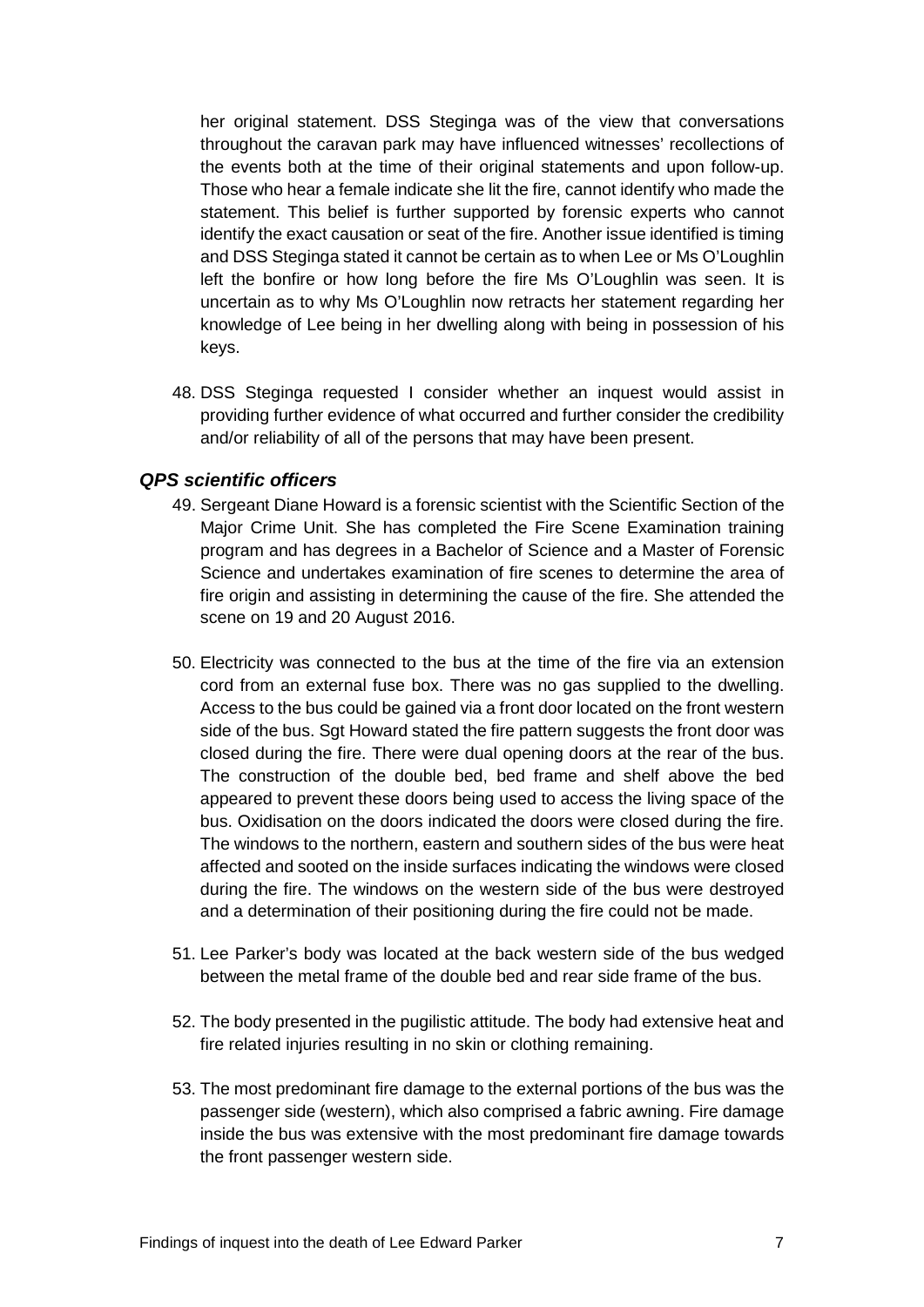her original statement. DSS Steginga was of the view that conversations throughout the caravan park may have influenced witnesses' recollections of the events both at the time of their original statements and upon follow-up. Those who hear a female indicate she lit the fire, cannot identify who made the statement. This belief is further supported by forensic experts who cannot identify the exact causation or seat of the fire. Another issue identified is timing and DSS Steginga stated it cannot be certain as to when Lee or Ms O'Loughlin left the bonfire or how long before the fire Ms O'Loughlin was seen. It is uncertain as to why Ms O'Loughlin now retracts her statement regarding her knowledge of Lee being in her dwelling along with being in possession of his keys.

48. DSS Steginga requested I consider whether an inquest would assist in providing further evidence of what occurred and further consider the credibility and/or reliability of all of the persons that may have been present.

### *QPS scientific officers*

49. Sergeant Diane Howard is a forensic scientist with the Scientific Section of the Major Crime Unit. She has completed the Fire Scene Examination training program and has degrees in a Bachelor of Science and a Master of Forensic Science and undertakes examination of fire scenes to determine the area of fire origin and assisting in determining the cause of the fire. She attended the scene on 19 and 20 August 2016.

50. Electricity was connected to the bus at the time of the fire via an extension cord from an external fuse box. There was no gas supplied to the dwelling. Access to the bus could be gained via a front door located on the front western side of the bus. Sgt Howard stated the fire pattern suggests the front door was closed during the fire. There were dual opening doors at the rear of the bus. The construction of the double bed, bed frame and shelf above the bed appeared to prevent these doors being used to access the living space of the bus. Oxidisation on the doors indicated the doors were closed during the fire. The windows to the northern, eastern and southern sides of the bus were heat affected and sooted on the inside surfaces indicating the windows were closed during the fire. The windows on the western side of the bus were destroyed and a determination of their positioning during the fire could not be made.

51. Lee Parker's body was located at the back western side of the bus wedged between the metal frame of the double bed and rear side frame of the bus.

52. The body presented in the pugilistic attitude. The body had extensive heat and fire related injuries resulting in no skin or clothing remaining.

53. The most predominant fire damage to the external portions of the bus was the passenger side (western), which also comprised a fabric awning. Fire damage inside the bus was extensive with the most predominant fire damage towards the front passenger western side.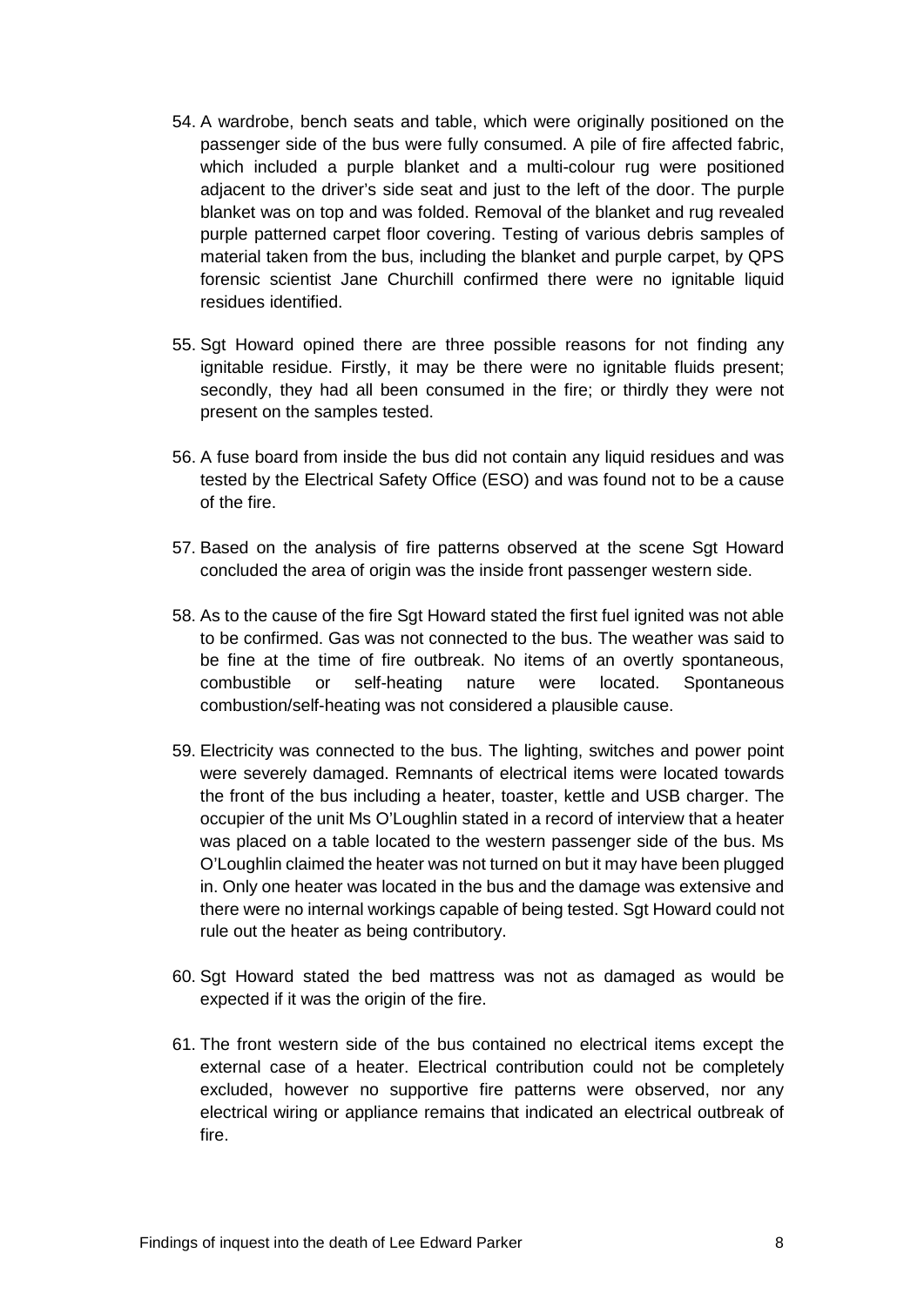54. A wardrobe, bench seats and table, which were originally positioned on the passenger side of the bus were fully consumed. A pile of fire affected fabric, which included a purple blanket and a multi-colour rug were positioned adjacent to the driver's side seat and just to the left of the door. The purple blanket was on top and was folded. Removal of the blanket and rug revealed purple patterned carpet floor covering. Testing of various debris samples of material taken from the bus, including the blanket and purple carpet, by QPS forensic scientist Jane Churchill confirmed there were no ignitable liquid residues identified.

55. Sgt Howard opined there are three possible reasons for not finding any ignitable residue. Firstly, it may be there were no ignitable fluids present; secondly, they had all been consumed in the fire; or thirdly they were not present on the samples tested.

56. A fuse board from inside the bus did not contain any liquid residues and was tested by the Electrical Safety Office (ESO) and was found not to be a cause of the fire.

57. Based on the analysis of fire patterns observed at the scene Sgt Howard concluded the area of origin was the inside front passenger western side.

58. As to the cause of the fire Sgt Howard stated the first fuel ignited was not able to be confirmed. Gas was not connected to the bus. The weather was said to be fine at the time of fire outbreak. No items of an overtly spontaneous, combustible or self-heating nature were located. Spontaneous combustion/self-heating was not considered a plausible cause.

59. Electricity was connected to the bus. The lighting, switches and power point were severely damaged. Remnants of electrical items were located towards the front of the bus including a heater, toaster, kettle and USB charger. The occupier of the unit Ms O'Loughlin stated in a record of interview that a heater was placed on a table located to the western passenger side of the bus. Ms O'Loughlin claimed the heater was not turned on but it may have been plugged in. Only one heater was located in the bus and the damage was extensive and there were no internal workings capable of being tested. Sgt Howard could not rule out the heater as being contributory.

60. Sgt Howard stated the bed mattress was not as damaged as would be expected if it was the origin of the fire.

61. The front western side of the bus contained no electrical items except the external case of a heater. Electrical contribution could not be completely excluded, however no supportive fire patterns were observed, nor any electrical wiring or appliance remains that indicated an electrical outbreak of fire.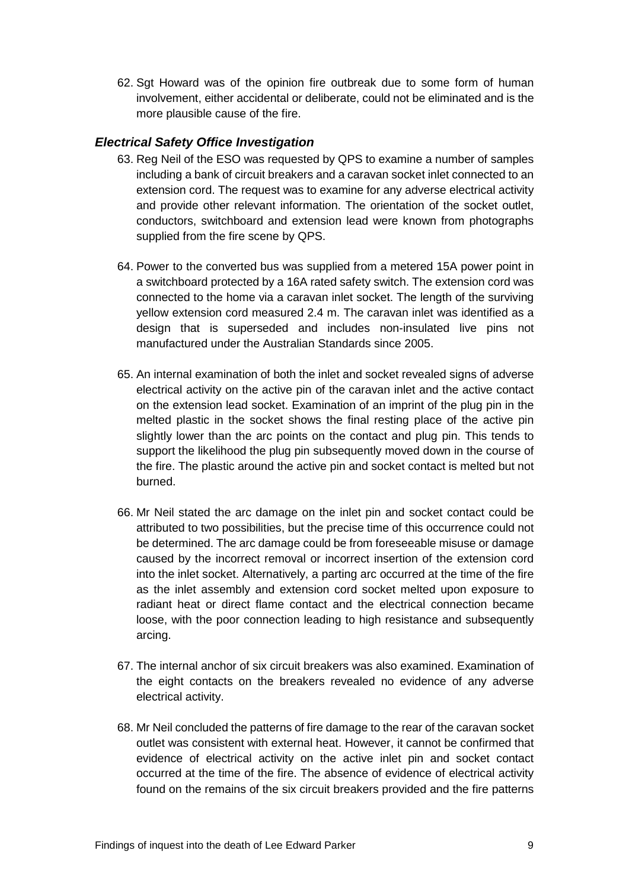62. Sgt Howard was of the opinion fire outbreak due to some form of human involvement, either accidental or deliberate, could not be eliminated and is the more plausible cause of the fire.

### *Electrical Safety Office Investigation*

63. Reg Neil of the ESO was requested by QPS to examine a number of samples including a bank of circuit breakers and a caravan socket inlet connected to an extension cord. The request was to examine for any adverse electrical activity and provide other relevant information. The orientation of the socket outlet, conductors, switchboard and extension lead were known from photographs supplied from the fire scene by QPS.

64. Power to the converted bus was supplied from a metered 15A power point in a switchboard protected by a 16A rated safety switch. The extension cord was connected to the home via a caravan inlet socket. The length of the surviving yellow extension cord measured 2.4 m. The caravan inlet was identified as a design that is superseded and includes non-insulated live pins not manufactured under the Australian Standards since 2005.

65. An internal examination of both the inlet and socket revealed signs of adverse electrical activity on the active pin of the caravan inlet and the active contact on the extension lead socket. Examination of an imprint of the plug pin in the melted plastic in the socket shows the final resting place of the active pin slightly lower than the arc points on the contact and plug pin. This tends to support the likelihood the plug pin subsequently moved down in the course of the fire. The plastic around the active pin and socket contact is melted but not burned.

66. Mr Neil stated the arc damage on the inlet pin and socket contact could be attributed to two possibilities, but the precise time of this occurrence could not be determined. The arc damage could be from foreseeable misuse or damage caused by the incorrect removal or incorrect insertion of the extension cord into the inlet socket. Alternatively, a parting arc occurred at the time of the fire as the inlet assembly and extension cord socket melted upon exposure to radiant heat or direct flame contact and the electrical connection became loose, with the poor connection leading to high resistance and subsequently arcing.

67. The internal anchor of six circuit breakers was also examined. Examination of the eight contacts on the breakers revealed no evidence of any adverse electrical activity.

68. Mr Neil concluded the patterns of fire damage to the rear of the caravan socket outlet was consistent with external heat. However, it cannot be confirmed that evidence of electrical activity on the active inlet pin and socket contact occurred at the time of the fire. The absence of evidence of electrical activity found on the remains of the six circuit breakers provided and the fire patterns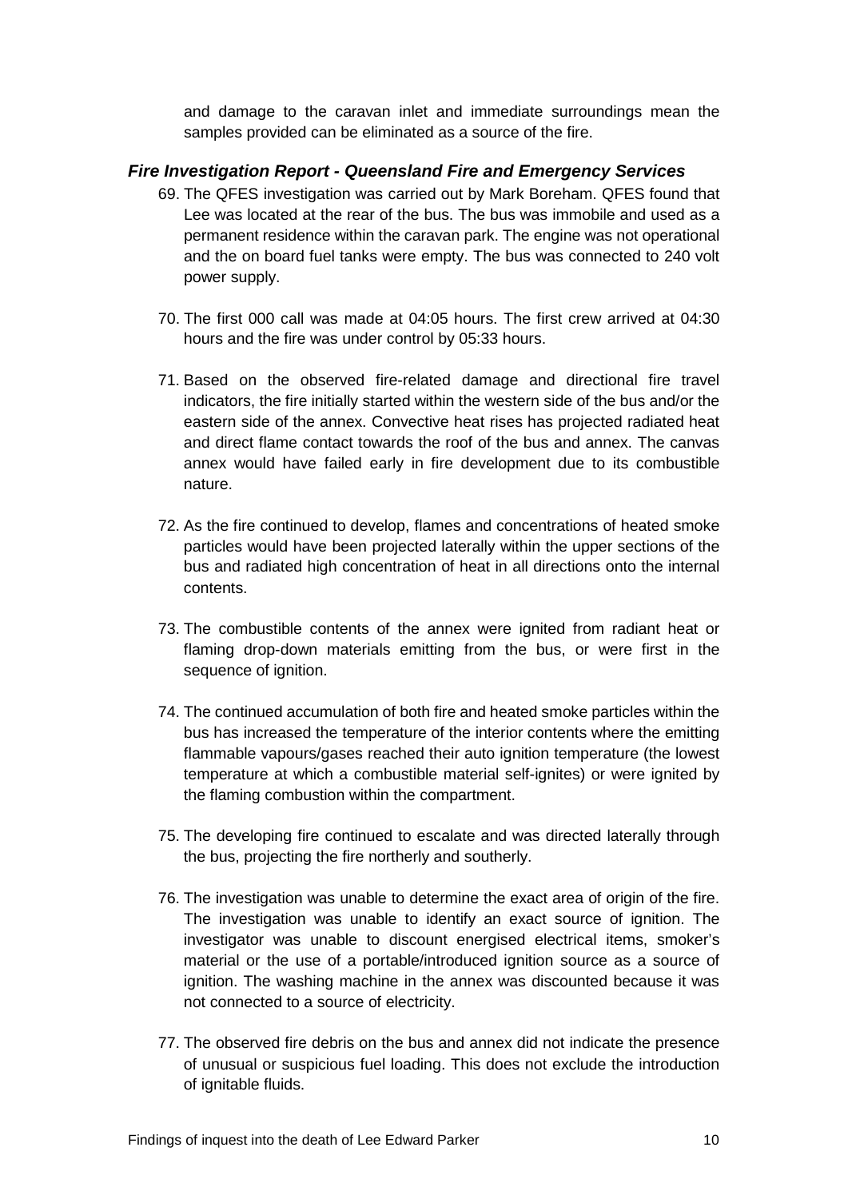and damage to the caravan inlet and immediate surroundings mean the samples provided can be eliminated as a source of the fire.

### *Fire Investigation Report - Queensland Fire and Emergency Services*

69. The QFES investigation was carried out by Mark Boreham. QFES found that Lee was located at the rear of the bus. The bus was immobile and used as a permanent residence within the caravan park. The engine was not operational and the on board fuel tanks were empty. The bus was connected to 240 volt power supply.

70. The first 000 call was made at 04:05 hours. The first crew arrived at 04:30 hours and the fire was under control by 05:33 hours.

71. Based on the observed fire-related damage and directional fire travel indicators, the fire initially started within the western side of the bus and/or the eastern side of the annex. Convective heat rises has projected radiated heat and direct flame contact towards the roof of the bus and annex. The canvas annex would have failed early in fire development due to its combustible nature.

72. As the fire continued to develop, flames and concentrations of heated smoke particles would have been projected laterally within the upper sections of the bus and radiated high concentration of heat in all directions onto the internal contents.

73. The combustible contents of the annex were ignited from radiant heat or flaming drop-down materials emitting from the bus, or were first in the sequence of ignition.

74. The continued accumulation of both fire and heated smoke particles within the bus has increased the temperature of the interior contents where the emitting flammable vapours/gases reached their auto ignition temperature (the lowest temperature at which a combustible material self-ignites) or were ignited by the flaming combustion within the compartment.

75. The developing fire continued to escalate and was directed laterally through the bus, projecting the fire northerly and southerly.

76. The investigation was unable to determine the exact area of origin of the fire. The investigation was unable to identify an exact source of ignition. The investigator was unable to discount energised electrical items, smoker's material or the use of a portable/introduced ignition source as a source of ignition. The washing machine in the annex was discounted because it was not connected to a source of electricity.

77. The observed fire debris on the bus and annex did not indicate the presence of unusual or suspicious fuel loading. This does not exclude the introduction of ignitable fluids.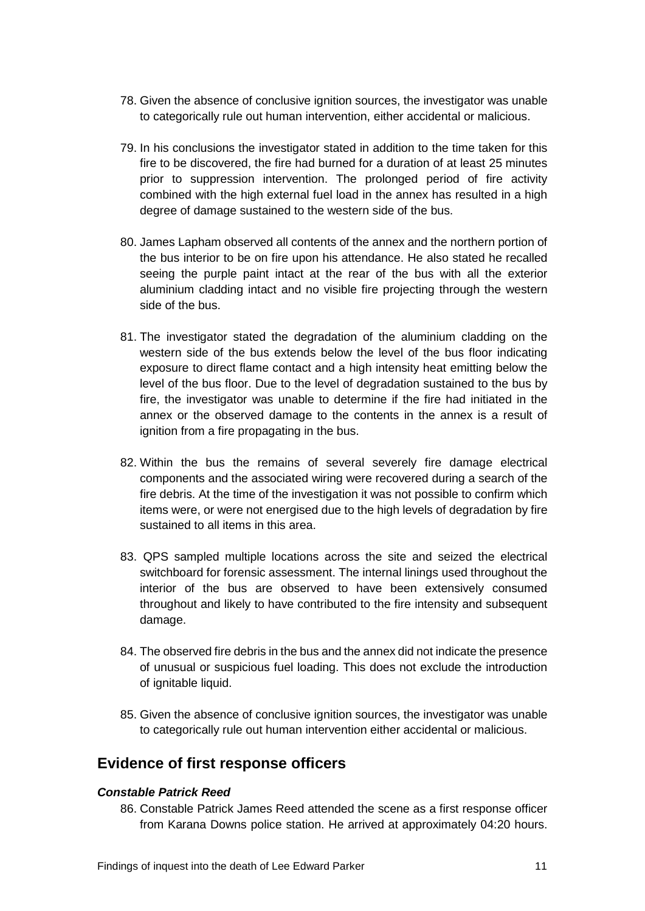78. Given the absence of conclusive ignition sources, the investigator was unable to categorically rule out human intervention, either accidental or malicious.

79. In his conclusions the investigator stated in addition to the time taken for this fire to be discovered, the fire had burned for a duration of at least 25 minutes prior to suppression intervention. The prolonged period of fire activity combined with the high external fuel load in the annex has resulted in a high degree of damage sustained to the western side of the bus.

80. James Lapham observed all contents of the annex and the northern portion of the bus interior to be on fire upon his attendance. He also stated he recalled seeing the purple paint intact at the rear of the bus with all the exterior aluminium cladding intact and no visible fire projecting through the western side of the bus.

81. The investigator stated the degradation of the aluminium cladding on the western side of the bus extends below the level of the bus floor indicating exposure to direct flame contact and a high intensity heat emitting below the level of the bus floor. Due to the level of degradation sustained to the bus by fire, the investigator was unable to determine if the fire had initiated in the annex or the observed damage to the contents in the annex is a result of ignition from a fire propagating in the bus.

82. Within the bus the remains of several severely fire damage electrical components and the associated wiring were recovered during a search of the fire debris. At the time of the investigation it was not possible to confirm which items were, or were not energised due to the high levels of degradation by fire sustained to all items in this area.

83. QPS sampled multiple locations across the site and seized the electrical switchboard for forensic assessment. The internal linings used throughout the interior of the bus are observed to have been extensively consumed throughout and likely to have contributed to the fire intensity and subsequent damage.

84. The observed fire debris in the bus and the annex did not indicate the presence of unusual or suspicious fuel loading. This does not exclude the introduction of ignitable liquid.

85. Given the absence of conclusive ignition sources, the investigator was unable to categorically rule out human intervention either accidental or malicious.

## Evidence of first response officers

#### *Constable Patrick Reed*

86. Constable Patrick James Reed attended the scene as a first response officer from Karana Downs police station. He arrived at approximately 04:20 hours.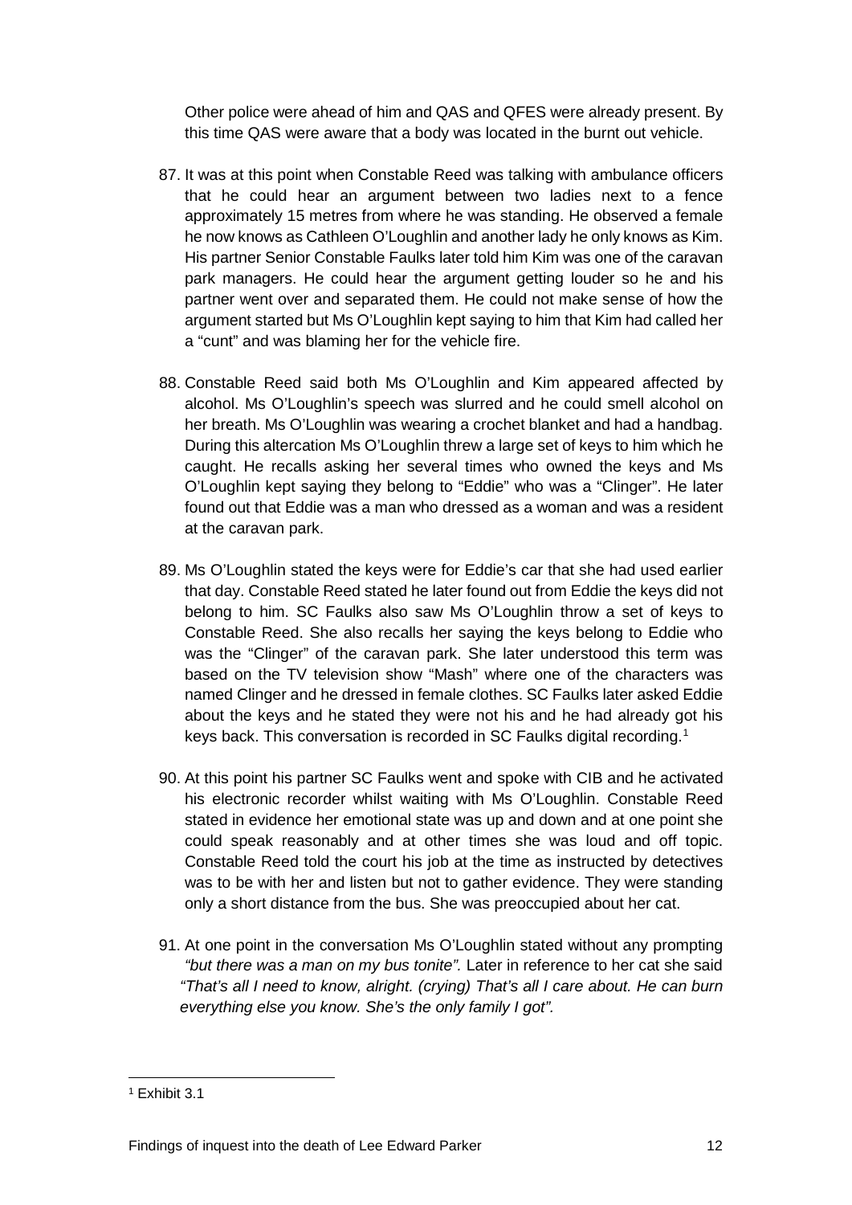Other police were ahead of him and QAS and QFES were already present. By this time QAS were aware that a body was located in the burnt out vehicle.

87. It was at this point when Constable Reed was talking with ambulance officers that he could hear an argument between two ladies next to a fence approximately 15 metres from where he was standing. He observed a female he now knows as Cathleen O'Loughlin and another lady he only knows as Kim. His partner Senior Constable Faulks later told him Kim was one of the caravan park managers. He could hear the argument getting louder so he and his partner went over and separated them. He could not make sense of how the argument started but Ms O'Loughlin kept saying to him that Kim had called her a "cunt" and was blaming her for the vehicle fire.

88. Constable Reed said both Ms O'Loughlin and Kim appeared affected by alcohol. Ms O'Loughlin's speech was slurred and he could smell alcohol on her breath. Ms O'Loughlin was wearing a crochet blanket and had a handbag. During this altercation Ms O'Loughlin threw a large set of keys to him which he caught. He recalls asking her several times who owned the keys and Ms O'Loughlin kept saying they belong to "Eddie" who was a "Clinger". He later found out that Eddie was a man who dressed as a woman and was a resident at the caravan park.

89. Ms O'Loughlin stated the keys were for Eddie's car that she had used earlier that day. Constable Reed stated he later found out from Eddie the keys did not belong to him. SC Faulks also saw Ms O'Loughlin throw a set of keys to Constable Reed. She also recalls her saying the keys belong to Eddie who was the "Clinger" of the caravan park. She later understood this term was based on the TV television show "Mash" where one of the characters was named Clinger and he dressed in female clothes. SC Faulks later asked Eddie about the keys and he stated they were not his and he had already got his keys back. This conversation is recorded in SC Faulks digital recording.[1]

90. At this point his partner SC Faulks went and spoke with CIB and he activated his electronic recorder whilst waiting with Ms O'Loughlin. Constable Reed stated in evidence her emotional state was up and down and at one point she could speak reasonably and at other times she was loud and off topic. Constable Reed told the court his job at the time as instructed by detectives was to be with her and listen but not to gather evidence. They were standing only a short distance from the bus. She was preoccupied about her cat.

91. At one point in the conversation Ms O'Loughlin stated without any prompting *"but there was a man on my bus tonite".* Later in reference to her cat she said *"That's all I need to know, alright. (crying) That's all I care about. He can burn everything else you know. She's the only family I got".*

---

[1] Exhibit 3.1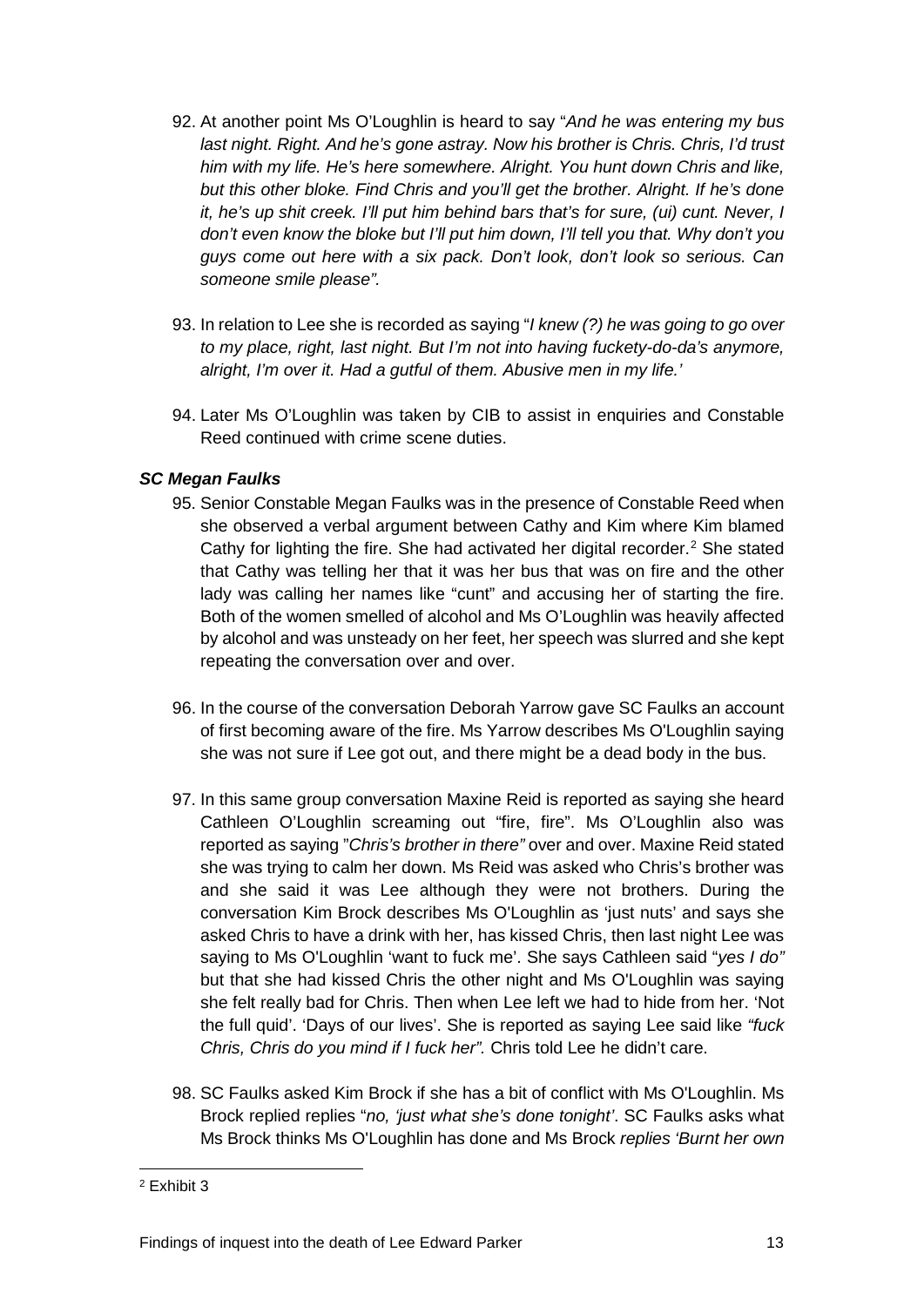92. At another point Ms O'Loughlin is heard to say "*And he was entering my bus last night. Right. And he's gone astray. Now his brother is Chris. Chris, I'd trust him with my life. He's here somewhere. Alright. You hunt down Chris and like, but this other bloke. Find Chris and you'll get the brother. Alright. If he's done it, he's up shit creek. I'll put him behind bars that's for sure, (ui) cunt. Never, I don't even know the bloke but I'll put him down, I'll tell you that. Why don't you guys come out here with a six pack. Don't look, don't look so serious. Can someone smile please".*

93. In relation to Lee she is recorded as saying "*I knew (?) he was going to go over to my place, right, last night. But I'm not into having fuckety-do-da's anymore, alright, I'm over it. Had a gutful of them. Abusive men in my life.'*

94. Later Ms O'Loughlin was taken by CIB to assist in enquiries and Constable Reed continued with crime scene duties.

### *SC Megan Faulks*

95. Senior Constable Megan Faulks was in the presence of Constable Reed when she observed a verbal argument between Cathy and Kim where Kim blamed Cathy for lighting the fire. She had activated her digital recorder.[2] She stated that Cathy was telling her that it was her bus that was on fire and the other lady was calling her names like "cunt" and accusing her of starting the fire. Both of the women smelled of alcohol and Ms O'Loughlin was heavily affected by alcohol and was unsteady on her feet, her speech was slurred and she kept repeating the conversation over and over.

96. In the course of the conversation Deborah Yarrow gave SC Faulks an account of first becoming aware of the fire. Ms Yarrow describes Ms O'Loughlin saying she was not sure if Lee got out, and there might be a dead body in the bus.

97. In this same group conversation Maxine Reid is reported as saying she heard Cathleen O'Loughlin screaming out "fire, fire". Ms O'Loughlin also was reported as saying "*Chris's brother in there"* over and over. Maxine Reid stated she was trying to calm her down. Ms Reid was asked who Chris's brother was and she said it was Lee although they were not brothers. During the conversation Kim Brock describes Ms O'Loughlin as 'just nuts' and says she asked Chris to have a drink with her, has kissed Chris, then last night Lee was saying to Ms O'Loughlin 'want to fuck me'. She says Cathleen said "*yes I do"* but that she had kissed Chris the other night and Ms O'Loughlin was saying she felt really bad for Chris. Then when Lee left we had to hide from her. 'Not the full quid'. 'Days of our lives'. She is reported as saying Lee said like *"fuck Chris, Chris do you mind if I fuck her".* Chris told Lee he didn't care.

98. SC Faulks asked Kim Brock if she has a bit of conflict with Ms O'Loughlin. Ms Brock replied replies "*no, 'just what she's done tonight'*. SC Faulks asks what Ms Brock thinks Ms O'Loughlin has done and Ms Brock *replies 'Burnt her own*

---

[2] Exhibit 3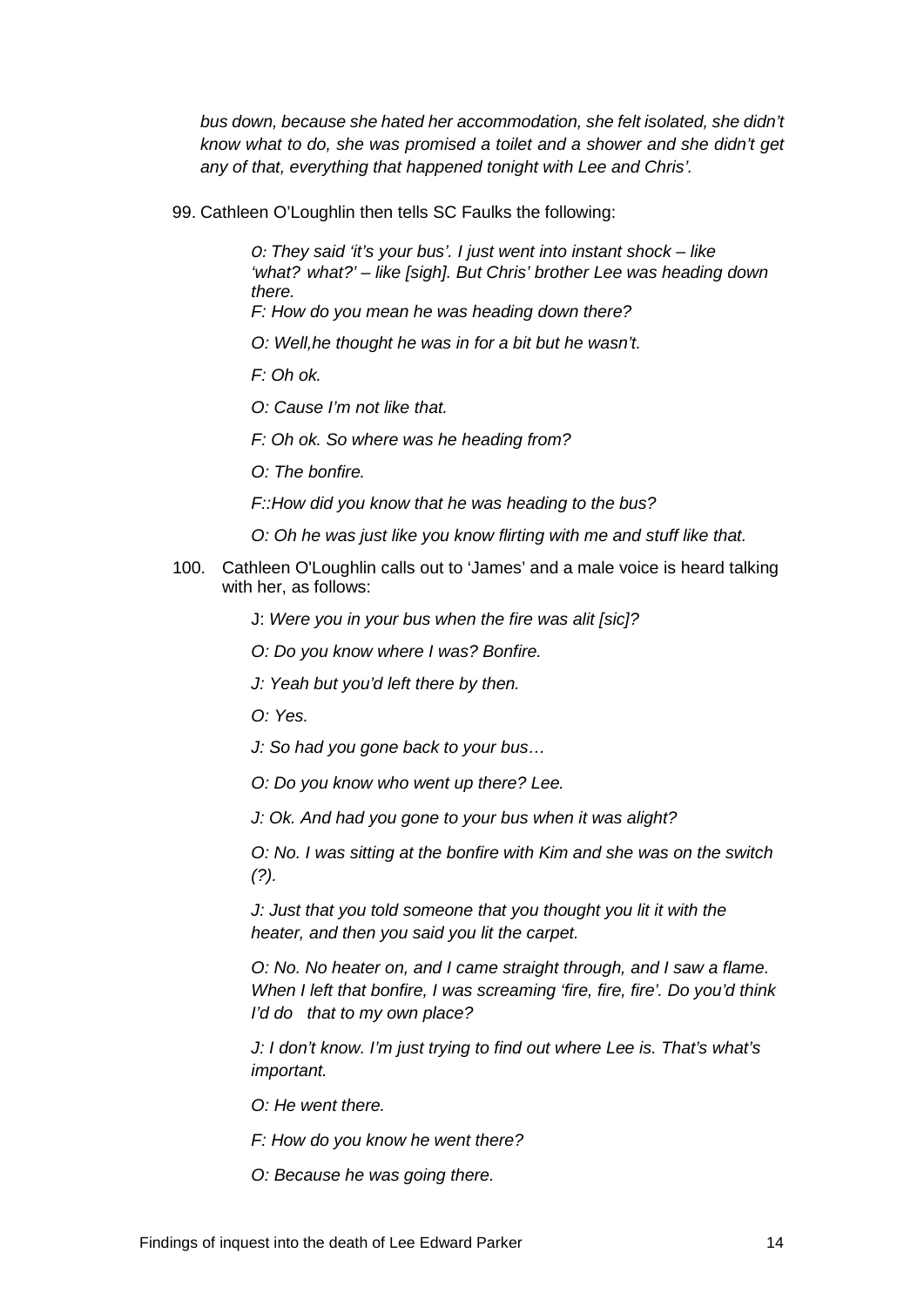*bus down, because she hated her accommodation, she felt isolated, she didn't know what to do, she was promised a toilet and a shower and she didn't get any of that, everything that happened tonight with Lee and Chris'.*

99. Cathleen O'Loughlin then tells SC Faulks the following:

> *O: They said 'it's your bus'. I just went into instant shock – like 'what? what?' – like [sigh]. But Chris' brother Lee was heading down there.*
>
> *F: How do you mean he was heading down there?*
>
> *O: Well,he thought he was in for a bit but he wasn't.*
>
> *F: Oh ok.*
>
> *O: Cause I'm not like that.*
>
> *F: Oh ok. So where was he heading from?*
>
> *O: The bonfire.*
>
> *F::How did you know that he was heading to the bus?*
>
> *O: Oh he was just like you know flirting with me and stuff like that.*

100. Cathleen O'Loughlin calls out to 'James' and a male voice is heard talking with her, as follows:

> J: *Were you in your bus when the fire was alit [sic]?*
>
> *O: Do you know where I was? Bonfire.*
>
> *J: Yeah but you'd left there by then.*
>
> *O: Yes.*
>
> *J: So had you gone back to your bus…*
>
> *O: Do you know who went up there? Lee.*
>
> *J: Ok. And had you gone to your bus when it was alight?*
>
> *O: No. I was sitting at the bonfire with Kim and she was on the switch (?).*
>
> *J: Just that you told someone that you thought you lit it with the heater, and then you said you lit the carpet.*
>
> *O: No. No heater on, and I came straight through, and I saw a flame. When I left that bonfire, I was screaming 'fire, fire, fire'. Do you'd think I'd do that to my own place?*
>
> *J: I don't know. I'm just trying to find out where Lee is. That's what's important.*
>
> *O: He went there.*
>
> *F: How do you know he went there?*
>
> *O: Because he was going there.*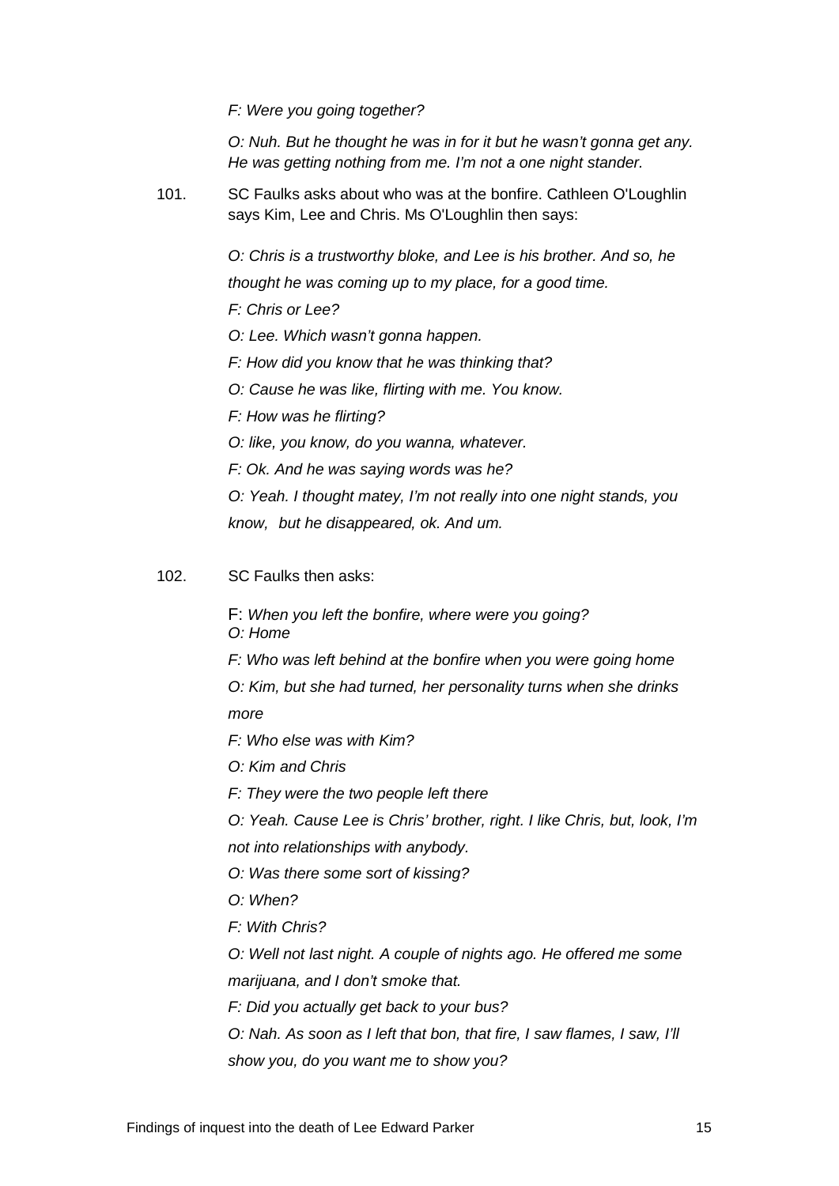*F: Were you going together?*

*O: Nuh. But he thought he was in for it but he wasn't gonna get any. He was getting nothing from me. I'm not a one night stander.*

101. SC Faulks asks about who was at the bonfire. Cathleen O'Loughlin says Kim, Lee and Chris. Ms O'Loughlin then says:

*O: Chris is a trustworthy bloke, and Lee is his brother. And so, he thought he was coming up to my place, for a good time.*

*F: Chris or Lee?*

*O: Lee. Which wasn't gonna happen.*

*F: How did you know that he was thinking that?*

*O: Cause he was like, flirting with me. You know.*

*F: How was he flirting?*

*O: like, you know, do you wanna, whatever.*

*F: Ok. And he was saying words was he?*

*O: Yeah. I thought matey, I'm not really into one night stands, you know, but he disappeared, ok. And um.*

102. SC Faulks then asks:

F: *When you left the bonfire, where were you going?*
*O: Home*

*F: Who was left behind at the bonfire when you were going home*

*O: Kim, but she had turned, her personality turns when she drinks more*

*F: Who else was with Kim?*

*O: Kim and Chris*

*F: They were the two people left there*

*O: Yeah. Cause Lee is Chris' brother, right. I like Chris, but, look, I'm not into relationships with anybody.*

*O: Was there some sort of kissing?*

*O: When?*

*F: With Chris?*

*O: Well not last night. A couple of nights ago. He offered me some marijuana, and I don't smoke that.*

*F: Did you actually get back to your bus?*

*O: Nah. As soon as I left that bon, that fire, I saw flames, I saw, I'll show you, do you want me to show you?*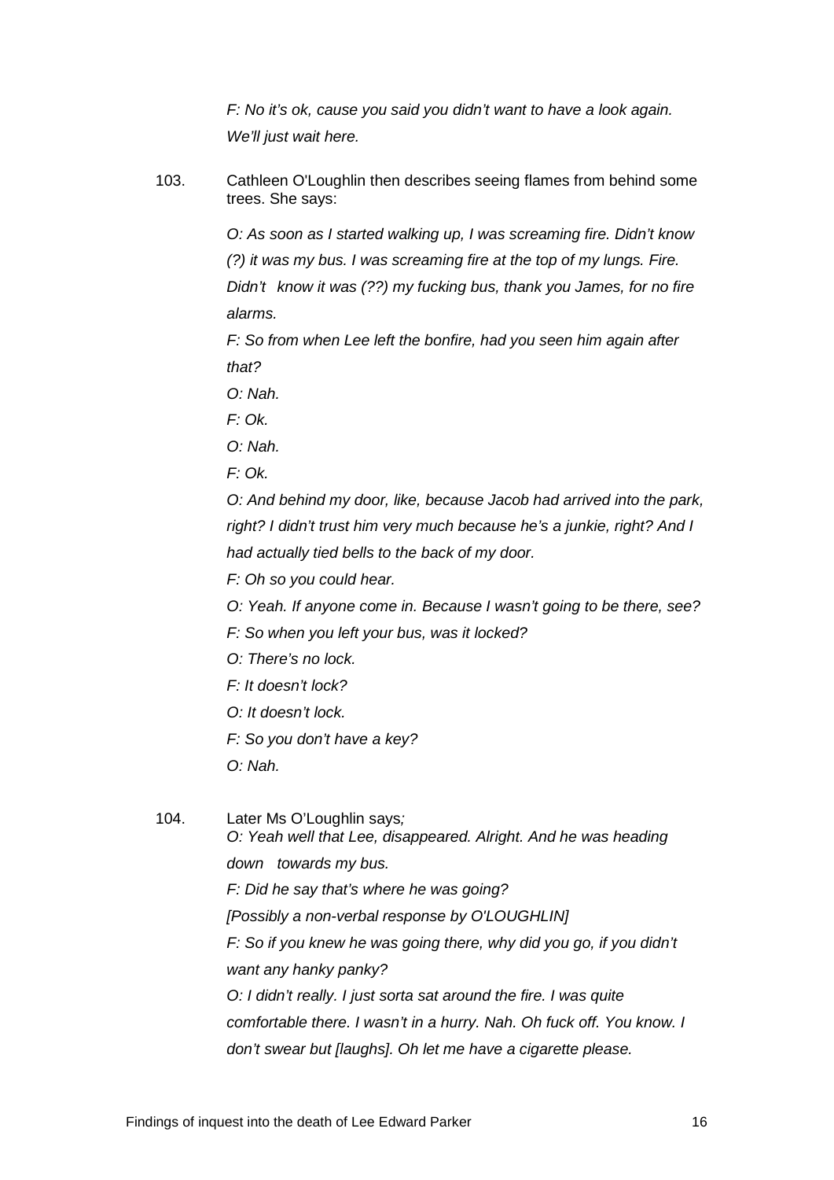*F: No it's ok, cause you said you didn't want to have a look again. We'll just wait here.*

103. Cathleen O'Loughlin then describes seeing flames from behind some trees. She says:

*O: As soon as I started walking up, I was screaming fire. Didn't know (?) it was my bus. I was screaming fire at the top of my lungs. Fire. Didn't know it was (??) my fucking bus, thank you James, for no fire alarms.*

*F: So from when Lee left the bonfire, had you seen him again after that?*

*O: Nah.*

*F: Ok.*

*O: Nah.*

*F: Ok.*

*O: And behind my door, like, because Jacob had arrived into the park, right? I didn't trust him very much because he's a junkie, right? And I had actually tied bells to the back of my door.*

*F: Oh so you could hear.*

*O: Yeah. If anyone come in. Because I wasn't going to be there, see?*

*F: So when you left your bus, was it locked?*

*O: There's no lock.*

*F: It doesn't lock?*

*O: It doesn't lock.*

*F: So you don't have a key?*

*O: Nah.*

104. Later Ms O'Loughlin says*;*

*O: Yeah well that Lee, disappeared. Alright. And he was heading down towards my bus.*

*F: Did he say that's where he was going?*

*[Possibly a non-verbal response by O'LOUGHLIN]*

*F: So if you knew he was going there, why did you go, if you didn't want any hanky panky?*

*O: I didn't really. I just sorta sat around the fire. I was quite comfortable there. I wasn't in a hurry. Nah. Oh fuck off. You know. I don't swear but [laughs]. Oh let me have a cigarette please.*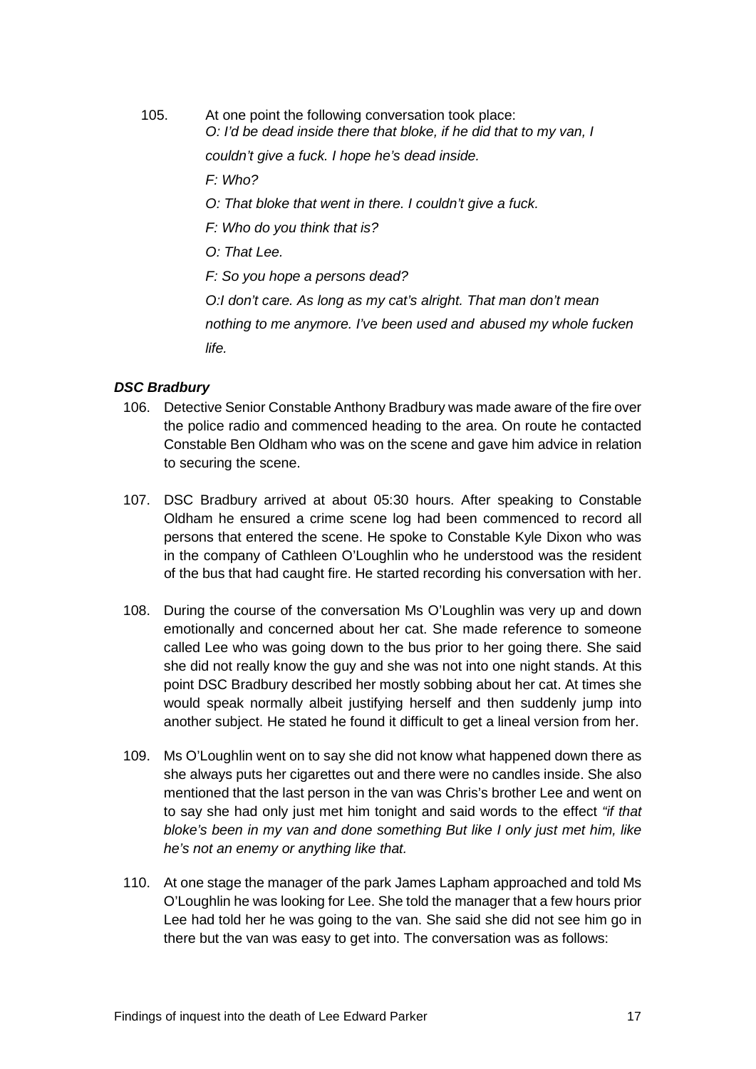105. At one point the following conversation took place:

*O: I'd be dead inside there that bloke, if he did that to my van, I couldn't give a fuck. I hope he's dead inside.*

*F: Who?*

*O: That bloke that went in there. I couldn't give a fuck.*

*F: Who do you think that is?*

*O: That Lee.*

*F: So you hope a persons dead?*

*O:I don't care. As long as my cat's alright. That man don't mean nothing to me anymore. I've been used and abused my whole fucken life.*

***DSC Bradbury***

106. Detective Senior Constable Anthony Bradbury was made aware of the fire over the police radio and commenced heading to the area. On route he contacted Constable Ben Oldham who was on the scene and gave him advice in relation to securing the scene.

107. DSC Bradbury arrived at about 05:30 hours. After speaking to Constable Oldham he ensured a crime scene log had been commenced to record all persons that entered the scene. He spoke to Constable Kyle Dixon who was in the company of Cathleen O'Loughlin who he understood was the resident of the bus that had caught fire. He started recording his conversation with her.

108. During the course of the conversation Ms O'Loughlin was very up and down emotionally and concerned about her cat. She made reference to someone called Lee who was going down to the bus prior to her going there. She said she did not really know the guy and she was not into one night stands. At this point DSC Bradbury described her mostly sobbing about her cat. At times she would speak normally albeit justifying herself and then suddenly jump into another subject. He stated he found it difficult to get a lineal version from her.

109. Ms O'Loughlin went on to say she did not know what happened down there as she always puts her cigarettes out and there were no candles inside. She also mentioned that the last person in the van was Chris's brother Lee and went on to say she had only just met him tonight and said words to the effect *"if that bloke's been in my van and done something But like I only just met him, like he's not an enemy or anything like that.*

110. At one stage the manager of the park James Lapham approached and told Ms O'Loughlin he was looking for Lee. She told the manager that a few hours prior Lee had told her he was going to the van. She said she did not see him go in there but the van was easy to get into. The conversation was as follows: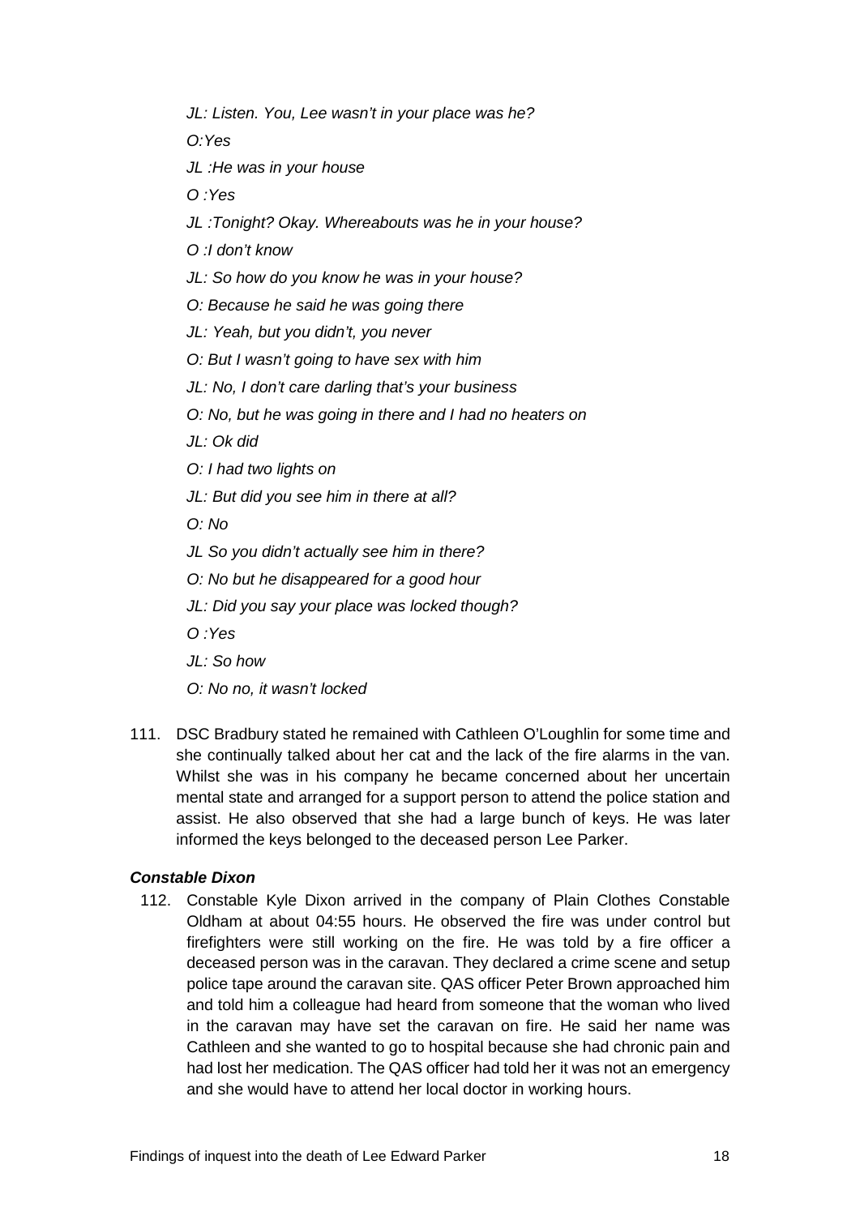*JL: Listen. You, Lee wasn't in your place was he?*

*O:Yes*

*JL :He was in your house*

*O :Yes*

*JL :Tonight? Okay. Whereabouts was he in your house?*

*O :I don't know*

*JL: So how do you know he was in your house?*

*O: Because he said he was going there*

*JL: Yeah, but you didn't, you never*

*O: But I wasn't going to have sex with him*

*JL: No, I don't care darling that's your business*

*O: No, but he was going in there and I had no heaters on*

*JL: Ok did*

*O: I had two lights on*

*JL: But did you see him in there at all?*

*O: No*

*JL So you didn't actually see him in there?*

*O: No but he disappeared for a good hour*

*JL: Did you say your place was locked though?*

*O :Yes*

*JL: So how*

*O: No no, it wasn't locked*

111. DSC Bradbury stated he remained with Cathleen O'Loughlin for some time and she continually talked about her cat and the lack of the fire alarms in the van. Whilst she was in his company he became concerned about her uncertain mental state and arranged for a support person to attend the police station and assist. He also observed that she had a large bunch of keys. He was later informed the keys belonged to the deceased person Lee Parker.

***Constable Dixon***

112. Constable Kyle Dixon arrived in the company of Plain Clothes Constable Oldham at about 04:55 hours. He observed the fire was under control but firefighters were still working on the fire. He was told by a fire officer a deceased person was in the caravan. They declared a crime scene and setup police tape around the caravan site. QAS officer Peter Brown approached him and told him a colleague had heard from someone that the woman who lived in the caravan may have set the caravan on fire. He said her name was Cathleen and she wanted to go to hospital because she had chronic pain and had lost her medication. The QAS officer had told her it was not an emergency and she would have to attend her local doctor in working hours.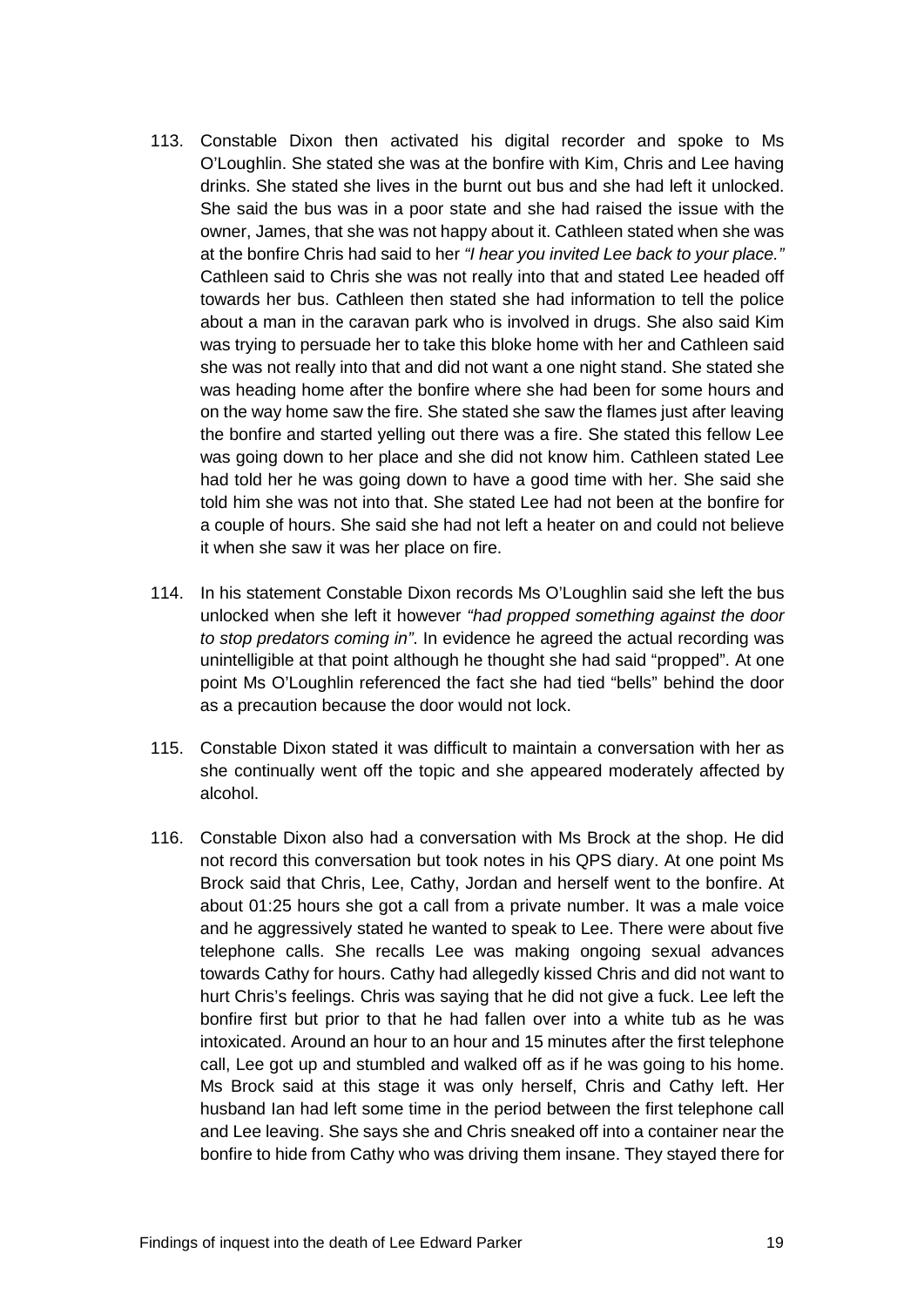113. Constable Dixon then activated his digital recorder and spoke to Ms O'Loughlin. She stated she was at the bonfire with Kim, Chris and Lee having drinks. She stated she lives in the burnt out bus and she had left it unlocked. She said the bus was in a poor state and she had raised the issue with the owner, James, that she was not happy about it. Cathleen stated when she was at the bonfire Chris had said to her *"I hear you invited Lee back to your place."* Cathleen said to Chris she was not really into that and stated Lee headed off towards her bus. Cathleen then stated she had information to tell the police about a man in the caravan park who is involved in drugs. She also said Kim was trying to persuade her to take this bloke home with her and Cathleen said she was not really into that and did not want a one night stand. She stated she was heading home after the bonfire where she had been for some hours and on the way home saw the fire. She stated she saw the flames just after leaving the bonfire and started yelling out there was a fire. She stated this fellow Lee was going down to her place and she did not know him. Cathleen stated Lee had told her he was going down to have a good time with her. She said she told him she was not into that. She stated Lee had not been at the bonfire for a couple of hours. She said she had not left a heater on and could not believe it when she saw it was her place on fire.

114. In his statement Constable Dixon records Ms O'Loughlin said she left the bus unlocked when she left it however *"had propped something against the door to stop predators coming in"*. In evidence he agreed the actual recording was unintelligible at that point although he thought she had said "propped". At one point Ms O'Loughlin referenced the fact she had tied "bells" behind the door as a precaution because the door would not lock.

115. Constable Dixon stated it was difficult to maintain a conversation with her as she continually went off the topic and she appeared moderately affected by alcohol.

116. Constable Dixon also had a conversation with Ms Brock at the shop. He did not record this conversation but took notes in his QPS diary. At one point Ms Brock said that Chris, Lee, Cathy, Jordan and herself went to the bonfire. At about 01:25 hours she got a call from a private number. It was a male voice and he aggressively stated he wanted to speak to Lee. There were about five telephone calls. She recalls Lee was making ongoing sexual advances towards Cathy for hours. Cathy had allegedly kissed Chris and did not want to hurt Chris's feelings. Chris was saying that he did not give a fuck. Lee left the bonfire first but prior to that he had fallen over into a white tub as he was intoxicated. Around an hour to an hour and 15 minutes after the first telephone call, Lee got up and stumbled and walked off as if he was going to his home. Ms Brock said at this stage it was only herself, Chris and Cathy left. Her husband Ian had left some time in the period between the first telephone call and Lee leaving. She says she and Chris sneaked off into a container near the bonfire to hide from Cathy who was driving them insane. They stayed there for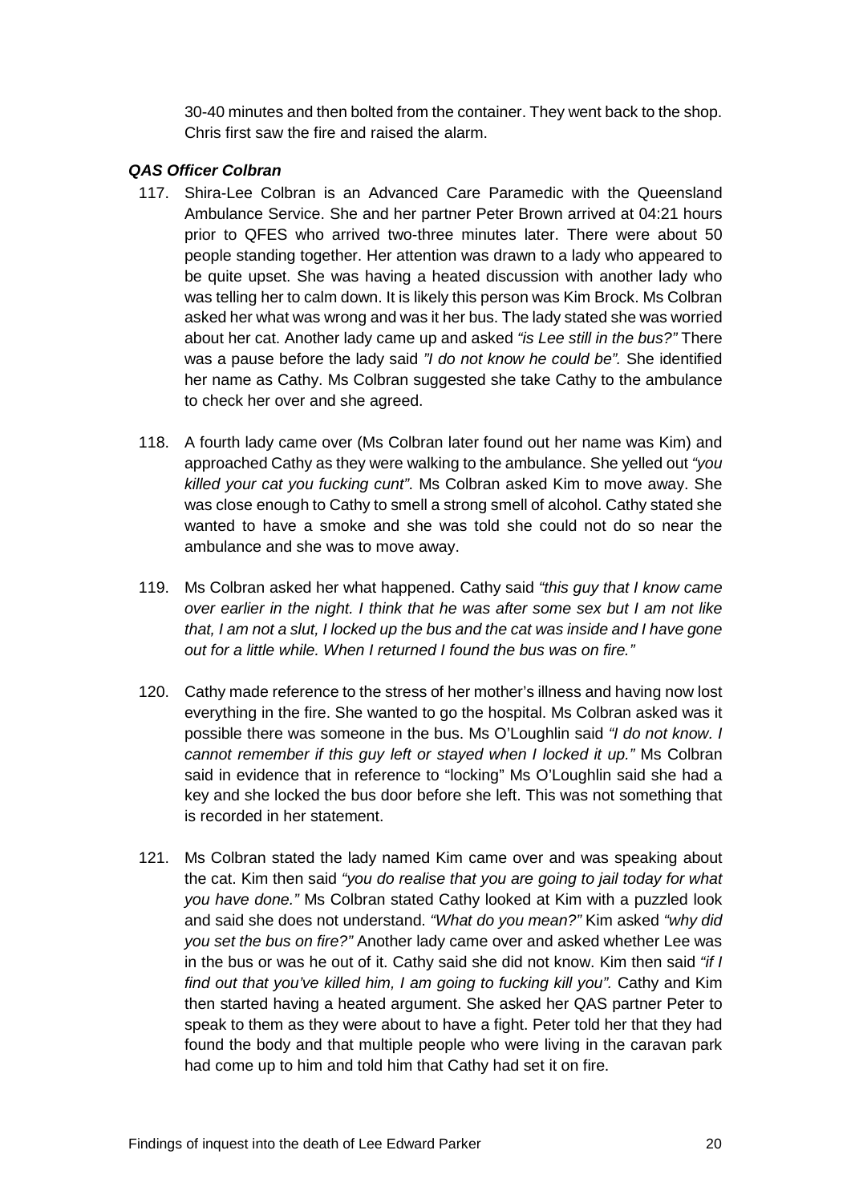30-40 minutes and then bolted from the container. They went back to the shop. Chris first saw the fire and raised the alarm.

#### *QAS Officer Colbran*

117. Shira-Lee Colbran is an Advanced Care Paramedic with the Queensland Ambulance Service. She and her partner Peter Brown arrived at 04:21 hours prior to QFES who arrived two-three minutes later. There were about 50 people standing together. Her attention was drawn to a lady who appeared to be quite upset. She was having a heated discussion with another lady who was telling her to calm down. It is likely this person was Kim Brock. Ms Colbran asked her what was wrong and was it her bus. The lady stated she was worried about her cat. Another lady came up and asked *"is Lee still in the bus?"* There was a pause before the lady said *"I do not know he could be".* She identified her name as Cathy. Ms Colbran suggested she take Cathy to the ambulance to check her over and she agreed.

118. A fourth lady came over (Ms Colbran later found out her name was Kim) and approached Cathy as they were walking to the ambulance. She yelled out *"you killed your cat you fucking cunt"*. Ms Colbran asked Kim to move away. She was close enough to Cathy to smell a strong smell of alcohol. Cathy stated she wanted to have a smoke and she was told she could not do so near the ambulance and she was to move away.

119. Ms Colbran asked her what happened. Cathy said *"this guy that I know came over earlier in the night. I think that he was after some sex but I am not like that, I am not a slut, I locked up the bus and the cat was inside and I have gone out for a little while. When I returned I found the bus was on fire."*

120. Cathy made reference to the stress of her mother's illness and having now lost everything in the fire. She wanted to go the hospital. Ms Colbran asked was it possible there was someone in the bus. Ms O'Loughlin said *"I do not know. I cannot remember if this guy left or stayed when I locked it up."* Ms Colbran said in evidence that in reference to "locking" Ms O'Loughlin said she had a key and she locked the bus door before she left. This was not something that is recorded in her statement.

121. Ms Colbran stated the lady named Kim came over and was speaking about the cat. Kim then said *"you do realise that you are going to jail today for what you have done."* Ms Colbran stated Cathy looked at Kim with a puzzled look and said she does not understand. *"What do you mean?"* Kim asked *"why did you set the bus on fire?"* Another lady came over and asked whether Lee was in the bus or was he out of it. Cathy said she did not know. Kim then said *"if I find out that you've killed him, I am going to fucking kill you".* Cathy and Kim then started having a heated argument. She asked her QAS partner Peter to speak to them as they were about to have a fight. Peter told her that they had found the body and that multiple people who were living in the caravan park had come up to him and told him that Cathy had set it on fire.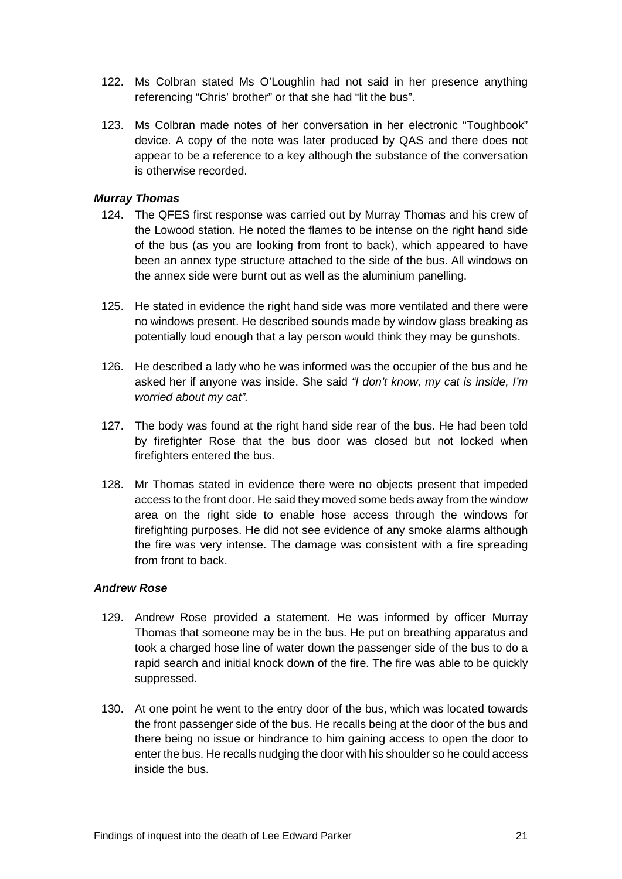122. Ms Colbran stated Ms O'Loughlin had not said in her presence anything referencing "Chris' brother" or that she had "lit the bus".

123. Ms Colbran made notes of her conversation in her electronic "Toughbook" device. A copy of the note was later produced by QAS and there does not appear to be a reference to a key although the substance of the conversation is otherwise recorded.

***Murray Thomas***

124. The QFES first response was carried out by Murray Thomas and his crew of the Lowood station. He noted the flames to be intense on the right hand side of the bus (as you are looking from front to back), which appeared to have been an annex type structure attached to the side of the bus. All windows on the annex side were burnt out as well as the aluminium panelling.

125. He stated in evidence the right hand side was more ventilated and there were no windows present. He described sounds made by window glass breaking as potentially loud enough that a lay person would think they may be gunshots.

126. He described a lady who he was informed was the occupier of the bus and he asked her if anyone was inside. She said *"I don't know, my cat is inside, I'm worried about my cat"*.

127. The body was found at the right hand side rear of the bus. He had been told by firefighter Rose that the bus door was closed but not locked when firefighters entered the bus.

128. Mr Thomas stated in evidence there were no objects present that impeded access to the front door. He said they moved some beds away from the window area on the right side to enable hose access through the windows for firefighting purposes. He did not see evidence of any smoke alarms although the fire was very intense. The damage was consistent with a fire spreading from front to back.

***Andrew Rose***

129. Andrew Rose provided a statement. He was informed by officer Murray Thomas that someone may be in the bus. He put on breathing apparatus and took a charged hose line of water down the passenger side of the bus to do a rapid search and initial knock down of the fire. The fire was able to be quickly suppressed.

130. At one point he went to the entry door of the bus, which was located towards the front passenger side of the bus. He recalls being at the door of the bus and there being no issue or hindrance to him gaining access to open the door to enter the bus. He recalls nudging the door with his shoulder so he could access inside the bus.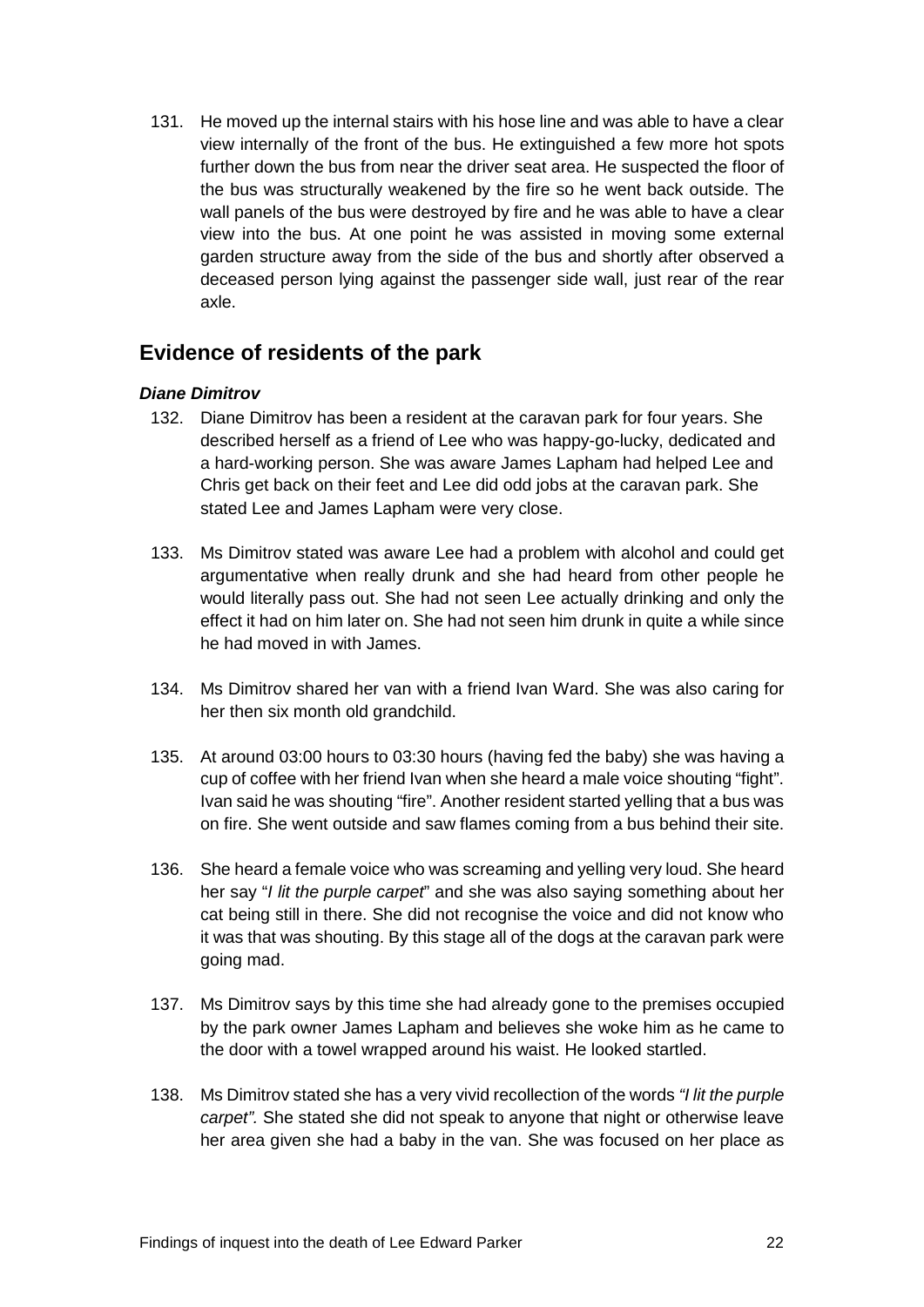131. He moved up the internal stairs with his hose line and was able to have a clear view internally of the front of the bus. He extinguished a few more hot spots further down the bus from near the driver seat area. He suspected the floor of the bus was structurally weakened by the fire so he went back outside. The wall panels of the bus were destroyed by fire and he was able to have a clear view into the bus. At one point he was assisted in moving some external garden structure away from the side of the bus and shortly after observed a deceased person lying against the passenger side wall, just rear of the rear axle.

## Evidence of residents of the park

***Diane Dimitrov***

132. Diane Dimitrov has been a resident at the caravan park for four years. She described herself as a friend of Lee who was happy-go-lucky, dedicated and a hard-working person. She was aware James Lapham had helped Lee and Chris get back on their feet and Lee did odd jobs at the caravan park. She stated Lee and James Lapham were very close.

133. Ms Dimitrov stated was aware Lee had a problem with alcohol and could get argumentative when really drunk and she had heard from other people he would literally pass out. She had not seen Lee actually drinking and only the effect it had on him later on. She had not seen him drunk in quite a while since he had moved in with James.

134. Ms Dimitrov shared her van with a friend Ivan Ward. She was also caring for her then six month old grandchild.

135. At around 03:00 hours to 03:30 hours (having fed the baby) she was having a cup of coffee with her friend Ivan when she heard a male voice shouting "fight". Ivan said he was shouting "fire". Another resident started yelling that a bus was on fire. She went outside and saw flames coming from a bus behind their site.

136. She heard a female voice who was screaming and yelling very loud. She heard her say "*I lit the purple carpet*" and she was also saying something about her cat being still in there. She did not recognise the voice and did not know who it was that was shouting. By this stage all of the dogs at the caravan park were going mad.

137. Ms Dimitrov says by this time she had already gone to the premises occupied by the park owner James Lapham and believes she woke him as he came to the door with a towel wrapped around his waist. He looked startled.

138. Ms Dimitrov stated she has a very vivid recollection of the words *"I lit the purple carpet".* She stated she did not speak to anyone that night or otherwise leave her area given she had a baby in the van. She was focused on her place as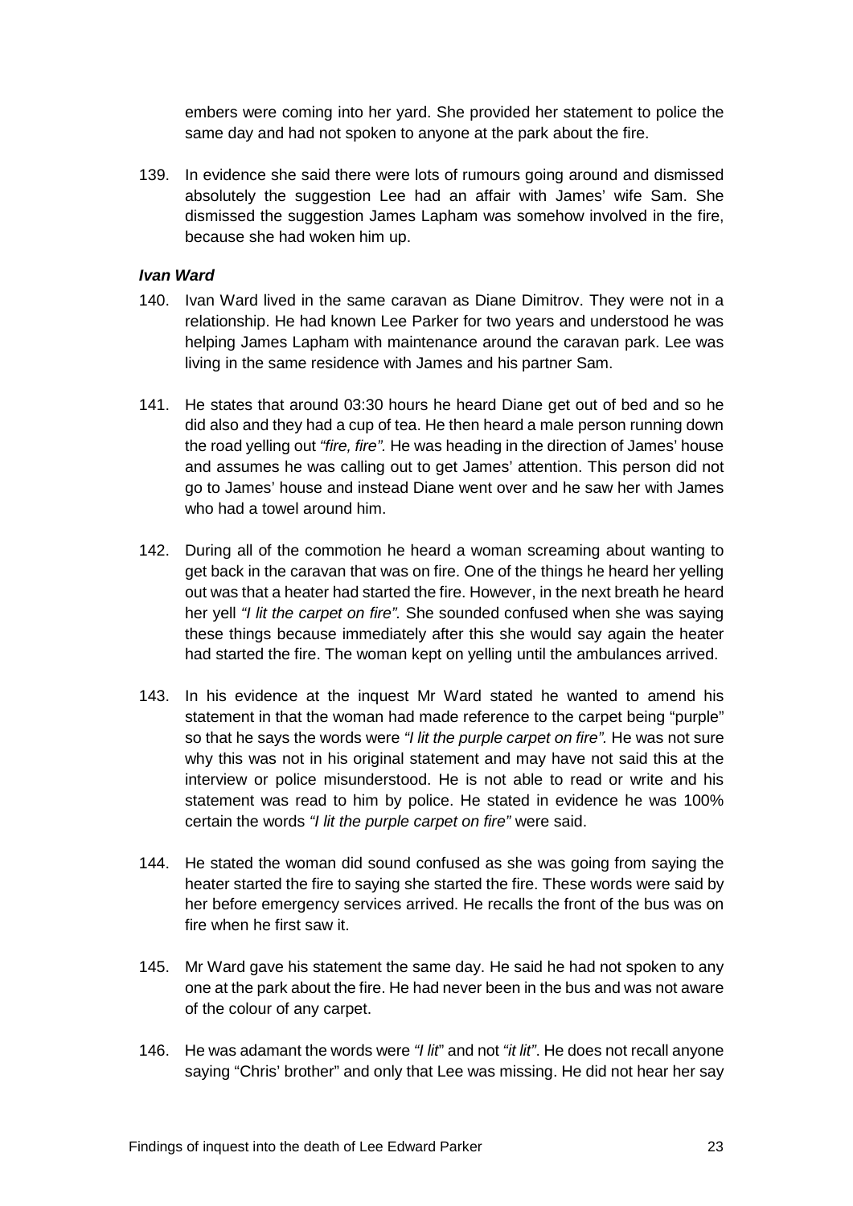embers were coming into her yard. She provided her statement to police the same day and had not spoken to anyone at the park about the fire.

139. In evidence she said there were lots of rumours going around and dismissed absolutely the suggestion Lee had an affair with James' wife Sam. She dismissed the suggestion James Lapham was somehow involved in the fire, because she had woken him up.

#### *Ivan Ward*

140. Ivan Ward lived in the same caravan as Diane Dimitrov. They were not in a relationship. He had known Lee Parker for two years and understood he was helping James Lapham with maintenance around the caravan park. Lee was living in the same residence with James and his partner Sam.

141. He states that around 03:30 hours he heard Diane get out of bed and so he did also and they had a cup of tea. He then heard a male person running down the road yelling out *"fire, fire".* He was heading in the direction of James' house and assumes he was calling out to get James' attention. This person did not go to James' house and instead Diane went over and he saw her with James who had a towel around him.

142. During all of the commotion he heard a woman screaming about wanting to get back in the caravan that was on fire. One of the things he heard her yelling out was that a heater had started the fire. However, in the next breath he heard her yell *"I lit the carpet on fire".* She sounded confused when she was saying these things because immediately after this she would say again the heater had started the fire. The woman kept on yelling until the ambulances arrived.

143. In his evidence at the inquest Mr Ward stated he wanted to amend his statement in that the woman had made reference to the carpet being "purple" so that he says the words were *"I lit the purple carpet on fire".* He was not sure why this was not in his original statement and may have not said this at the interview or police misunderstood. He is not able to read or write and his statement was read to him by police. He stated in evidence he was 100% certain the words *"I lit the purple carpet on fire"* were said.

144. He stated the woman did sound confused as she was going from saying the heater started the fire to saying she started the fire. These words were said by her before emergency services arrived. He recalls the front of the bus was on fire when he first saw it.

145. Mr Ward gave his statement the same day. He said he had not spoken to any one at the park about the fire. He had never been in the bus and was not aware of the colour of any carpet.

146. He was adamant the words were *"I lit"* and not *"it lit"*. He does not recall anyone saying "Chris' brother" and only that Lee was missing. He did not hear her say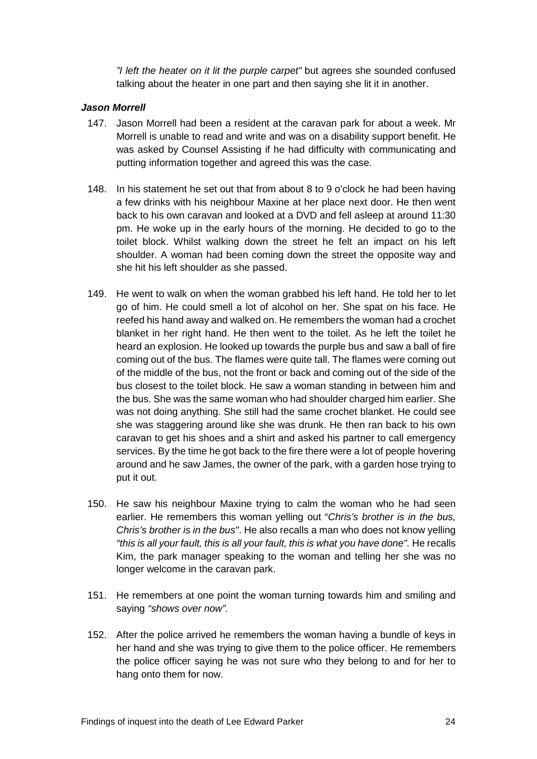*"I left the heater on it lit the purple carpet"* but agrees she sounded confused talking about the heater in one part and then saying she lit it in another.

### *Jason Morrell*

147. Jason Morrell had been a resident at the caravan park for about a week. Mr Morrell is unable to read and write and was on a disability support benefit. He was asked by Counsel Assisting if he had difficulty with communicating and putting information together and agreed this was the case.

148. In his statement he set out that from about 8 to 9 o'clock he had been having a few drinks with his neighbour Maxine at her place next door. He then went back to his own caravan and looked at a DVD and fell asleep at around 11:30 pm. He woke up in the early hours of the morning. He decided to go to the toilet block. Whilst walking down the street he felt an impact on his left shoulder. A woman had been coming down the street the opposite way and she hit his left shoulder as she passed.

149. He went to walk on when the woman grabbed his left hand. He told her to let go of him. He could smell a lot of alcohol on her. She spat on his face. He reefed his hand away and walked on. He remembers the woman had a crochet blanket in her right hand. He then went to the toilet. As he left the toilet he heard an explosion. He looked up towards the purple bus and saw a ball of fire coming out of the bus. The flames were quite tall. The flames were coming out of the middle of the bus, not the front or back and coming out of the side of the bus closest to the toilet block. He saw a woman standing in between him and the bus. She was the same woman who had shoulder charged him earlier. She was not doing anything. She still had the same crochet blanket. He could see she was staggering around like she was drunk. He then ran back to his own caravan to get his shoes and a shirt and asked his partner to call emergency services. By the time he got back to the fire there were a lot of people hovering around and he saw James, the owner of the park, with a garden hose trying to put it out.

150. He saw his neighbour Maxine trying to calm the woman who he had seen earlier. He remembers this woman yelling out "*Chris's brother is in the bus, Chris's brother is in the bus"*. He also recalls a man who does not know yelling *"this is all your fault, this is all your fault, this is what you have done".* He recalls Kim, the park manager speaking to the woman and telling her she was no longer welcome in the caravan park.

151. He remembers at one point the woman turning towards him and smiling and saying *"shows over now".*

152. After the police arrived he remembers the woman having a bundle of keys in her hand and she was trying to give them to the police officer. He remembers the police officer saying he was not sure who they belong to and for her to hang onto them for now.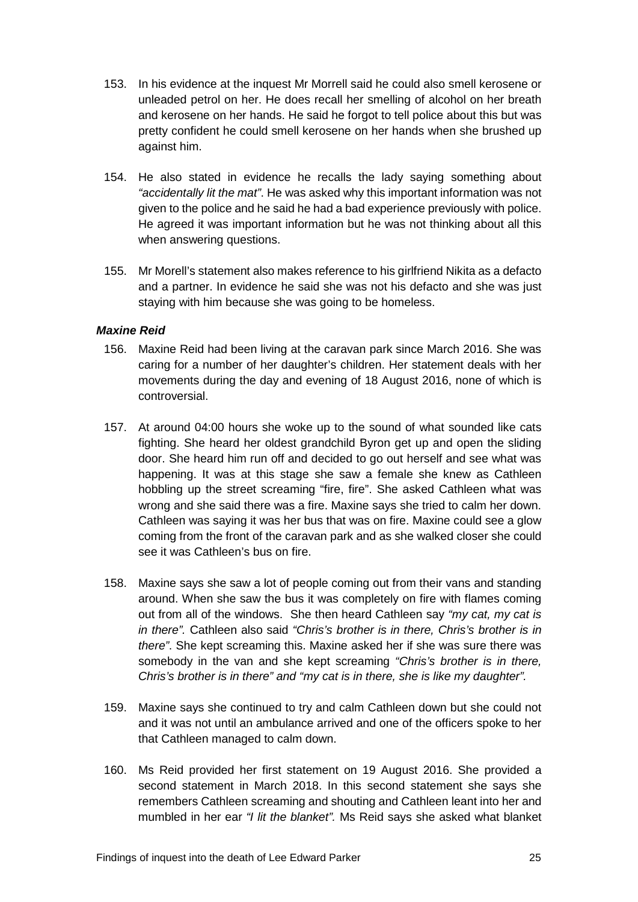153. In his evidence at the inquest Mr Morrell said he could also smell kerosene or unleaded petrol on her. He does recall her smelling of alcohol on her breath and kerosene on her hands. He said he forgot to tell police about this but was pretty confident he could smell kerosene on her hands when she brushed up against him.

154. He also stated in evidence he recalls the lady saying something about *"accidentally lit the mat"*. He was asked why this important information was not given to the police and he said he had a bad experience previously with police. He agreed it was important information but he was not thinking about all this when answering questions.

155. Mr Morell's statement also makes reference to his girlfriend Nikita as a defacto and a partner. In evidence he said she was not his defacto and she was just staying with him because she was going to be homeless.

#### ***Maxine Reid***

156. Maxine Reid had been living at the caravan park since March 2016. She was caring for a number of her daughter's children. Her statement deals with her movements during the day and evening of 18 August 2016, none of which is controversial.

157. At around 04:00 hours she woke up to the sound of what sounded like cats fighting. She heard her oldest grandchild Byron get up and open the sliding door. She heard him run off and decided to go out herself and see what was happening. It was at this stage she saw a female she knew as Cathleen hobbling up the street screaming "fire, fire". She asked Cathleen what was wrong and she said there was a fire. Maxine says she tried to calm her down. Cathleen was saying it was her bus that was on fire. Maxine could see a glow coming from the front of the caravan park and as she walked closer she could see it was Cathleen's bus on fire.

158. Maxine says she saw a lot of people coming out from their vans and standing around. When she saw the bus it was completely on fire with flames coming out from all of the windows. She then heard Cathleen say *"my cat, my cat is in there"*. Cathleen also said *"Chris's brother is in there, Chris's brother is in there"*. She kept screaming this. Maxine asked her if she was sure there was somebody in the van and she kept screaming *"Chris's brother is in there, Chris's brother is in there" and "my cat is in there, she is like my daughter".*

159. Maxine says she continued to try and calm Cathleen down but she could not and it was not until an ambulance arrived and one of the officers spoke to her that Cathleen managed to calm down.

160. Ms Reid provided her first statement on 19 August 2016. She provided a second statement in March 2018. In this second statement she says she remembers Cathleen screaming and shouting and Cathleen leant into her and mumbled in her ear *"I lit the blanket".* Ms Reid says she asked what blanket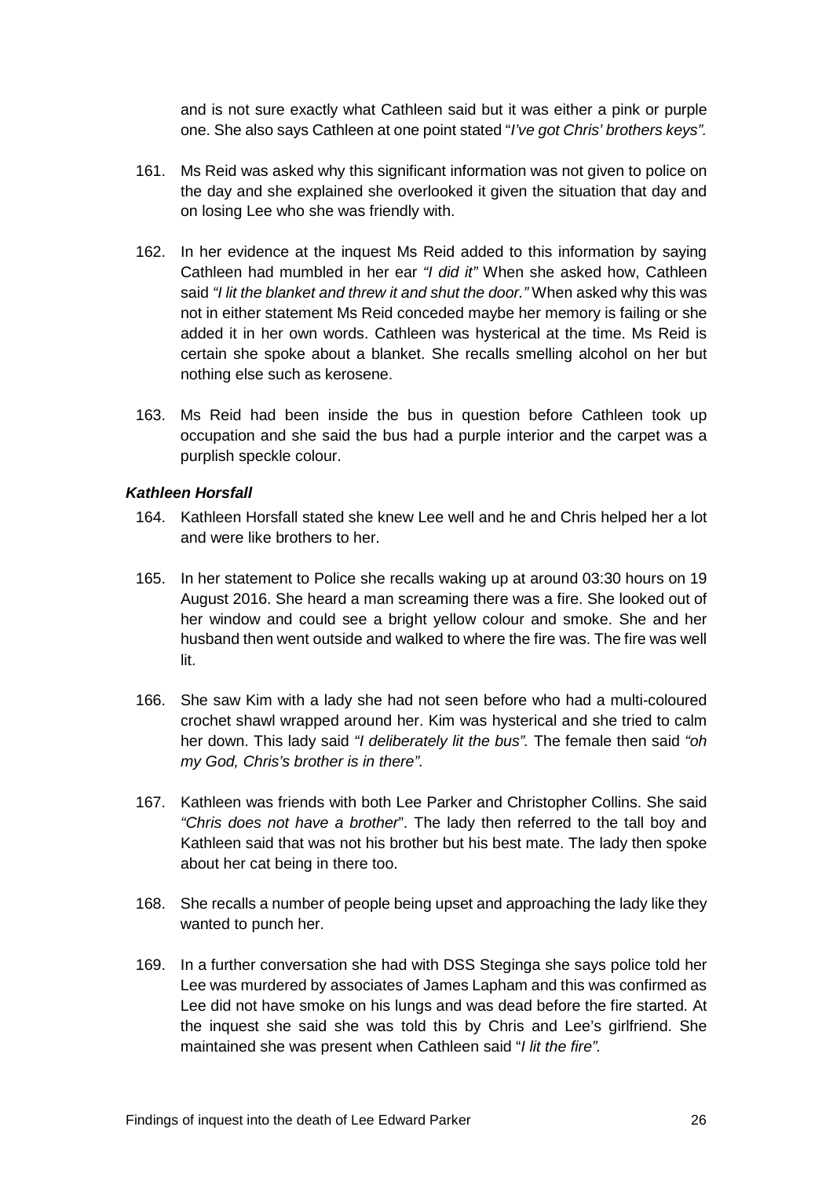and is not sure exactly what Cathleen said but it was either a pink or purple one. She also says Cathleen at one point stated "*I've got Chris' brothers keys".*

161. Ms Reid was asked why this significant information was not given to police on the day and she explained she overlooked it given the situation that day and on losing Lee who she was friendly with.

162. In her evidence at the inquest Ms Reid added to this information by saying Cathleen had mumbled in her ear *"I did it"* When she asked how, Cathleen said *"I lit the blanket and threw it and shut the door."* When asked why this was not in either statement Ms Reid conceded maybe her memory is failing or she added it in her own words. Cathleen was hysterical at the time. Ms Reid is certain she spoke about a blanket. She recalls smelling alcohol on her but nothing else such as kerosene.

163. Ms Reid had been inside the bus in question before Cathleen took up occupation and she said the bus had a purple interior and the carpet was a purplish speckle colour.

***Kathleen Horsfall***

164. Kathleen Horsfall stated she knew Lee well and he and Chris helped her a lot and were like brothers to her.

165. In her statement to Police she recalls waking up at around 03:30 hours on 19 August 2016. She heard a man screaming there was a fire. She looked out of her window and could see a bright yellow colour and smoke. She and her husband then went outside and walked to where the fire was. The fire was well lit.

166. She saw Kim with a lady she had not seen before who had a multi-coloured crochet shawl wrapped around her. Kim was hysterical and she tried to calm her down. This lady said *"I deliberately lit the bus".* The female then said *"oh my God, Chris's brother is in there".*

167. Kathleen was friends with both Lee Parker and Christopher Collins. She said *"Chris does not have a brother*". The lady then referred to the tall boy and Kathleen said that was not his brother but his best mate. The lady then spoke about her cat being in there too.

168. She recalls a number of people being upset and approaching the lady like they wanted to punch her.

169. In a further conversation she had with DSS Steginga she says police told her Lee was murdered by associates of James Lapham and this was confirmed as Lee did not have smoke on his lungs and was dead before the fire started. At the inquest she said she was told this by Chris and Lee's girlfriend. She maintained she was present when Cathleen said "*I lit the fire".*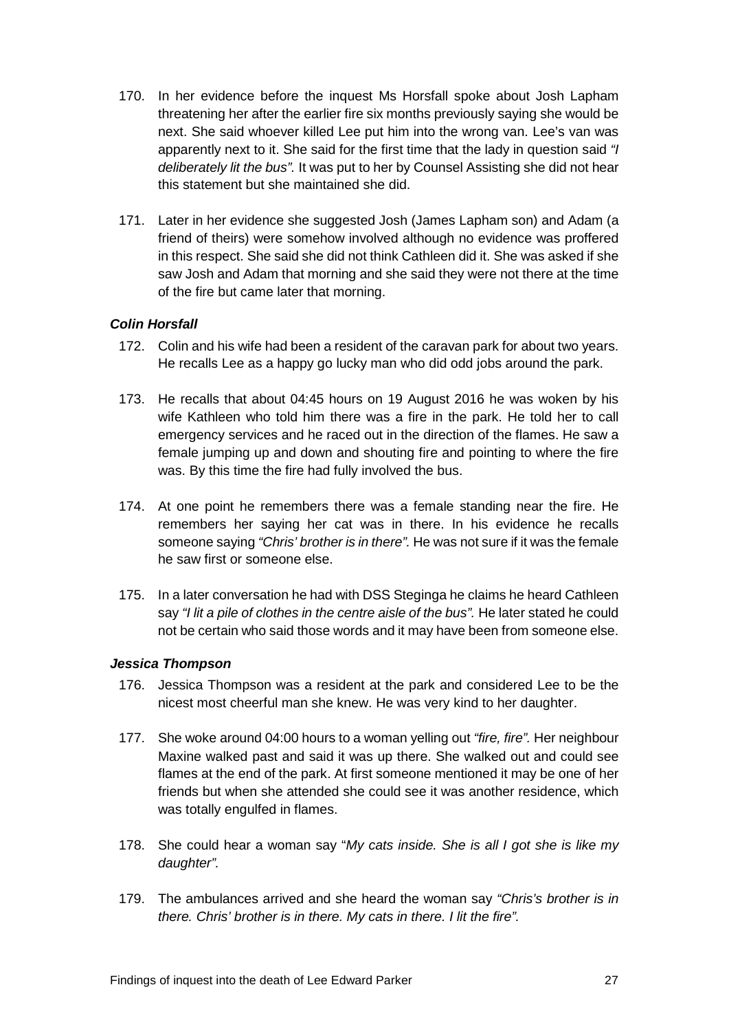170. In her evidence before the inquest Ms Horsfall spoke about Josh Lapham threatening her after the earlier fire six months previously saying she would be next. She said whoever killed Lee put him into the wrong van. Lee's van was apparently next to it. She said for the first time that the lady in question said *"I deliberately lit the bus".* It was put to her by Counsel Assisting she did not hear this statement but she maintained she did.

171. Later in her evidence she suggested Josh (James Lapham son) and Adam (a friend of theirs) were somehow involved although no evidence was proffered in this respect. She said she did not think Cathleen did it. She was asked if she saw Josh and Adam that morning and she said they were not there at the time of the fire but came later that morning.

#### *Colin Horsfall*

172. Colin and his wife had been a resident of the caravan park for about two years. He recalls Lee as a happy go lucky man who did odd jobs around the park.

173. He recalls that about 04:45 hours on 19 August 2016 he was woken by his wife Kathleen who told him there was a fire in the park. He told her to call emergency services and he raced out in the direction of the flames. He saw a female jumping up and down and shouting fire and pointing to where the fire was. By this time the fire had fully involved the bus.

174. At one point he remembers there was a female standing near the fire. He remembers her saying her cat was in there. In his evidence he recalls someone saying *"Chris' brother is in there".* He was not sure if it was the female he saw first or someone else.

175. In a later conversation he had with DSS Steginga he claims he heard Cathleen say *"I lit a pile of clothes in the centre aisle of the bus".* He later stated he could not be certain who said those words and it may have been from someone else.

#### *Jessica Thompson*

176. Jessica Thompson was a resident at the park and considered Lee to be the nicest most cheerful man she knew. He was very kind to her daughter.

177. She woke around 04:00 hours to a woman yelling out *"fire, fire".* Her neighbour Maxine walked past and said it was up there. She walked out and could see flames at the end of the park. At first someone mentioned it may be one of her friends but when she attended she could see it was another residence, which was totally engulfed in flames.

178. She could hear a woman say "*My cats inside. She is all I got she is like my daughter".*

179. The ambulances arrived and she heard the woman say *"Chris's brother is in there. Chris' brother is in there. My cats in there. I lit the fire".*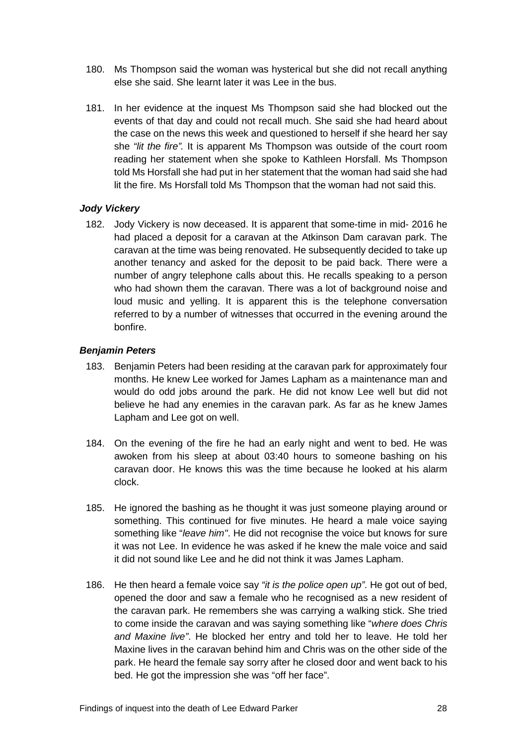180. Ms Thompson said the woman was hysterical but she did not recall anything else she said. She learnt later it was Lee in the bus.

181. In her evidence at the inquest Ms Thompson said she had blocked out the events of that day and could not recall much. She said she had heard about the case on the news this week and questioned to herself if she heard her say she *"lit the fire".* It is apparent Ms Thompson was outside of the court room reading her statement when she spoke to Kathleen Horsfall. Ms Thompson told Ms Horsfall she had put in her statement that the woman had said she had lit the fire. Ms Horsfall told Ms Thompson that the woman had not said this.

### *Jody Vickery*

182. Jody Vickery is now deceased. It is apparent that some-time in mid- 2016 he had placed a deposit for a caravan at the Atkinson Dam caravan park. The caravan at the time was being renovated. He subsequently decided to take up another tenancy and asked for the deposit to be paid back. There were a number of angry telephone calls about this. He recalls speaking to a person who had shown them the caravan. There was a lot of background noise and loud music and yelling. It is apparent this is the telephone conversation referred to by a number of witnesses that occurred in the evening around the bonfire.

### *Benjamin Peters*

183. Benjamin Peters had been residing at the caravan park for approximately four months. He knew Lee worked for James Lapham as a maintenance man and would do odd jobs around the park. He did not know Lee well but did not believe he had any enemies in the caravan park. As far as he knew James Lapham and Lee got on well.

184. On the evening of the fire he had an early night and went to bed. He was awoken from his sleep at about 03:40 hours to someone bashing on his caravan door. He knows this was the time because he looked at his alarm clock.

185. He ignored the bashing as he thought it was just someone playing around or something. This continued for five minutes. He heard a male voice saying something like "*leave him"*. He did not recognise the voice but knows for sure it was not Lee. In evidence he was asked if he knew the male voice and said it did not sound like Lee and he did not think it was James Lapham.

186. He then heard a female voice say *"it is the police open up"*. He got out of bed, opened the door and saw a female who he recognised as a new resident of the caravan park. He remembers she was carrying a walking stick. She tried to come inside the caravan and was saying something like "*where does Chris and Maxine live"*. He blocked her entry and told her to leave. He told her Maxine lives in the caravan behind him and Chris was on the other side of the park. He heard the female say sorry after he closed door and went back to his bed. He got the impression she was "off her face".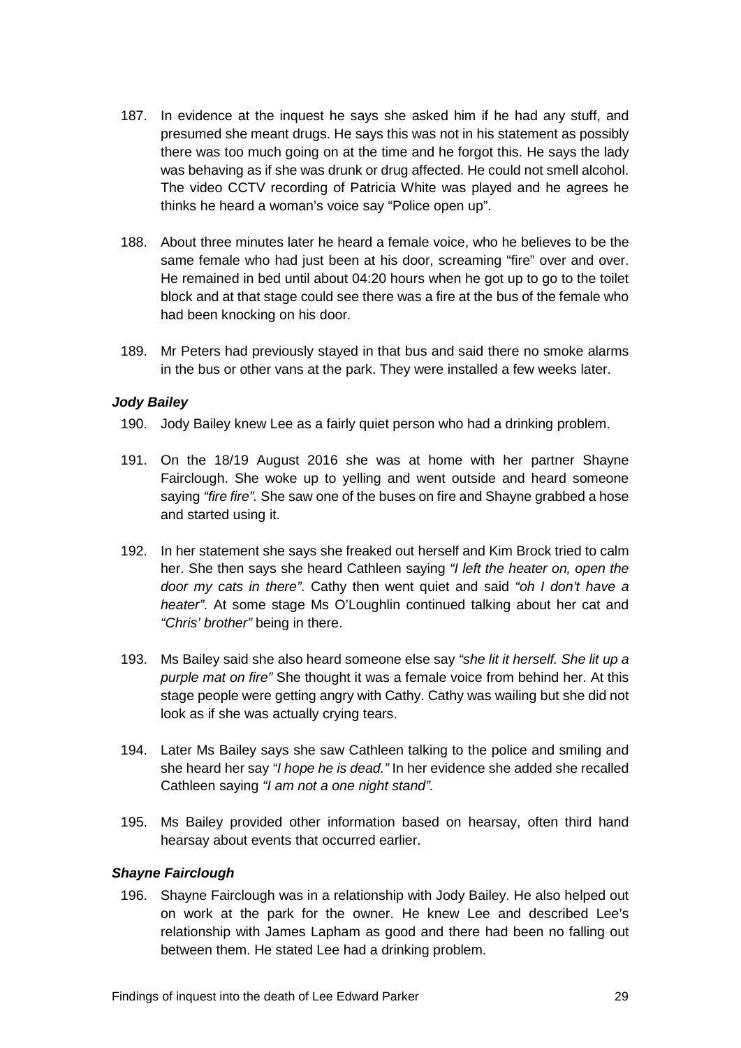187. In evidence at the inquest he says she asked him if he had any stuff, and presumed she meant drugs. He says this was not in his statement as possibly there was too much going on at the time and he forgot this. He says the lady was behaving as if she was drunk or drug affected. He could not smell alcohol. The video CCTV recording of Patricia White was played and he agrees he thinks he heard a woman's voice say "Police open up".

188. About three minutes later he heard a female voice, who he believes to be the same female who had just been at his door, screaming "fire" over and over. He remained in bed until about 04:20 hours when he got up to go to the toilet block and at that stage could see there was a fire at the bus of the female who had been knocking on his door.

189. Mr Peters had previously stayed in that bus and said there no smoke alarms in the bus or other vans at the park. They were installed a few weeks later.

### *Jody Bailey*

190. Jody Bailey knew Lee as a fairly quiet person who had a drinking problem.

191. On the 18/19 August 2016 she was at home with her partner Shayne Fairclough. She woke up to yelling and went outside and heard someone saying *"fire fire".* She saw one of the buses on fire and Shayne grabbed a hose and started using it.

192. In her statement she says she freaked out herself and Kim Brock tried to calm her. She then says she heard Cathleen saying *"I left the heater on, open the door my cats in there"*. Cathy then went quiet and said *"oh I don't have a heater"*. At some stage Ms O'Loughlin continued talking about her cat and *"Chris' brother"* being in there.

193. Ms Bailey said she also heard someone else say *"she lit it herself. She lit up a purple mat on fire"* She thought it was a female voice from behind her. At this stage people were getting angry with Cathy. Cathy was wailing but she did not look as if she was actually crying tears.

194. Later Ms Bailey says she saw Cathleen talking to the police and smiling and she heard her say *"I hope he is dead."* In her evidence she added she recalled Cathleen saying *"I am not a one night stand".*

195. Ms Bailey provided other information based on hearsay, often third hand hearsay about events that occurred earlier.

### *Shayne Fairclough*

196. Shayne Fairclough was in a relationship with Jody Bailey. He also helped out on work at the park for the owner. He knew Lee and described Lee's relationship with James Lapham as good and there had been no falling out between them. He stated Lee had a drinking problem.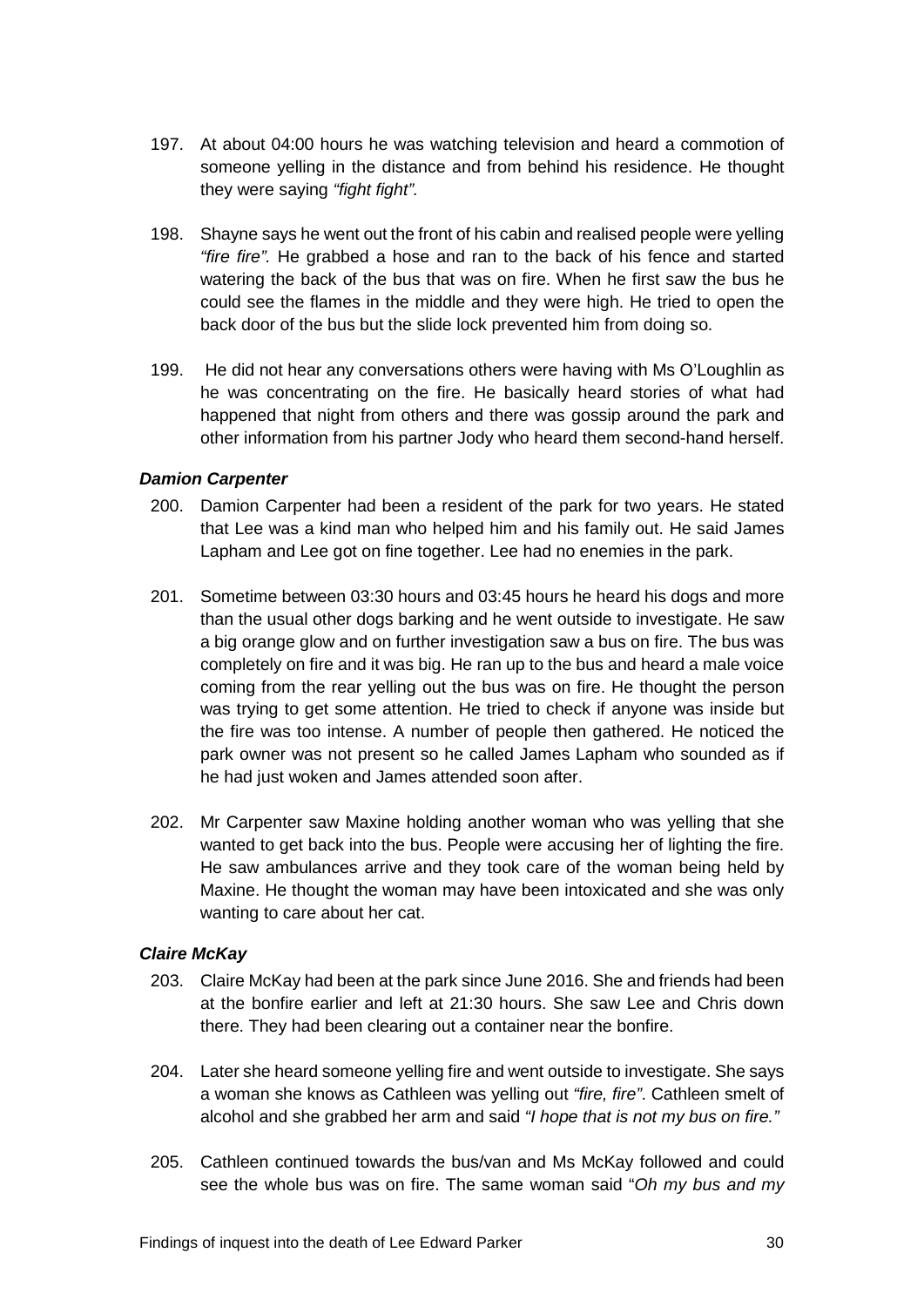197. At about 04:00 hours he was watching television and heard a commotion of someone yelling in the distance and from behind his residence. He thought they were saying *"fight fight".*

198. Shayne says he went out the front of his cabin and realised people were yelling *"fire fire".* He grabbed a hose and ran to the back of his fence and started watering the back of the bus that was on fire. When he first saw the bus he could see the flames in the middle and they were high. He tried to open the back door of the bus but the slide lock prevented him from doing so.

199. He did not hear any conversations others were having with Ms O'Loughlin as he was concentrating on the fire. He basically heard stories of what had happened that night from others and there was gossip around the park and other information from his partner Jody who heard them second-hand herself.

***Damion Carpenter***

200. Damion Carpenter had been a resident of the park for two years. He stated that Lee was a kind man who helped him and his family out. He said James Lapham and Lee got on fine together. Lee had no enemies in the park.

201. Sometime between 03:30 hours and 03:45 hours he heard his dogs and more than the usual other dogs barking and he went outside to investigate. He saw a big orange glow and on further investigation saw a bus on fire. The bus was completely on fire and it was big. He ran up to the bus and heard a male voice coming from the rear yelling out the bus was on fire. He thought the person was trying to get some attention. He tried to check if anyone was inside but the fire was too intense. A number of people then gathered. He noticed the park owner was not present so he called James Lapham who sounded as if he had just woken and James attended soon after.

202. Mr Carpenter saw Maxine holding another woman who was yelling that she wanted to get back into the bus. People were accusing her of lighting the fire. He saw ambulances arrive and they took care of the woman being held by Maxine. He thought the woman may have been intoxicated and she was only wanting to care about her cat.

***Claire McKay***

203. Claire McKay had been at the park since June 2016. She and friends had been at the bonfire earlier and left at 21:30 hours. She saw Lee and Chris down there. They had been clearing out a container near the bonfire.

204. Later she heard someone yelling fire and went outside to investigate. She says a woman she knows as Cathleen was yelling out *"fire, fire"*. Cathleen smelt of alcohol and she grabbed her arm and said *"I hope that is not my bus on fire."*

205. Cathleen continued towards the bus/van and Ms McKay followed and could see the whole bus was on fire. The same woman said "*Oh my bus and my*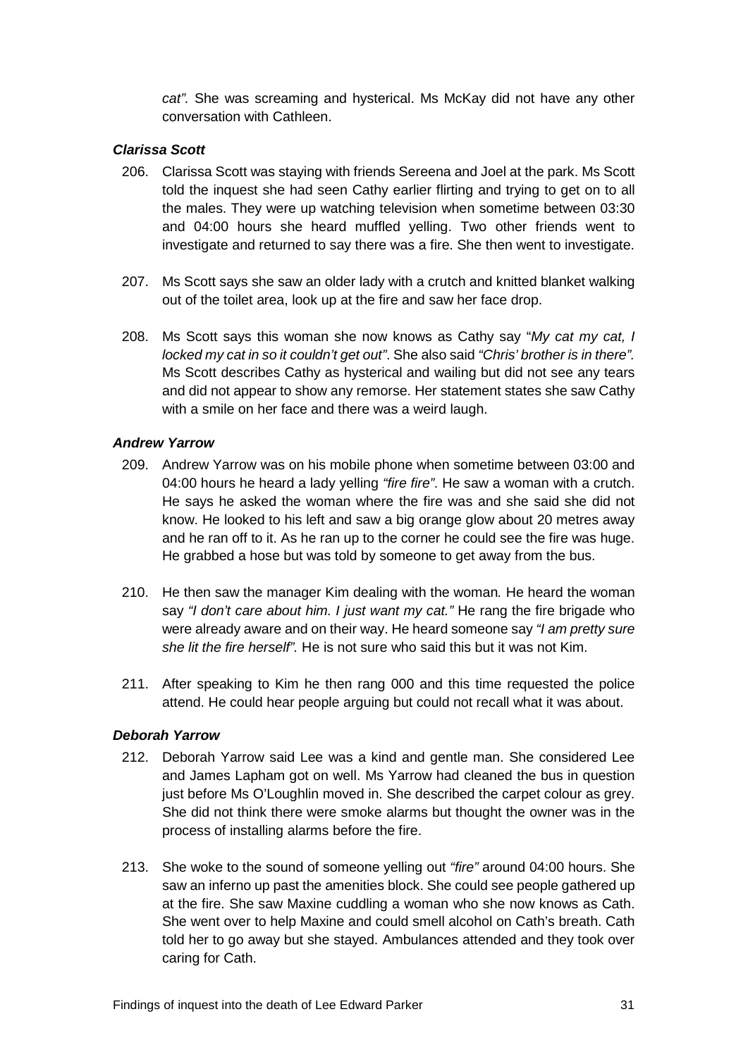*cat".* She was screaming and hysterical. Ms McKay did not have any other conversation with Cathleen.

### *Clarissa Scott*

206. Clarissa Scott was staying with friends Sereena and Joel at the park. Ms Scott told the inquest she had seen Cathy earlier flirting and trying to get on to all the males. They were up watching television when sometime between 03:30 and 04:00 hours she heard muffled yelling. Two other friends went to investigate and returned to say there was a fire. She then went to investigate.

207. Ms Scott says she saw an older lady with a crutch and knitted blanket walking out of the toilet area, look up at the fire and saw her face drop.

208. Ms Scott says this woman she now knows as Cathy say "*My cat my cat, I locked my cat in so it couldn't get out"*. She also said *"Chris' brother is in there".* Ms Scott describes Cathy as hysterical and wailing but did not see any tears and did not appear to show any remorse. Her statement states she saw Cathy with a smile on her face and there was a weird laugh.

### *Andrew Yarrow*

209. Andrew Yarrow was on his mobile phone when sometime between 03:00 and 04:00 hours he heard a lady yelling *"fire fire"*. He saw a woman with a crutch. He says he asked the woman where the fire was and she said she did not know. He looked to his left and saw a big orange glow about 20 metres away and he ran off to it. As he ran up to the corner he could see the fire was huge. He grabbed a hose but was told by someone to get away from the bus.

210. He then saw the manager Kim dealing with the woman*.* He heard the woman say *"I don't care about him. I just want my cat."* He rang the fire brigade who were already aware and on their way. He heard someone say *"I am pretty sure she lit the fire herself".* He is not sure who said this but it was not Kim.

211. After speaking to Kim he then rang 000 and this time requested the police attend. He could hear people arguing but could not recall what it was about.

### *Deborah Yarrow*

212. Deborah Yarrow said Lee was a kind and gentle man. She considered Lee and James Lapham got on well. Ms Yarrow had cleaned the bus in question just before Ms O'Loughlin moved in. She described the carpet colour as grey. She did not think there were smoke alarms but thought the owner was in the process of installing alarms before the fire.

213. She woke to the sound of someone yelling out *"fire"* around 04:00 hours. She saw an inferno up past the amenities block. She could see people gathered up at the fire. She saw Maxine cuddling a woman who she now knows as Cath. She went over to help Maxine and could smell alcohol on Cath's breath. Cath told her to go away but she stayed. Ambulances attended and they took over caring for Cath.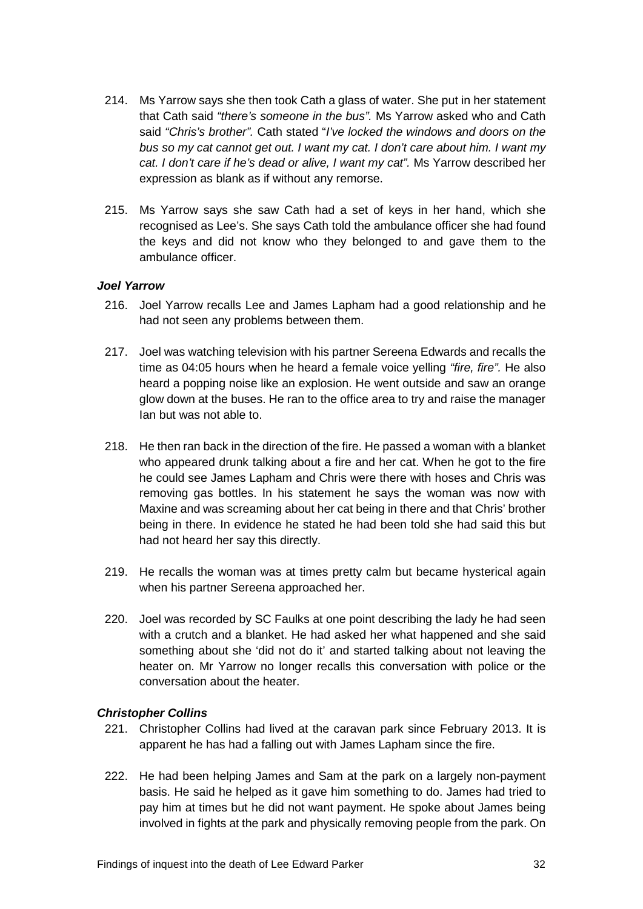214. Ms Yarrow says she then took Cath a glass of water. She put in her statement that Cath said *"there's someone in the bus".* Ms Yarrow asked who and Cath said *"Chris's brother".* Cath stated "*I've locked the windows and doors on the bus so my cat cannot get out. I want my cat. I don't care about him. I want my cat. I don't care if he's dead or alive, I want my cat".* Ms Yarrow described her expression as blank as if without any remorse.

215. Ms Yarrow says she saw Cath had a set of keys in her hand, which she recognised as Lee's. She says Cath told the ambulance officer she had found the keys and did not know who they belonged to and gave them to the ambulance officer.

### *Joel Yarrow*

216. Joel Yarrow recalls Lee and James Lapham had a good relationship and he had not seen any problems between them.

217. Joel was watching television with his partner Sereena Edwards and recalls the time as 04:05 hours when he heard a female voice yelling *"fire, fire".* He also heard a popping noise like an explosion. He went outside and saw an orange glow down at the buses. He ran to the office area to try and raise the manager Ian but was not able to.

218. He then ran back in the direction of the fire. He passed a woman with a blanket who appeared drunk talking about a fire and her cat. When he got to the fire he could see James Lapham and Chris were there with hoses and Chris was removing gas bottles. In his statement he says the woman was now with Maxine and was screaming about her cat being in there and that Chris' brother being in there. In evidence he stated he had been told she had said this but had not heard her say this directly.

219. He recalls the woman was at times pretty calm but became hysterical again when his partner Sereena approached her.

220. Joel was recorded by SC Faulks at one point describing the lady he had seen with a crutch and a blanket. He had asked her what happened and she said something about she 'did not do it' and started talking about not leaving the heater on. Mr Yarrow no longer recalls this conversation with police or the conversation about the heater.

### *Christopher Collins*

221. Christopher Collins had lived at the caravan park since February 2013. It is apparent he has had a falling out with James Lapham since the fire.

222. He had been helping James and Sam at the park on a largely non-payment basis. He said he helped as it gave him something to do. James had tried to pay him at times but he did not want payment. He spoke about James being involved in fights at the park and physically removing people from the park. On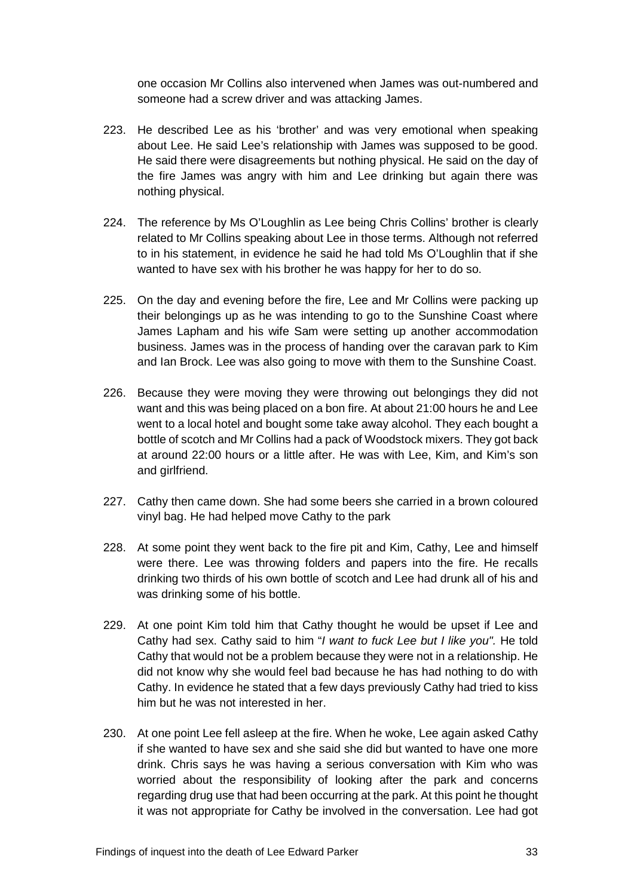one occasion Mr Collins also intervened when James was out-numbered and someone had a screw driver and was attacking James.

223. He described Lee as his 'brother' and was very emotional when speaking about Lee. He said Lee's relationship with James was supposed to be good. He said there were disagreements but nothing physical. He said on the day of the fire James was angry with him and Lee drinking but again there was nothing physical.

224. The reference by Ms O'Loughlin as Lee being Chris Collins' brother is clearly related to Mr Collins speaking about Lee in those terms. Although not referred to in his statement, in evidence he said he had told Ms O'Loughlin that if she wanted to have sex with his brother he was happy for her to do so.

225. On the day and evening before the fire, Lee and Mr Collins were packing up their belongings up as he was intending to go to the Sunshine Coast where James Lapham and his wife Sam were setting up another accommodation business. James was in the process of handing over the caravan park to Kim and Ian Brock. Lee was also going to move with them to the Sunshine Coast.

226. Because they were moving they were throwing out belongings they did not want and this was being placed on a bon fire. At about 21:00 hours he and Lee went to a local hotel and bought some take away alcohol. They each bought a bottle of scotch and Mr Collins had a pack of Woodstock mixers. They got back at around 22:00 hours or a little after. He was with Lee, Kim, and Kim's son and girlfriend.

227. Cathy then came down. She had some beers she carried in a brown coloured vinyl bag. He had helped move Cathy to the park

228. At some point they went back to the fire pit and Kim, Cathy, Lee and himself were there. Lee was throwing folders and papers into the fire. He recalls drinking two thirds of his own bottle of scotch and Lee had drunk all of his and was drinking some of his bottle.

229. At one point Kim told him that Cathy thought he would be upset if Lee and Cathy had sex. Cathy said to him "*I want to fuck Lee but I like you".* He told Cathy that would not be a problem because they were not in a relationship. He did not know why she would feel bad because he has had nothing to do with Cathy. In evidence he stated that a few days previously Cathy had tried to kiss him but he was not interested in her.

230. At one point Lee fell asleep at the fire. When he woke, Lee again asked Cathy if she wanted to have sex and she said she did but wanted to have one more drink. Chris says he was having a serious conversation with Kim who was worried about the responsibility of looking after the park and concerns regarding drug use that had been occurring at the park. At this point he thought it was not appropriate for Cathy be involved in the conversation. Lee had got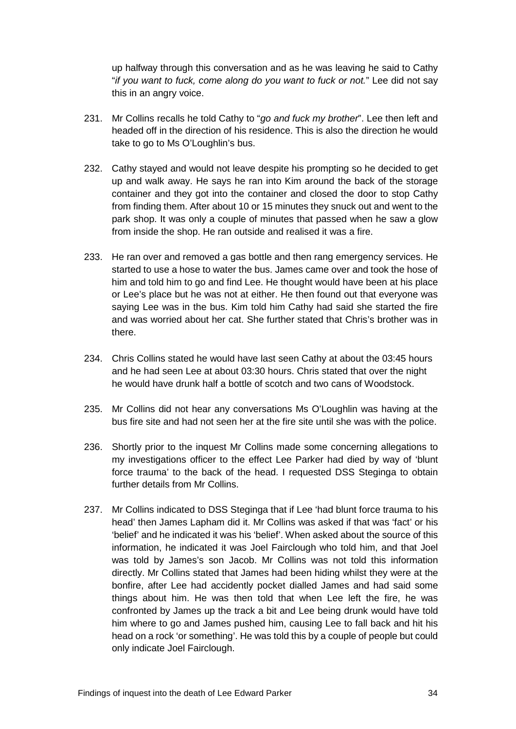up halfway through this conversation and as he was leaving he said to Cathy "*if you want to fuck, come along do you want to fuck or not.*" Lee did not say this in an angry voice.

231. Mr Collins recalls he told Cathy to "*go and fuck my brother*". Lee then left and headed off in the direction of his residence. This is also the direction he would take to go to Ms O'Loughlin's bus.

232. Cathy stayed and would not leave despite his prompting so he decided to get up and walk away. He says he ran into Kim around the back of the storage container and they got into the container and closed the door to stop Cathy from finding them. After about 10 or 15 minutes they snuck out and went to the park shop. It was only a couple of minutes that passed when he saw a glow from inside the shop. He ran outside and realised it was a fire.

233. He ran over and removed a gas bottle and then rang emergency services. He started to use a hose to water the bus. James came over and took the hose of him and told him to go and find Lee. He thought would have been at his place or Lee's place but he was not at either. He then found out that everyone was saying Lee was in the bus. Kim told him Cathy had said she started the fire and was worried about her cat. She further stated that Chris's brother was in there.

234. Chris Collins stated he would have last seen Cathy at about the 03:45 hours and he had seen Lee at about 03:30 hours. Chris stated that over the night he would have drunk half a bottle of scotch and two cans of Woodstock.

235. Mr Collins did not hear any conversations Ms O'Loughlin was having at the bus fire site and had not seen her at the fire site until she was with the police.

236. Shortly prior to the inquest Mr Collins made some concerning allegations to my investigations officer to the effect Lee Parker had died by way of 'blunt force trauma' to the back of the head. I requested DSS Steginga to obtain further details from Mr Collins.

237. Mr Collins indicated to DSS Steginga that if Lee 'had blunt force trauma to his head' then James Lapham did it. Mr Collins was asked if that was 'fact' or his 'belief' and he indicated it was his 'belief'. When asked about the source of this information, he indicated it was Joel Fairclough who told him, and that Joel was told by James's son Jacob. Mr Collins was not told this information directly. Mr Collins stated that James had been hiding whilst they were at the bonfire, after Lee had accidently pocket dialled James and had said some things about him. He was then told that when Lee left the fire, he was confronted by James up the track a bit and Lee being drunk would have told him where to go and James pushed him, causing Lee to fall back and hit his head on a rock 'or something'. He was told this by a couple of people but could only indicate Joel Fairclough.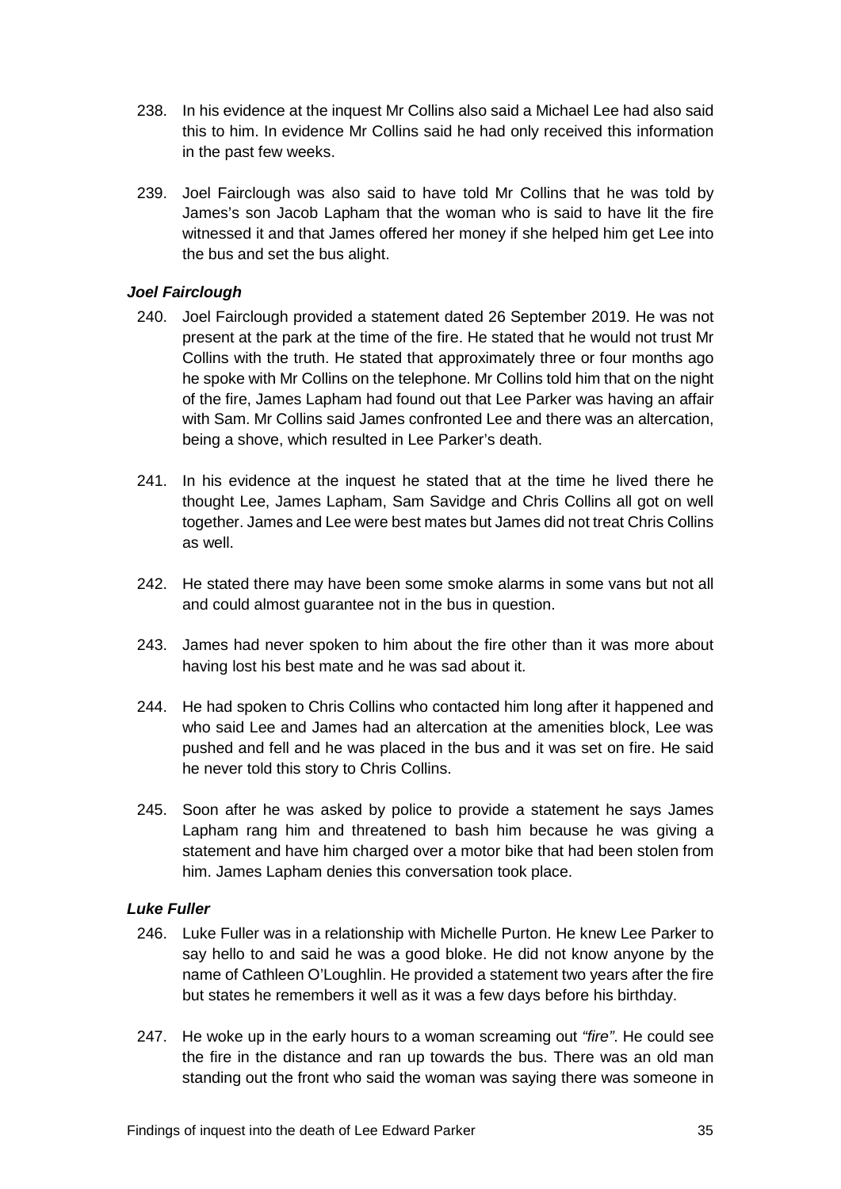238. In his evidence at the inquest Mr Collins also said a Michael Lee had also said this to him. In evidence Mr Collins said he had only received this information in the past few weeks.

239. Joel Fairclough was also said to have told Mr Collins that he was told by James's son Jacob Lapham that the woman who is said to have lit the fire witnessed it and that James offered her money if she helped him get Lee into the bus and set the bus alight.

### *Joel Fairclough*

240. Joel Fairclough provided a statement dated 26 September 2019. He was not present at the park at the time of the fire. He stated that he would not trust Mr Collins with the truth. He stated that approximately three or four months ago he spoke with Mr Collins on the telephone. Mr Collins told him that on the night of the fire, James Lapham had found out that Lee Parker was having an affair with Sam. Mr Collins said James confronted Lee and there was an altercation, being a shove, which resulted in Lee Parker's death.

241. In his evidence at the inquest he stated that at the time he lived there he thought Lee, James Lapham, Sam Savidge and Chris Collins all got on well together. James and Lee were best mates but James did not treat Chris Collins as well.

242. He stated there may have been some smoke alarms in some vans but not all and could almost guarantee not in the bus in question.

243. James had never spoken to him about the fire other than it was more about having lost his best mate and he was sad about it.

244. He had spoken to Chris Collins who contacted him long after it happened and who said Lee and James had an altercation at the amenities block, Lee was pushed and fell and he was placed in the bus and it was set on fire. He said he never told this story to Chris Collins.

245. Soon after he was asked by police to provide a statement he says James Lapham rang him and threatened to bash him because he was giving a statement and have him charged over a motor bike that had been stolen from him. James Lapham denies this conversation took place.

### *Luke Fuller*

246. Luke Fuller was in a relationship with Michelle Purton. He knew Lee Parker to say hello to and said he was a good bloke. He did not know anyone by the name of Cathleen O'Loughlin. He provided a statement two years after the fire but states he remembers it well as it was a few days before his birthday.

247. He woke up in the early hours to a woman screaming out *"fire"*. He could see the fire in the distance and ran up towards the bus. There was an old man standing out the front who said the woman was saying there was someone in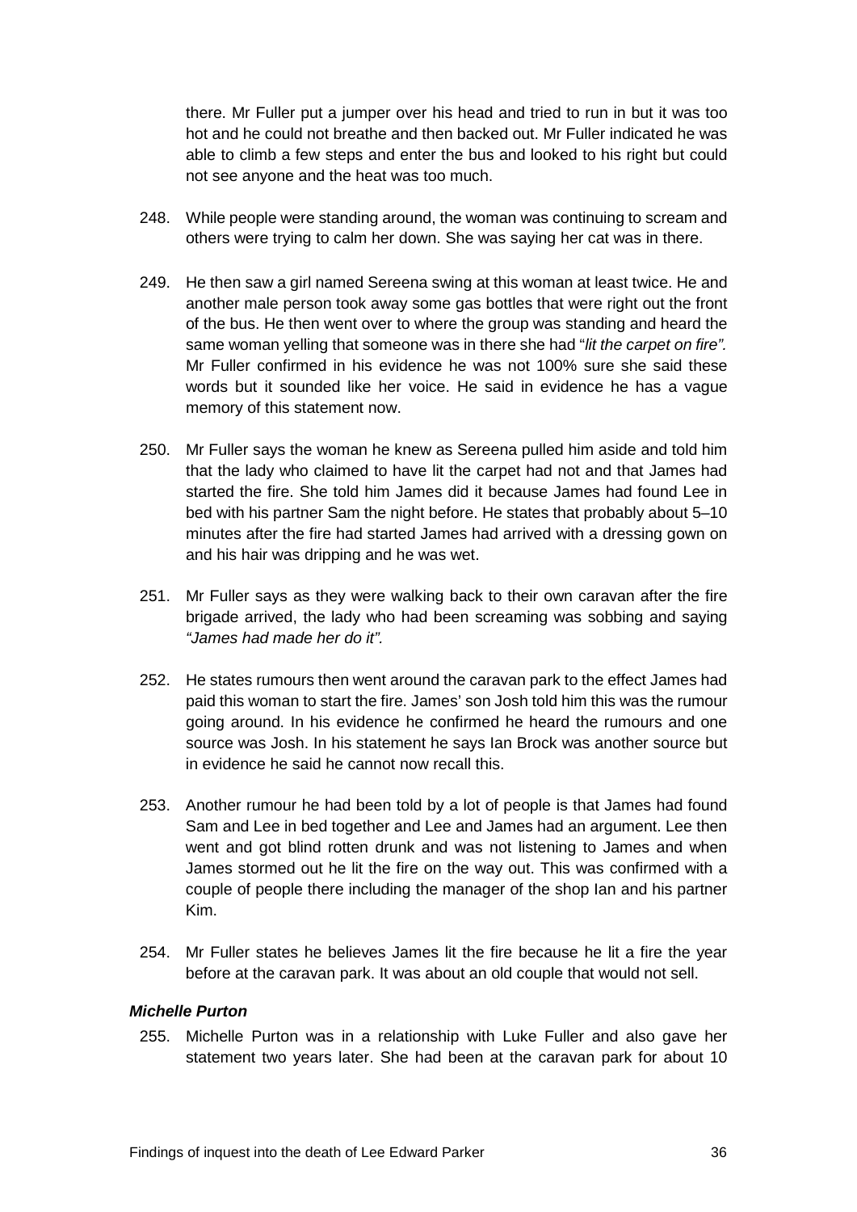there. Mr Fuller put a jumper over his head and tried to run in but it was too hot and he could not breathe and then backed out. Mr Fuller indicated he was able to climb a few steps and enter the bus and looked to his right but could not see anyone and the heat was too much.

248. While people were standing around, the woman was continuing to scream and others were trying to calm her down. She was saying her cat was in there.

249. He then saw a girl named Sereena swing at this woman at least twice. He and another male person took away some gas bottles that were right out the front of the bus. He then went over to where the group was standing and heard the same woman yelling that someone was in there she had "*lit the carpet on fire".* Mr Fuller confirmed in his evidence he was not 100% sure she said these words but it sounded like her voice. He said in evidence he has a vague memory of this statement now.

250. Mr Fuller says the woman he knew as Sereena pulled him aside and told him that the lady who claimed to have lit the carpet had not and that James had started the fire. She told him James did it because James had found Lee in bed with his partner Sam the night before. He states that probably about 5–10 minutes after the fire had started James had arrived with a dressing gown on and his hair was dripping and he was wet.

251. Mr Fuller says as they were walking back to their own caravan after the fire brigade arrived, the lady who had been screaming was sobbing and saying *"James had made her do it".*

252. He states rumours then went around the caravan park to the effect James had paid this woman to start the fire. James' son Josh told him this was the rumour going around. In his evidence he confirmed he heard the rumours and one source was Josh. In his statement he says Ian Brock was another source but in evidence he said he cannot now recall this.

253. Another rumour he had been told by a lot of people is that James had found Sam and Lee in bed together and Lee and James had an argument. Lee then went and got blind rotten drunk and was not listening to James and when James stormed out he lit the fire on the way out. This was confirmed with a couple of people there including the manager of the shop Ian and his partner Kim.

254. Mr Fuller states he believes James lit the fire because he lit a fire the year before at the caravan park. It was about an old couple that would not sell.

### *Michelle Purton*

255. Michelle Purton was in a relationship with Luke Fuller and also gave her statement two years later. She had been at the caravan park for about 10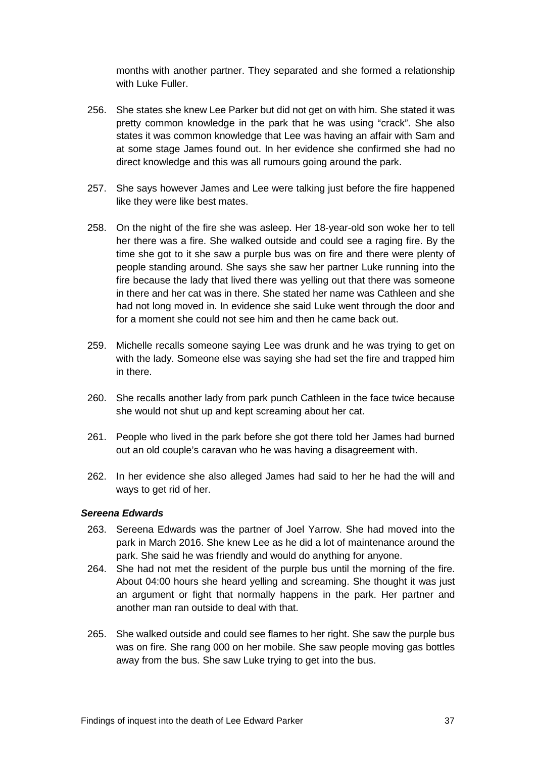months with another partner. They separated and she formed a relationship with Luke Fuller.

256. She states she knew Lee Parker but did not get on with him. She stated it was pretty common knowledge in the park that he was using “crack”. She also states it was common knowledge that Lee was having an affair with Sam and at some stage James found out. In her evidence she confirmed she had no direct knowledge and this was all rumours going around the park.

257. She says however James and Lee were talking just before the fire happened like they were like best mates.

258. On the night of the fire she was asleep. Her 18-year-old son woke her to tell her there was a fire. She walked outside and could see a raging fire. By the time she got to it she saw a purple bus was on fire and there were plenty of people standing around. She says she saw her partner Luke running into the fire because the lady that lived there was yelling out that there was someone in there and her cat was in there. She stated her name was Cathleen and she had not long moved in. In evidence she said Luke went through the door and for a moment she could not see him and then he came back out.

259. Michelle recalls someone saying Lee was drunk and he was trying to get on with the lady. Someone else was saying she had set the fire and trapped him in there.

260. She recalls another lady from park punch Cathleen in the face twice because she would not shut up and kept screaming about her cat.

261. People who lived in the park before she got there told her James had burned out an old couple’s caravan who he was having a disagreement with.

262. In her evidence she also alleged James had said to her he had the will and ways to get rid of her.

### *Sereena Edwards*

263. Sereena Edwards was the partner of Joel Yarrow. She had moved into the park in March 2016. She knew Lee as he did a lot of maintenance around the park. She said he was friendly and would do anything for anyone.

264. She had not met the resident of the purple bus until the morning of the fire. About 04:00 hours she heard yelling and screaming. She thought it was just an argument or fight that normally happens in the park. Her partner and another man ran outside to deal with that.

265. She walked outside and could see flames to her right. She saw the purple bus was on fire. She rang 000 on her mobile. She saw people moving gas bottles away from the bus. She saw Luke trying to get into the bus.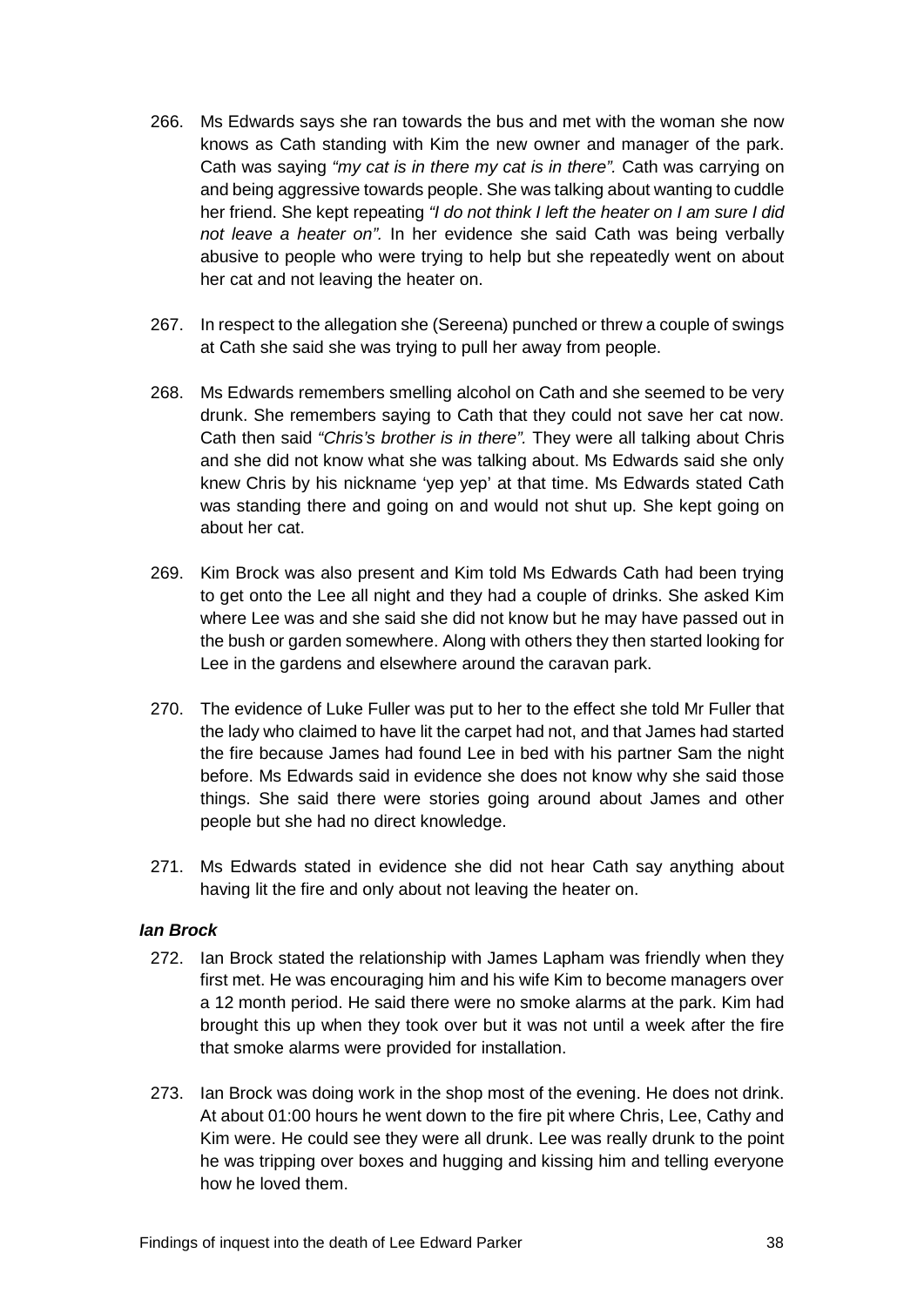266. Ms Edwards says she ran towards the bus and met with the woman she now knows as Cath standing with Kim the new owner and manager of the park. Cath was saying *"my cat is in there my cat is in there".* Cath was carrying on and being aggressive towards people. She was talking about wanting to cuddle her friend. She kept repeating *"I do not think I left the heater on I am sure I did not leave a heater on".* In her evidence she said Cath was being verbally abusive to people who were trying to help but she repeatedly went on about her cat and not leaving the heater on.

267. In respect to the allegation she (Sereena) punched or threw a couple of swings at Cath she said she was trying to pull her away from people.

268. Ms Edwards remembers smelling alcohol on Cath and she seemed to be very drunk. She remembers saying to Cath that they could not save her cat now. Cath then said *"Chris's brother is in there".* They were all talking about Chris and she did not know what she was talking about. Ms Edwards said she only knew Chris by his nickname 'yep yep' at that time. Ms Edwards stated Cath was standing there and going on and would not shut up. She kept going on about her cat.

269. Kim Brock was also present and Kim told Ms Edwards Cath had been trying to get onto the Lee all night and they had a couple of drinks. She asked Kim where Lee was and she said she did not know but he may have passed out in the bush or garden somewhere. Along with others they then started looking for Lee in the gardens and elsewhere around the caravan park.

270. The evidence of Luke Fuller was put to her to the effect she told Mr Fuller that the lady who claimed to have lit the carpet had not, and that James had started the fire because James had found Lee in bed with his partner Sam the night before. Ms Edwards said in evidence she does not know why she said those things. She said there were stories going around about James and other people but she had no direct knowledge.

271. Ms Edwards stated in evidence she did not hear Cath say anything about having lit the fire and only about not leaving the heater on.

***Ian Brock***

272. Ian Brock stated the relationship with James Lapham was friendly when they first met. He was encouraging him and his wife Kim to become managers over a 12 month period. He said there were no smoke alarms at the park. Kim had brought this up when they took over but it was not until a week after the fire that smoke alarms were provided for installation.

273. Ian Brock was doing work in the shop most of the evening. He does not drink. At about 01:00 hours he went down to the fire pit where Chris, Lee, Cathy and Kim were. He could see they were all drunk. Lee was really drunk to the point he was tripping over boxes and hugging and kissing him and telling everyone how he loved them.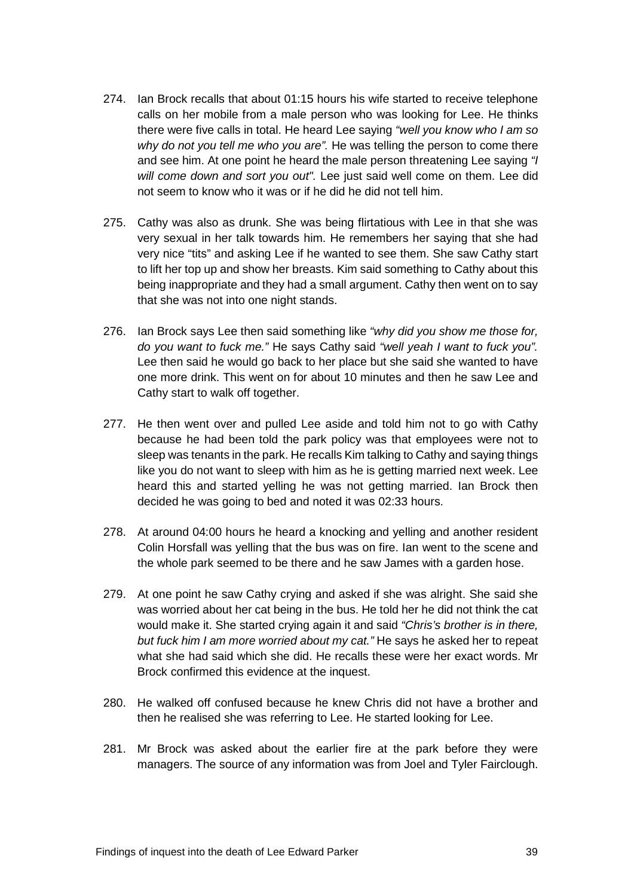274. Ian Brock recalls that about 01:15 hours his wife started to receive telephone calls on her mobile from a male person who was looking for Lee. He thinks there were five calls in total. He heard Lee saying *"well you know who I am so why do not you tell me who you are".* He was telling the person to come there and see him. At one point he heard the male person threatening Lee saying *"I will come down and sort you out".* Lee just said well come on them. Lee did not seem to know who it was or if he did he did not tell him.

275. Cathy was also as drunk. She was being flirtatious with Lee in that she was very sexual in her talk towards him. He remembers her saying that she had very nice "tits" and asking Lee if he wanted to see them. She saw Cathy start to lift her top up and show her breasts. Kim said something to Cathy about this being inappropriate and they had a small argument. Cathy then went on to say that she was not into one night stands.

276. Ian Brock says Lee then said something like *"why did you show me those for, do you want to fuck me."* He says Cathy said *"well yeah I want to fuck you".* Lee then said he would go back to her place but she said she wanted to have one more drink. This went on for about 10 minutes and then he saw Lee and Cathy start to walk off together.

277. He then went over and pulled Lee aside and told him not to go with Cathy because he had been told the park policy was that employees were not to sleep was tenants in the park. He recalls Kim talking to Cathy and saying things like you do not want to sleep with him as he is getting married next week. Lee heard this and started yelling he was not getting married. Ian Brock then decided he was going to bed and noted it was 02:33 hours.

278. At around 04:00 hours he heard a knocking and yelling and another resident Colin Horsfall was yelling that the bus was on fire. Ian went to the scene and the whole park seemed to be there and he saw James with a garden hose.

279. At one point he saw Cathy crying and asked if she was alright. She said she was worried about her cat being in the bus. He told her he did not think the cat would make it. She started crying again it and said *"Chris's brother is in there, but fuck him I am more worried about my cat."* He says he asked her to repeat what she had said which she did. He recalls these were her exact words. Mr Brock confirmed this evidence at the inquest.

280. He walked off confused because he knew Chris did not have a brother and then he realised she was referring to Lee. He started looking for Lee.

281. Mr Brock was asked about the earlier fire at the park before they were managers. The source of any information was from Joel and Tyler Fairclough.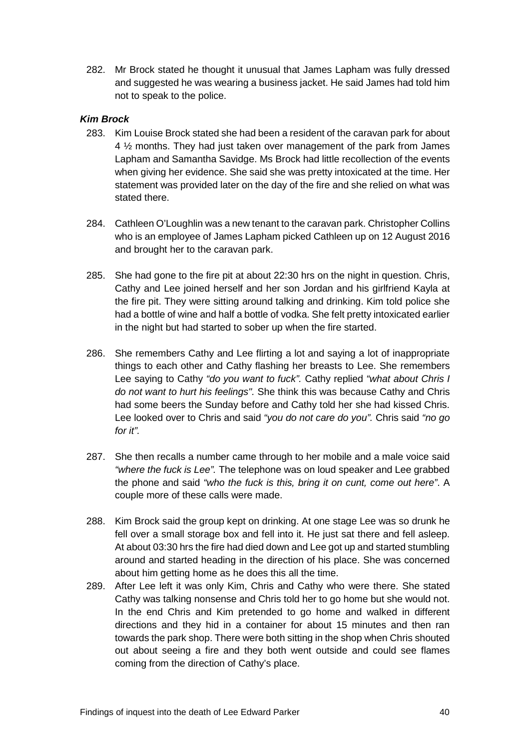282. Mr Brock stated he thought it unusual that James Lapham was fully dressed and suggested he was wearing a business jacket. He said James had told him not to speak to the police.

### *Kim Brock*

283. Kim Louise Brock stated she had been a resident of the caravan park for about 4 ½ months. They had just taken over management of the park from James Lapham and Samantha Savidge. Ms Brock had little recollection of the events when giving her evidence. She said she was pretty intoxicated at the time. Her statement was provided later on the day of the fire and she relied on what was stated there.

284. Cathleen O'Loughlin was a new tenant to the caravan park. Christopher Collins who is an employee of James Lapham picked Cathleen up on 12 August 2016 and brought her to the caravan park.

285. She had gone to the fire pit at about 22:30 hrs on the night in question. Chris, Cathy and Lee joined herself and her son Jordan and his girlfriend Kayla at the fire pit. They were sitting around talking and drinking. Kim told police she had a bottle of wine and half a bottle of vodka. She felt pretty intoxicated earlier in the night but had started to sober up when the fire started.

286. She remembers Cathy and Lee flirting a lot and saying a lot of inappropriate things to each other and Cathy flashing her breasts to Lee. She remembers Lee saying to Cathy *"do you want to fuck".* Cathy replied *"what about Chris I do not want to hurt his feelings".* She think this was because Cathy and Chris had some beers the Sunday before and Cathy told her she had kissed Chris. Lee looked over to Chris and said *"you do not care do you".* Chris said *"no go for it".*

287. She then recalls a number came through to her mobile and a male voice said *"where the fuck is Lee".* The telephone was on loud speaker and Lee grabbed the phone and said *"who the fuck is this, bring it on cunt, come out here"*. A couple more of these calls were made.

288. Kim Brock said the group kept on drinking. At one stage Lee was so drunk he fell over a small storage box and fell into it. He just sat there and fell asleep. At about 03:30 hrs the fire had died down and Lee got up and started stumbling around and started heading in the direction of his place. She was concerned about him getting home as he does this all the time.

289. After Lee left it was only Kim, Chris and Cathy who were there. She stated Cathy was talking nonsense and Chris told her to go home but she would not. In the end Chris and Kim pretended to go home and walked in different directions and they hid in a container for about 15 minutes and then ran towards the park shop. There were both sitting in the shop when Chris shouted out about seeing a fire and they both went outside and could see flames coming from the direction of Cathy's place.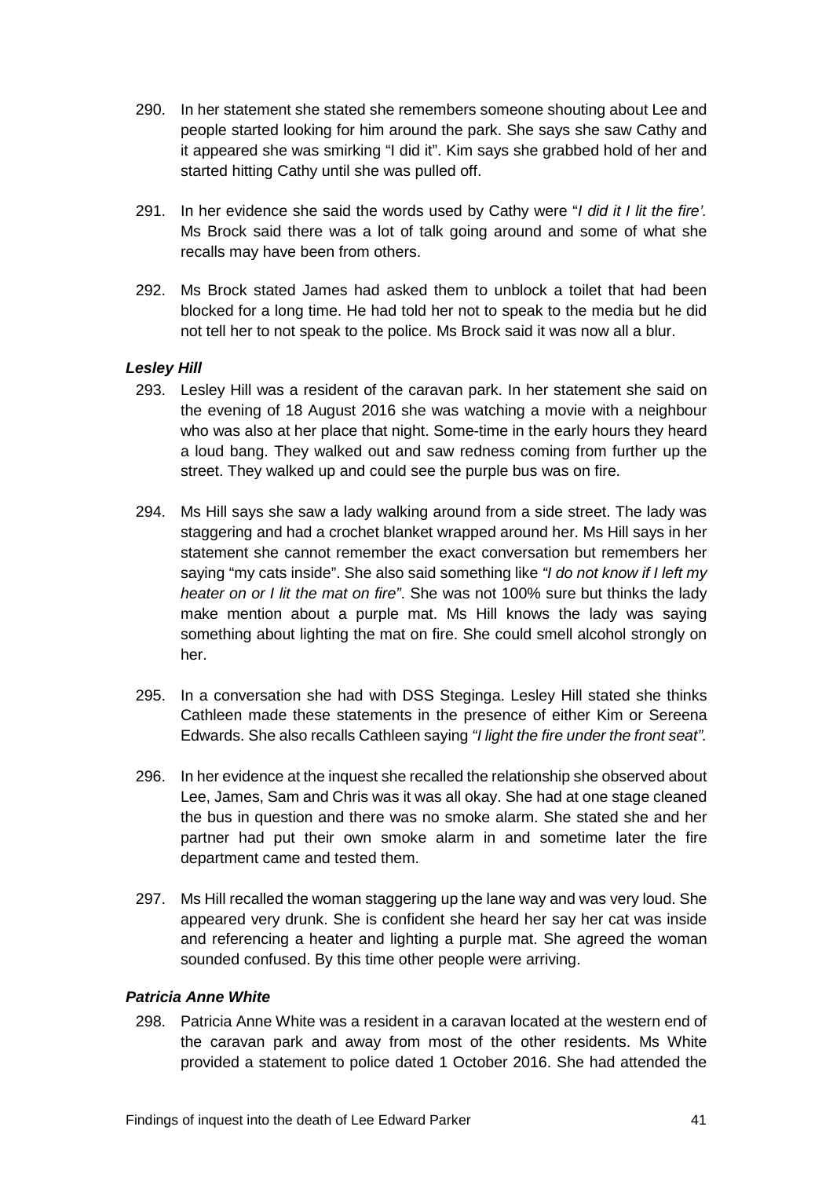290. In her statement she stated she remembers someone shouting about Lee and people started looking for him around the park. She says she saw Cathy and it appeared she was smirking "I did it". Kim says she grabbed hold of her and started hitting Cathy until she was pulled off.

291. In her evidence she said the words used by Cathy were "*I did it I lit the fire'.* Ms Brock said there was a lot of talk going around and some of what she recalls may have been from others.

292. Ms Brock stated James had asked them to unblock a toilet that had been blocked for a long time. He had told her not to speak to the media but he did not tell her to not speak to the police. Ms Brock said it was now all a blur.

### *Lesley Hill*

293. Lesley Hill was a resident of the caravan park. In her statement she said on the evening of 18 August 2016 she was watching a movie with a neighbour who was also at her place that night. Some-time in the early hours they heard a loud bang. They walked out and saw redness coming from further up the street. They walked up and could see the purple bus was on fire.

294. Ms Hill says she saw a lady walking around from a side street. The lady was staggering and had a crochet blanket wrapped around her. Ms Hill says in her statement she cannot remember the exact conversation but remembers her saying "my cats inside". She also said something like *"I do not know if I left my heater on or I lit the mat on fire"*. She was not 100% sure but thinks the lady make mention about a purple mat. Ms Hill knows the lady was saying something about lighting the mat on fire. She could smell alcohol strongly on her.

295. In a conversation she had with DSS Steginga. Lesley Hill stated she thinks Cathleen made these statements in the presence of either Kim or Sereena Edwards. She also recalls Cathleen saying *"I light the fire under the front seat"*.

296. In her evidence at the inquest she recalled the relationship she observed about Lee, James, Sam and Chris was it was all okay. She had at one stage cleaned the bus in question and there was no smoke alarm. She stated she and her partner had put their own smoke alarm in and sometime later the fire department came and tested them.

297. Ms Hill recalled the woman staggering up the lane way and was very loud. She appeared very drunk. She is confident she heard her say her cat was inside and referencing a heater and lighting a purple mat. She agreed the woman sounded confused. By this time other people were arriving.

### *Patricia Anne White*

298. Patricia Anne White was a resident in a caravan located at the western end of the caravan park and away from most of the other residents. Ms White provided a statement to police dated 1 October 2016. She had attended the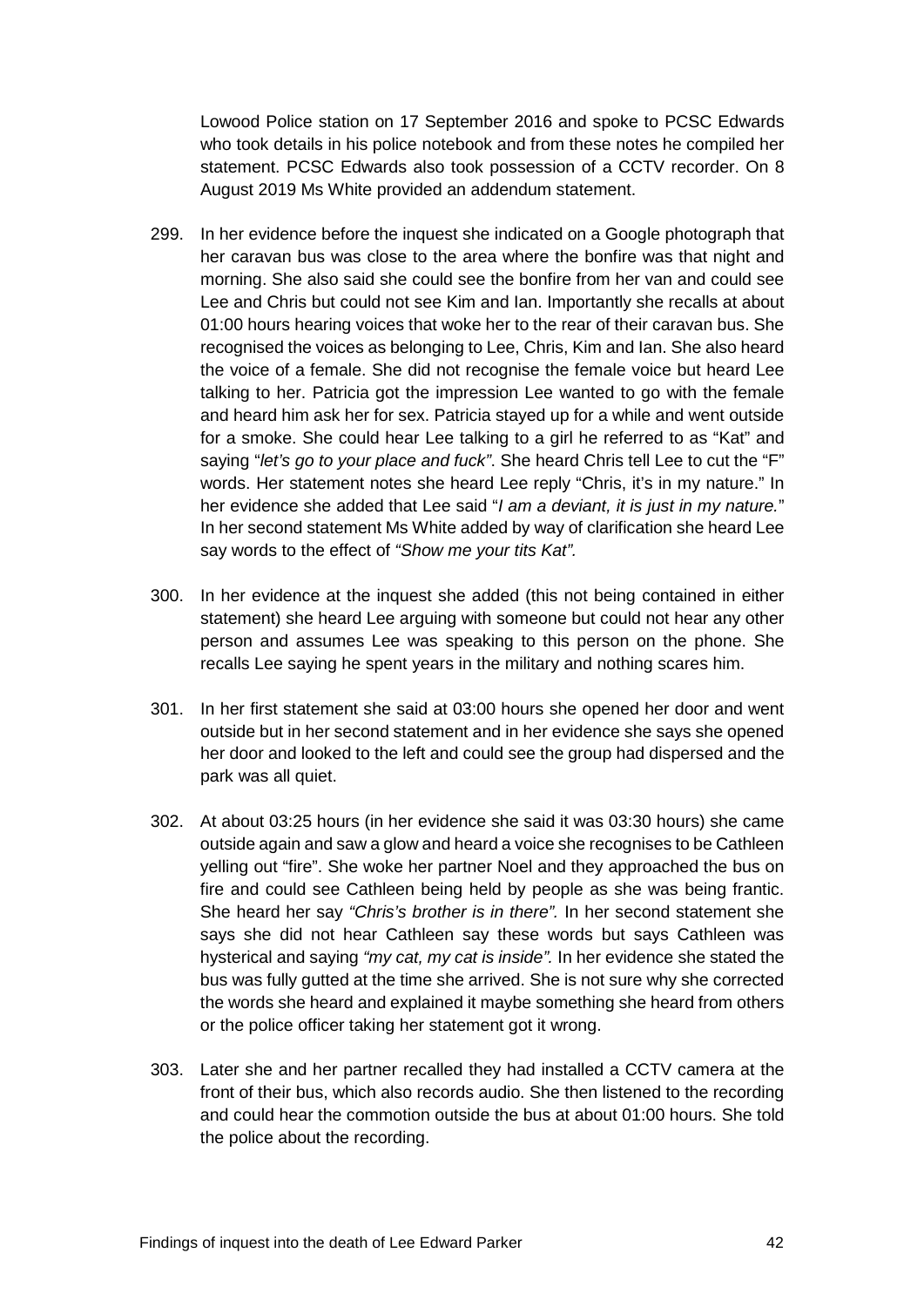Lowood Police station on 17 September 2016 and spoke to PCSC Edwards who took details in his police notebook and from these notes he compiled her statement. PCSC Edwards also took possession of a CCTV recorder. On 8 August 2019 Ms White provided an addendum statement.

299. In her evidence before the inquest she indicated on a Google photograph that her caravan bus was close to the area where the bonfire was that night and morning. She also said she could see the bonfire from her van and could see Lee and Chris but could not see Kim and Ian. Importantly she recalls at about 01:00 hours hearing voices that woke her to the rear of their caravan bus. She recognised the voices as belonging to Lee, Chris, Kim and Ian. She also heard the voice of a female. She did not recognise the female voice but heard Lee talking to her. Patricia got the impression Lee wanted to go with the female and heard him ask her for sex. Patricia stayed up for a while and went outside for a smoke. She could hear Lee talking to a girl he referred to as "Kat" and saying "*let's go to your place and fuck*". She heard Chris tell Lee to cut the "F" words. Her statement notes she heard Lee reply "Chris, it's in my nature." In her evidence she added that Lee said "*I am a deviant, it is just in my nature.*" In her second statement Ms White added by way of clarification she heard Lee say words to the effect of *"Show me your tits Kat".*

300. In her evidence at the inquest she added (this not being contained in either statement) she heard Lee arguing with someone but could not hear any other person and assumes Lee was speaking to this person on the phone. She recalls Lee saying he spent years in the military and nothing scares him.

301. In her first statement she said at 03:00 hours she opened her door and went outside but in her second statement and in her evidence she says she opened her door and looked to the left and could see the group had dispersed and the park was all quiet.

302. At about 03:25 hours (in her evidence she said it was 03:30 hours) she came outside again and saw a glow and heard a voice she recognises to be Cathleen yelling out "fire". She woke her partner Noel and they approached the bus on fire and could see Cathleen being held by people as she was being frantic. She heard her say *"Chris's brother is in there".* In her second statement she says she did not hear Cathleen say these words but says Cathleen was hysterical and saying *"my cat, my cat is inside".* In her evidence she stated the bus was fully gutted at the time she arrived. She is not sure why she corrected the words she heard and explained it maybe something she heard from others or the police officer taking her statement got it wrong.

303. Later she and her partner recalled they had installed a CCTV camera at the front of their bus, which also records audio. She then listened to the recording and could hear the commotion outside the bus at about 01:00 hours. She told the police about the recording.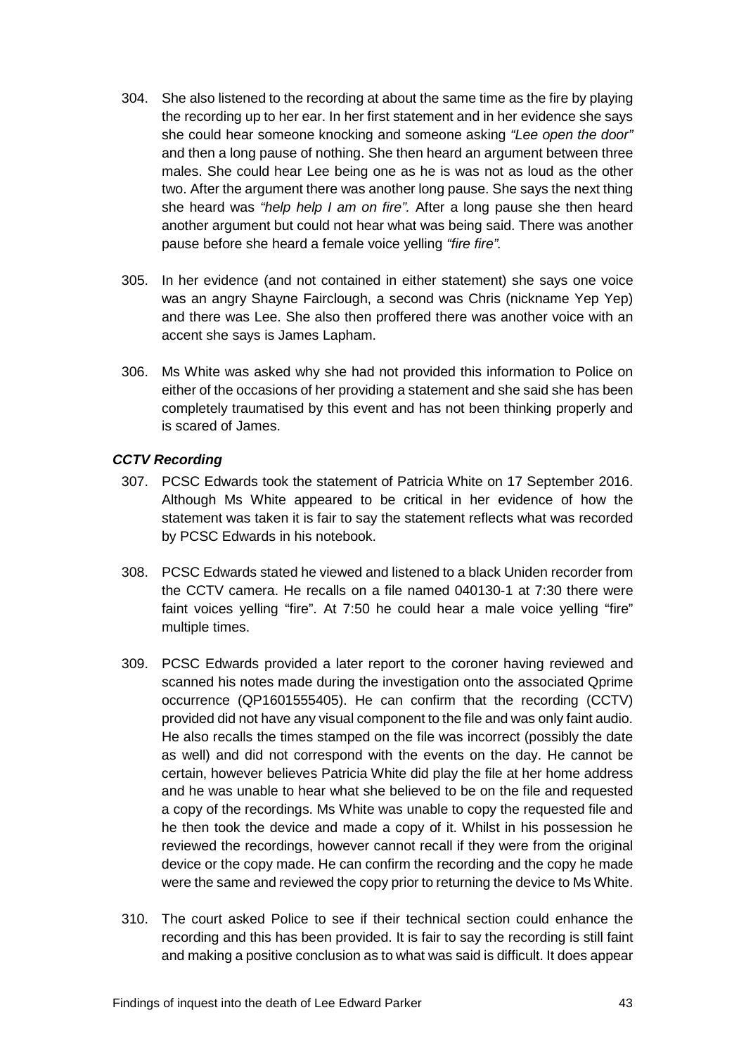304. She also listened to the recording at about the same time as the fire by playing the recording up to her ear. In her first statement and in her evidence she says she could hear someone knocking and someone asking *"Lee open the door"* and then a long pause of nothing. She then heard an argument between three males. She could hear Lee being one as he is was not as loud as the other two. After the argument there was another long pause. She says the next thing she heard was *"help help I am on fire".* After a long pause she then heard another argument but could not hear what was being said. There was another pause before she heard a female voice yelling *"fire fire".*

305. In her evidence (and not contained in either statement) she says one voice was an angry Shayne Fairclough, a second was Chris (nickname Yep Yep) and there was Lee. She also then proffered there was another voice with an accent she says is James Lapham.

306. Ms White was asked why she had not provided this information to Police on either of the occasions of her providing a statement and she said she has been completely traumatised by this event and has not been thinking properly and is scared of James.

### *CCTV Recording*

307. PCSC Edwards took the statement of Patricia White on 17 September 2016. Although Ms White appeared to be critical in her evidence of how the statement was taken it is fair to say the statement reflects what was recorded by PCSC Edwards in his notebook.

308. PCSC Edwards stated he viewed and listened to a black Uniden recorder from the CCTV camera. He recalls on a file named 040130-1 at 7:30 there were faint voices yelling "fire". At 7:50 he could hear a male voice yelling "fire" multiple times.

309. PCSC Edwards provided a later report to the coroner having reviewed and scanned his notes made during the investigation onto the associated Qprime occurrence (QP1601555405). He can confirm that the recording (CCTV) provided did not have any visual component to the file and was only faint audio. He also recalls the times stamped on the file was incorrect (possibly the date as well) and did not correspond with the events on the day. He cannot be certain, however believes Patricia White did play the file at her home address and he was unable to hear what she believed to be on the file and requested a copy of the recordings. Ms White was unable to copy the requested file and he then took the device and made a copy of it. Whilst in his possession he reviewed the recordings, however cannot recall if they were from the original device or the copy made. He can confirm the recording and the copy he made were the same and reviewed the copy prior to returning the device to Ms White.

310. The court asked Police to see if their technical section could enhance the recording and this has been provided. It is fair to say the recording is still faint and making a positive conclusion as to what was said is difficult. It does appear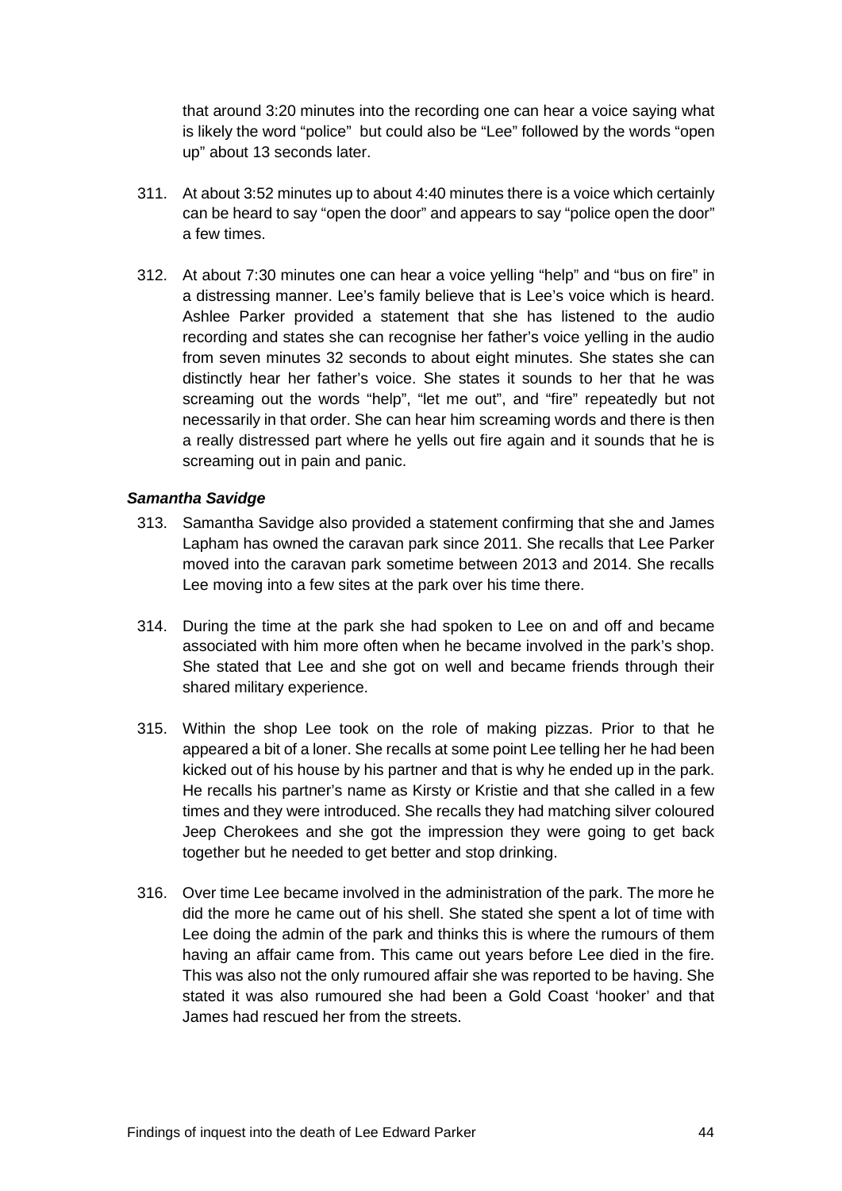that around 3:20 minutes into the recording one can hear a voice saying what is likely the word "police" but could also be "Lee" followed by the words "open up" about 13 seconds later.

311. At about 3:52 minutes up to about 4:40 minutes there is a voice which certainly can be heard to say "open the door" and appears to say "police open the door" a few times.

312. At about 7:30 minutes one can hear a voice yelling "help" and "bus on fire" in a distressing manner. Lee's family believe that is Lee's voice which is heard. Ashlee Parker provided a statement that she has listened to the audio recording and states she can recognise her father's voice yelling in the audio from seven minutes 32 seconds to about eight minutes. She states she can distinctly hear her father's voice. She states it sounds to her that he was screaming out the words "help", "let me out", and "fire" repeatedly but not necessarily in that order. She can hear him screaming words and there is then a really distressed part where he yells out fire again and it sounds that he is screaming out in pain and panic.

### *Samantha Savidge*

313. Samantha Savidge also provided a statement confirming that she and James Lapham has owned the caravan park since 2011. She recalls that Lee Parker moved into the caravan park sometime between 2013 and 2014. She recalls Lee moving into a few sites at the park over his time there.

314. During the time at the park she had spoken to Lee on and off and became associated with him more often when he became involved in the park's shop. She stated that Lee and she got on well and became friends through their shared military experience.

315. Within the shop Lee took on the role of making pizzas. Prior to that he appeared a bit of a loner. She recalls at some point Lee telling her he had been kicked out of his house by his partner and that is why he ended up in the park. He recalls his partner's name as Kirsty or Kristie and that she called in a few times and they were introduced. She recalls they had matching silver coloured Jeep Cherokees and she got the impression they were going to get back together but he needed to get better and stop drinking.

316. Over time Lee became involved in the administration of the park. The more he did the more he came out of his shell. She stated she spent a lot of time with Lee doing the admin of the park and thinks this is where the rumours of them having an affair came from. This came out years before Lee died in the fire. This was also not the only rumoured affair she was reported to be having. She stated it was also rumoured she had been a Gold Coast 'hooker' and that James had rescued her from the streets.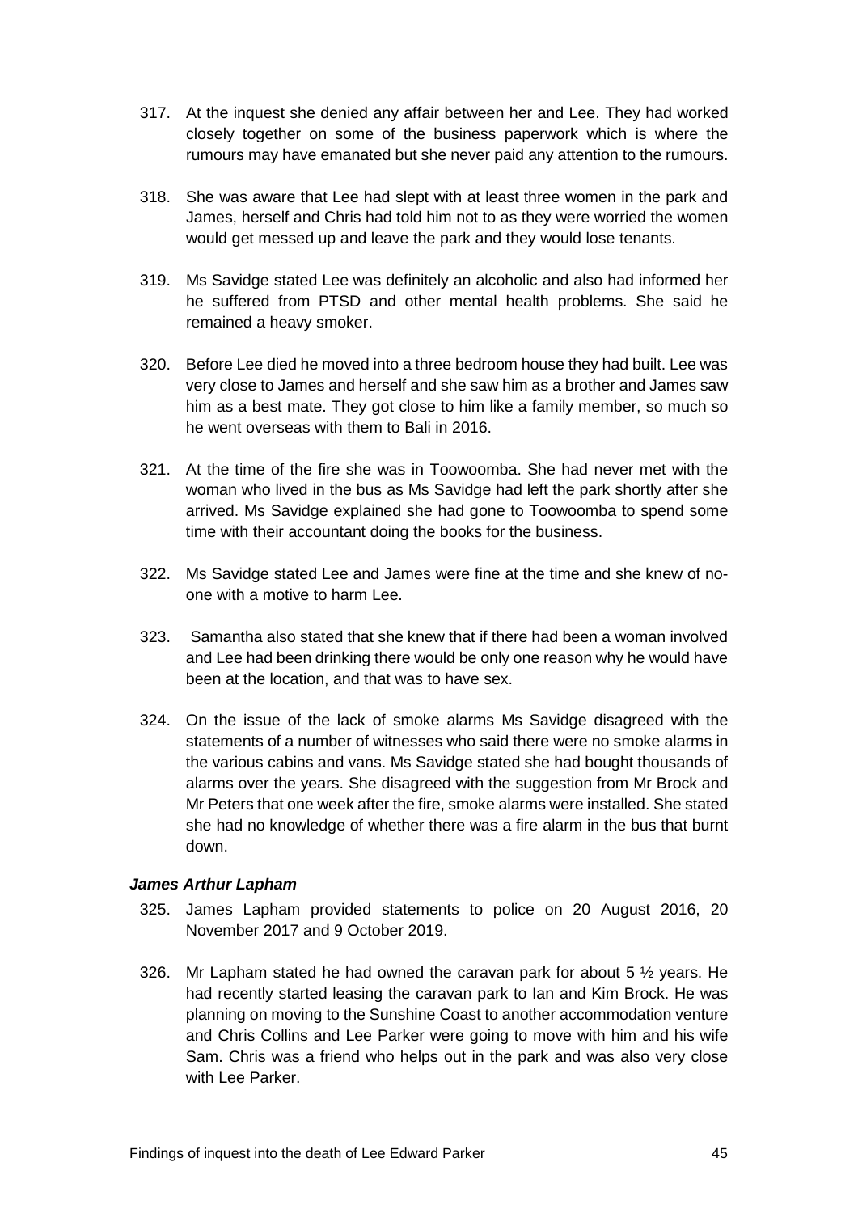317. At the inquest she denied any affair between her and Lee. They had worked closely together on some of the business paperwork which is where the rumours may have emanated but she never paid any attention to the rumours.

318. She was aware that Lee had slept with at least three women in the park and James, herself and Chris had told him not to as they were worried the women would get messed up and leave the park and they would lose tenants.

319. Ms Savidge stated Lee was definitely an alcoholic and also had informed her he suffered from PTSD and other mental health problems. She said he remained a heavy smoker.

320. Before Lee died he moved into a three bedroom house they had built. Lee was very close to James and herself and she saw him as a brother and James saw him as a best mate. They got close to him like a family member, so much so he went overseas with them to Bali in 2016.

321. At the time of the fire she was in Toowoomba. She had never met with the woman who lived in the bus as Ms Savidge had left the park shortly after she arrived. Ms Savidge explained she had gone to Toowoomba to spend some time with their accountant doing the books for the business.

322. Ms Savidge stated Lee and James were fine at the time and she knew of no-one with a motive to harm Lee.

323. Samantha also stated that she knew that if there had been a woman involved and Lee had been drinking there would be only one reason why he would have been at the location, and that was to have sex.

324. On the issue of the lack of smoke alarms Ms Savidge disagreed with the statements of a number of witnesses who said there were no smoke alarms in the various cabins and vans. Ms Savidge stated she had bought thousands of alarms over the years. She disagreed with the suggestion from Mr Brock and Mr Peters that one week after the fire, smoke alarms were installed. She stated she had no knowledge of whether there was a fire alarm in the bus that burnt down.

#### *James Arthur Lapham*

325. James Lapham provided statements to police on 20 August 2016, 20 November 2017 and 9 October 2019.

326. Mr Lapham stated he had owned the caravan park for about 5 ½ years. He had recently started leasing the caravan park to Ian and Kim Brock. He was planning on moving to the Sunshine Coast to another accommodation venture and Chris Collins and Lee Parker were going to move with him and his wife Sam. Chris was a friend who helps out in the park and was also very close with Lee Parker.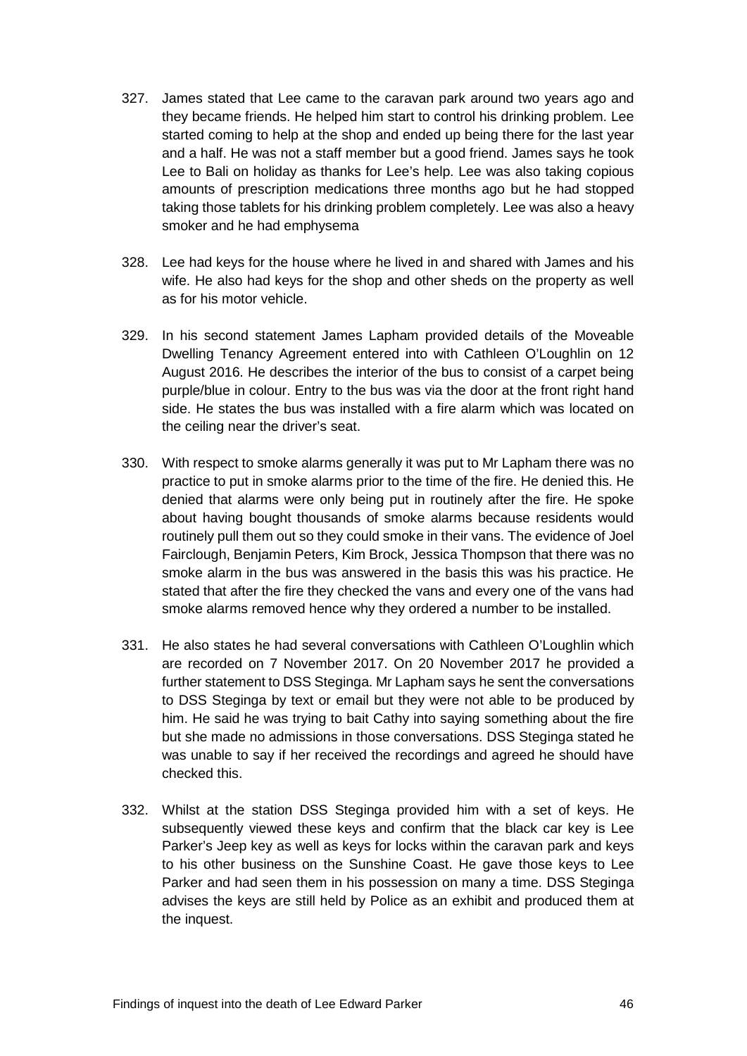327. James stated that Lee came to the caravan park around two years ago and they became friends. He helped him start to control his drinking problem. Lee started coming to help at the shop and ended up being there for the last year and a half. He was not a staff member but a good friend. James says he took Lee to Bali on holiday as thanks for Lee's help. Lee was also taking copious amounts of prescription medications three months ago but he had stopped taking those tablets for his drinking problem completely. Lee was also a heavy smoker and he had emphysema

328. Lee had keys for the house where he lived in and shared with James and his wife. He also had keys for the shop and other sheds on the property as well as for his motor vehicle.

329. In his second statement James Lapham provided details of the Moveable Dwelling Tenancy Agreement entered into with Cathleen O'Loughlin on 12 August 2016. He describes the interior of the bus to consist of a carpet being purple/blue in colour. Entry to the bus was via the door at the front right hand side. He states the bus was installed with a fire alarm which was located on the ceiling near the driver's seat.

330. With respect to smoke alarms generally it was put to Mr Lapham there was no practice to put in smoke alarms prior to the time of the fire. He denied this. He denied that alarms were only being put in routinely after the fire. He spoke about having bought thousands of smoke alarms because residents would routinely pull them out so they could smoke in their vans. The evidence of Joel Fairclough, Benjamin Peters, Kim Brock, Jessica Thompson that there was no smoke alarm in the bus was answered in the basis this was his practice. He stated that after the fire they checked the vans and every one of the vans had smoke alarms removed hence why they ordered a number to be installed.

331. He also states he had several conversations with Cathleen O'Loughlin which are recorded on 7 November 2017. On 20 November 2017 he provided a further statement to DSS Steginga. Mr Lapham says he sent the conversations to DSS Steginga by text or email but they were not able to be produced by him. He said he was trying to bait Cathy into saying something about the fire but she made no admissions in those conversations. DSS Steginga stated he was unable to say if her received the recordings and agreed he should have checked this.

332. Whilst at the station DSS Steginga provided him with a set of keys. He subsequently viewed these keys and confirm that the black car key is Lee Parker's Jeep key as well as keys for locks within the caravan park and keys to his other business on the Sunshine Coast. He gave those keys to Lee Parker and had seen them in his possession on many a time. DSS Steginga advises the keys are still held by Police as an exhibit and produced them at the inquest.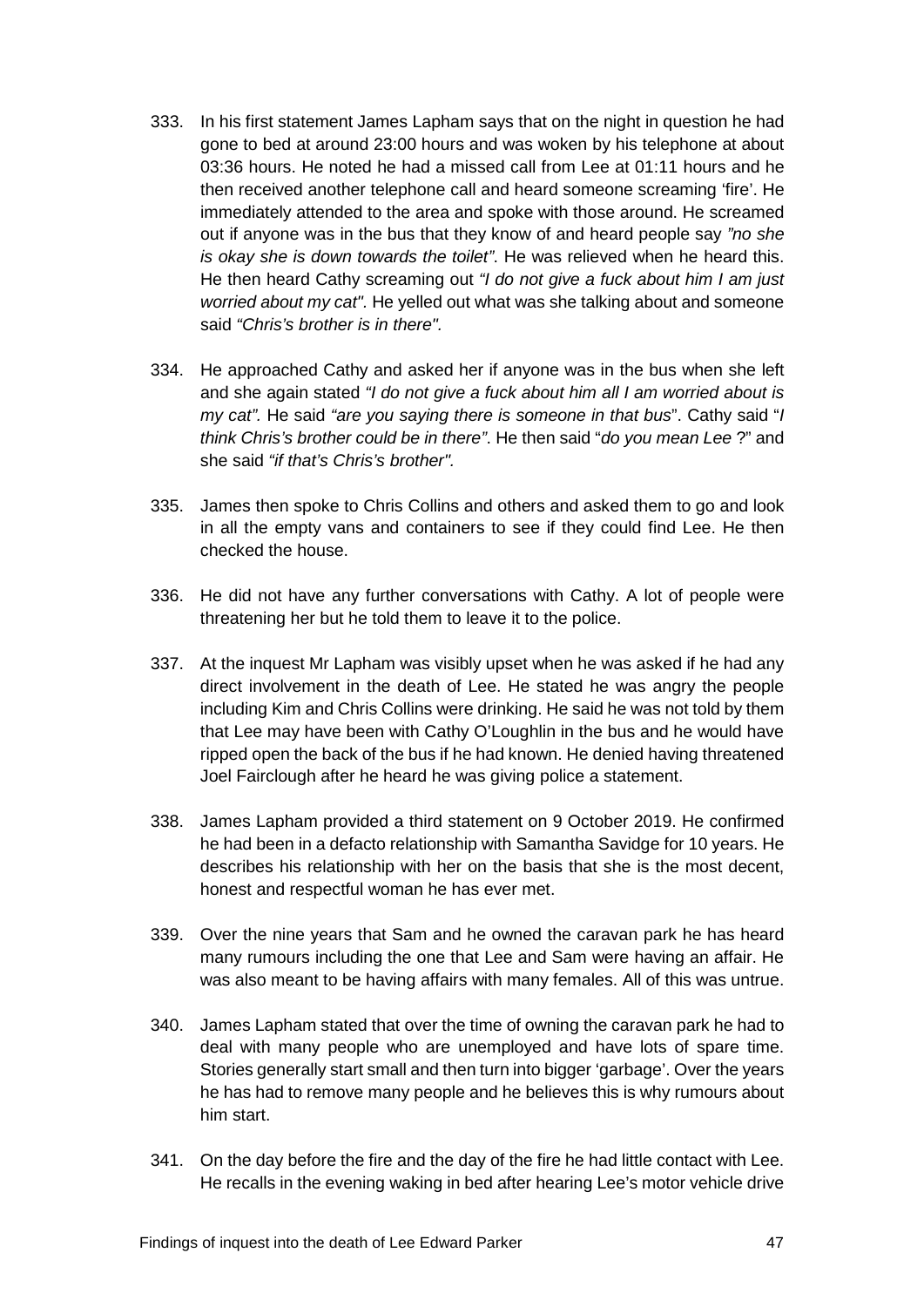333. In his first statement James Lapham says that on the night in question he had gone to bed at around 23:00 hours and was woken by his telephone at about 03:36 hours. He noted he had a missed call from Lee at 01:11 hours and he then received another telephone call and heard someone screaming 'fire'. He immediately attended to the area and spoke with those around. He screamed out if anyone was in the bus that they know of and heard people say *"no she is okay she is down towards the toilet"*. He was relieved when he heard this. He then heard Cathy screaming out *"I do not give a fuck about him I am just worried about my cat".* He yelled out what was she talking about and someone said *"Chris's brother is in there".*

334. He approached Cathy and asked her if anyone was in the bus when she left and she again stated *"I do not give a fuck about him all I am worried about is my cat".* He said *"are you saying there is someone in that bus*". Cathy said "*I think Chris's brother could be in there"*. He then said "*do you mean Lee* ?" and she said *"if that's Chris's brother".*

335. James then spoke to Chris Collins and others and asked them to go and look in all the empty vans and containers to see if they could find Lee. He then checked the house.

336. He did not have any further conversations with Cathy. A lot of people were threatening her but he told them to leave it to the police.

337. At the inquest Mr Lapham was visibly upset when he was asked if he had any direct involvement in the death of Lee. He stated he was angry the people including Kim and Chris Collins were drinking. He said he was not told by them that Lee may have been with Cathy O'Loughlin in the bus and he would have ripped open the back of the bus if he had known. He denied having threatened Joel Fairclough after he heard he was giving police a statement.

338. James Lapham provided a third statement on 9 October 2019. He confirmed he had been in a defacto relationship with Samantha Savidge for 10 years. He describes his relationship with her on the basis that she is the most decent, honest and respectful woman he has ever met.

339. Over the nine years that Sam and he owned the caravan park he has heard many rumours including the one that Lee and Sam were having an affair. He was also meant to be having affairs with many females. All of this was untrue.

340. James Lapham stated that over the time of owning the caravan park he had to deal with many people who are unemployed and have lots of spare time. Stories generally start small and then turn into bigger 'garbage'. Over the years he has had to remove many people and he believes this is why rumours about him start.

341. On the day before the fire and the day of the fire he had little contact with Lee. He recalls in the evening waking in bed after hearing Lee's motor vehicle drive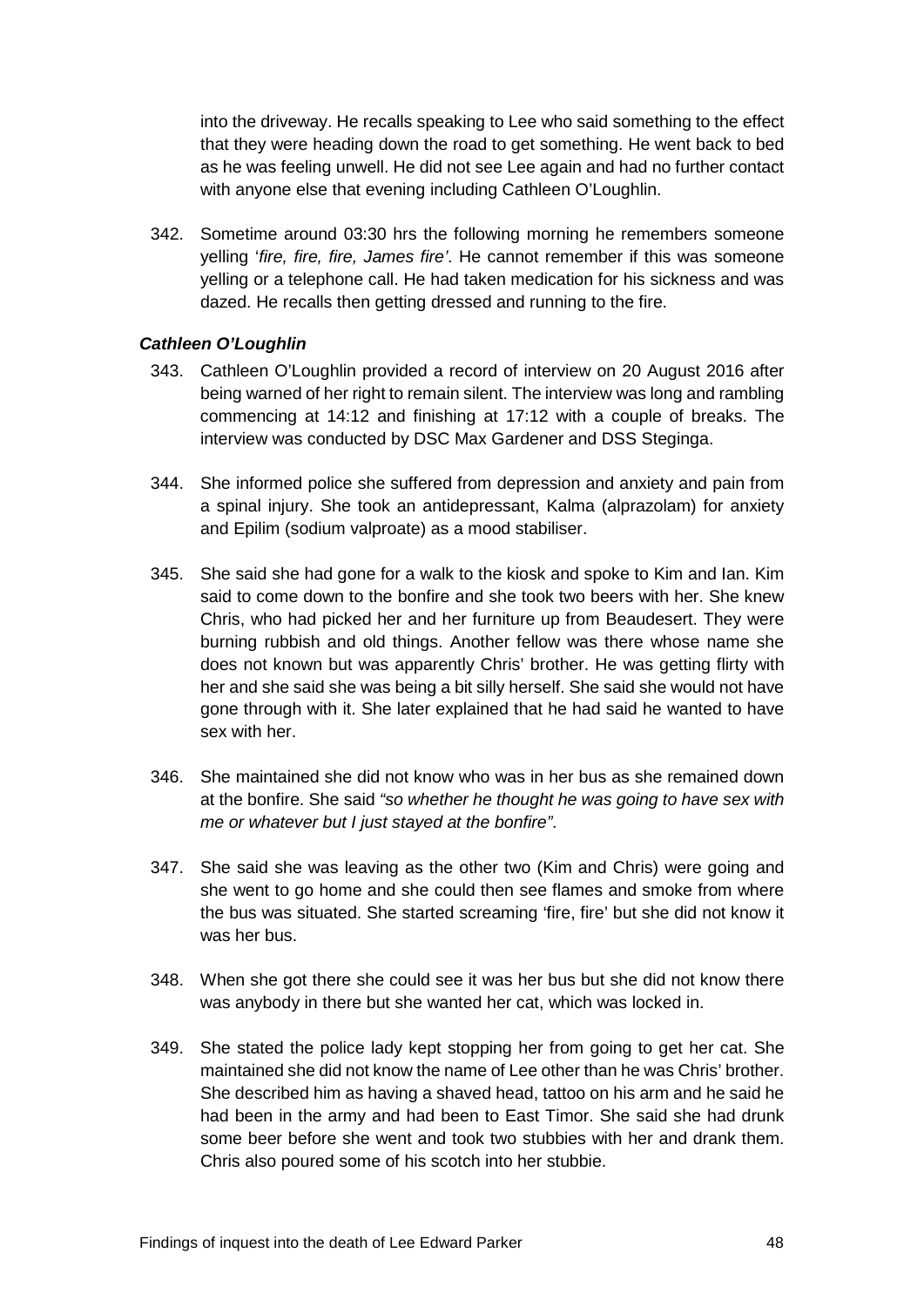into the driveway. He recalls speaking to Lee who said something to the effect that they were heading down the road to get something. He went back to bed as he was feeling unwell. He did not see Lee again and had no further contact with anyone else that evening including Cathleen O'Loughlin.

342. Sometime around 03:30 hrs the following morning he remembers someone yelling '*fire, fire, fire, James fire'*. He cannot remember if this was someone yelling or a telephone call. He had taken medication for his sickness and was dazed. He recalls then getting dressed and running to the fire.

***Cathleen O'Loughlin***

343. Cathleen O'Loughlin provided a record of interview on 20 August 2016 after being warned of her right to remain silent. The interview was long and rambling commencing at 14:12 and finishing at 17:12 with a couple of breaks. The interview was conducted by DSC Max Gardener and DSS Steginga.

344. She informed police she suffered from depression and anxiety and pain from a spinal injury. She took an antidepressant, Kalma (alprazolam) for anxiety and Epilim (sodium valproate) as a mood stabiliser.

345. She said she had gone for a walk to the kiosk and spoke to Kim and Ian. Kim said to come down to the bonfire and she took two beers with her. She knew Chris, who had picked her and her furniture up from Beaudesert. They were burning rubbish and old things. Another fellow was there whose name she does not known but was apparently Chris' brother. He was getting flirty with her and she said she was being a bit silly herself. She said she would not have gone through with it. She later explained that he had said he wanted to have sex with her.

346. She maintained she did not know who was in her bus as she remained down at the bonfire. She said *"so whether he thought he was going to have sex with me or whatever but I just stayed at the bonfire"*.

347. She said she was leaving as the other two (Kim and Chris) were going and she went to go home and she could then see flames and smoke from where the bus was situated. She started screaming 'fire, fire' but she did not know it was her bus.

348. When she got there she could see it was her bus but she did not know there was anybody in there but she wanted her cat, which was locked in.

349. She stated the police lady kept stopping her from going to get her cat. She maintained she did not know the name of Lee other than he was Chris' brother. She described him as having a shaved head, tattoo on his arm and he said he had been in the army and had been to East Timor. She said she had drunk some beer before she went and took two stubbies with her and drank them. Chris also poured some of his scotch into her stubbie.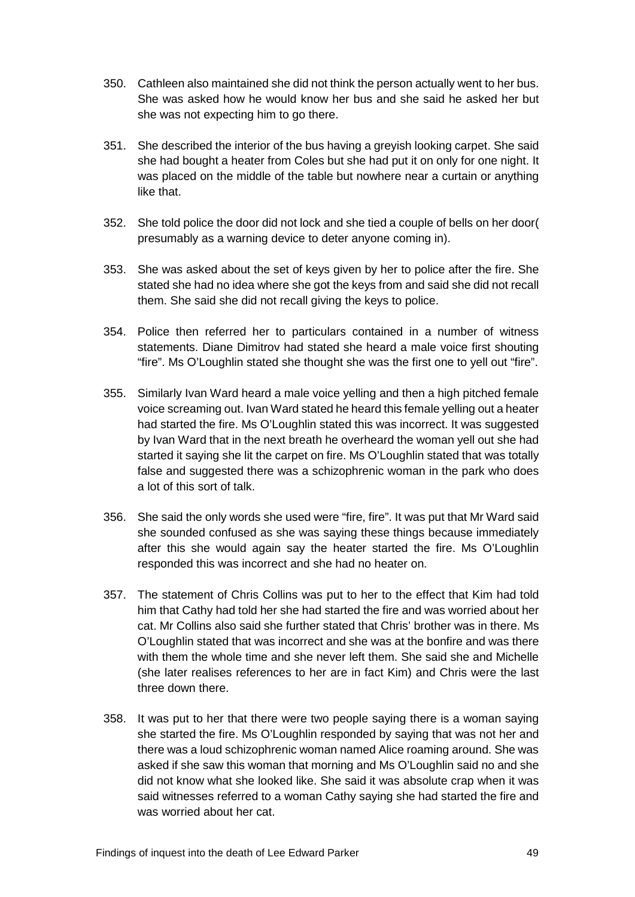350. Cathleen also maintained she did not think the person actually went to her bus. She was asked how he would know her bus and she said he asked her but she was not expecting him to go there.

351. She described the interior of the bus having a greyish looking carpet. She said she had bought a heater from Coles but she had put it on only for one night. It was placed on the middle of the table but nowhere near a curtain or anything like that.

352. She told police the door did not lock and she tied a couple of bells on her door( presumably as a warning device to deter anyone coming in).

353. She was asked about the set of keys given by her to police after the fire. She stated she had no idea where she got the keys from and said she did not recall them. She said she did not recall giving the keys to police.

354. Police then referred her to particulars contained in a number of witness statements. Diane Dimitrov had stated she heard a male voice first shouting "fire". Ms O'Loughlin stated she thought she was the first one to yell out "fire".

355. Similarly Ivan Ward heard a male voice yelling and then a high pitched female voice screaming out. Ivan Ward stated he heard this female yelling out a heater had started the fire. Ms O'Loughlin stated this was incorrect. It was suggested by Ivan Ward that in the next breath he overheard the woman yell out she had started it saying she lit the carpet on fire. Ms O'Loughlin stated that was totally false and suggested there was a schizophrenic woman in the park who does a lot of this sort of talk.

356. She said the only words she used were "fire, fire". It was put that Mr Ward said she sounded confused as she was saying these things because immediately after this she would again say the heater started the fire. Ms O'Loughlin responded this was incorrect and she had no heater on.

357. The statement of Chris Collins was put to her to the effect that Kim had told him that Cathy had told her she had started the fire and was worried about her cat. Mr Collins also said she further stated that Chris' brother was in there. Ms O'Loughlin stated that was incorrect and she was at the bonfire and was there with them the whole time and she never left them. She said she and Michelle (she later realises references to her are in fact Kim) and Chris were the last three down there.

358. It was put to her that there were two people saying there is a woman saying she started the fire. Ms O'Loughlin responded by saying that was not her and there was a loud schizophrenic woman named Alice roaming around. She was asked if she saw this woman that morning and Ms O'Loughlin said no and she did not know what she looked like. She said it was absolute crap when it was said witnesses referred to a woman Cathy saying she had started the fire and was worried about her cat.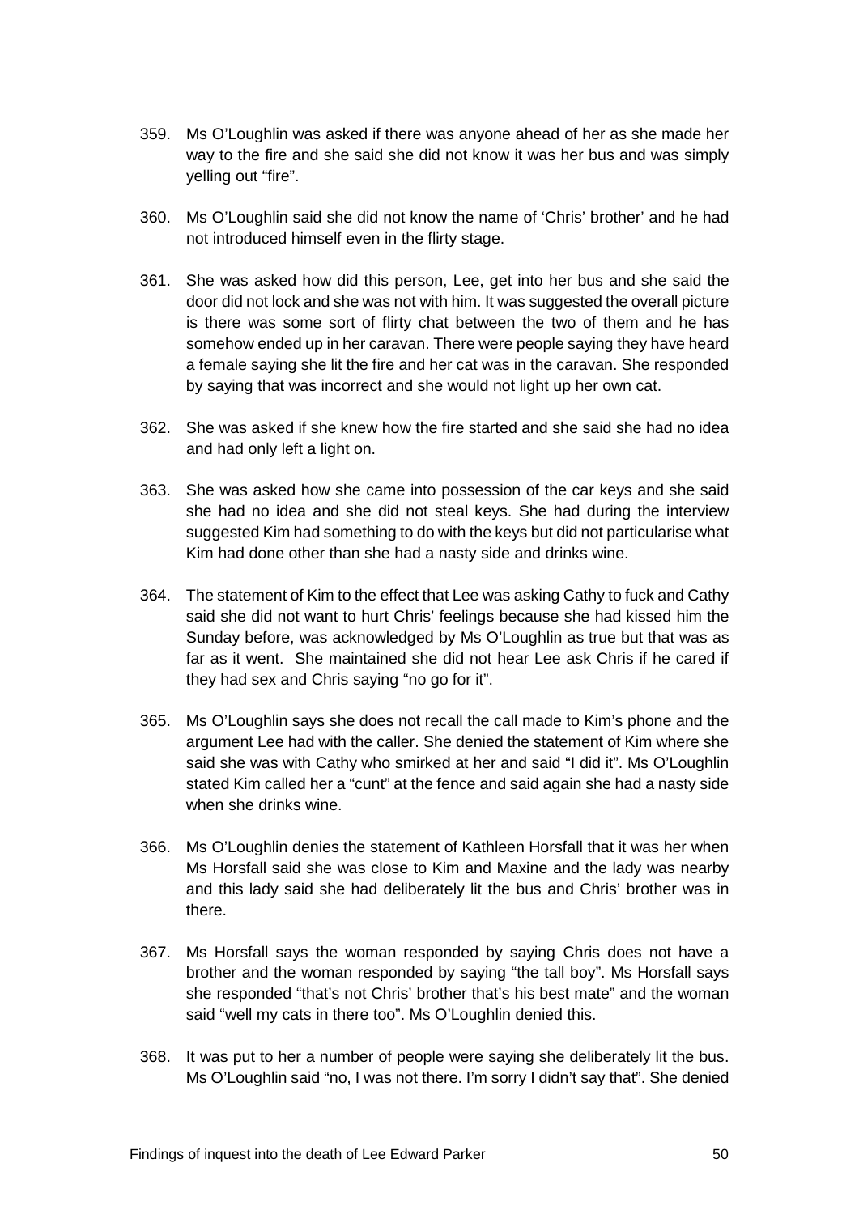359. Ms O'Loughlin was asked if there was anyone ahead of her as she made her way to the fire and she said she did not know it was her bus and was simply yelling out "fire".

360. Ms O'Loughlin said she did not know the name of 'Chris' brother' and he had not introduced himself even in the flirty stage.

361. She was asked how did this person, Lee, get into her bus and she said the door did not lock and she was not with him. It was suggested the overall picture is there was some sort of flirty chat between the two of them and he has somehow ended up in her caravan. There were people saying they have heard a female saying she lit the fire and her cat was in the caravan. She responded by saying that was incorrect and she would not light up her own cat.

362. She was asked if she knew how the fire started and she said she had no idea and had only left a light on.

363. She was asked how she came into possession of the car keys and she said she had no idea and she did not steal keys. She had during the interview suggested Kim had something to do with the keys but did not particularise what Kim had done other than she had a nasty side and drinks wine.

364. The statement of Kim to the effect that Lee was asking Cathy to fuck and Cathy said she did not want to hurt Chris' feelings because she had kissed him the Sunday before, was acknowledged by Ms O'Loughlin as true but that was as far as it went. She maintained she did not hear Lee ask Chris if he cared if they had sex and Chris saying "no go for it".

365. Ms O'Loughlin says she does not recall the call made to Kim's phone and the argument Lee had with the caller. She denied the statement of Kim where she said she was with Cathy who smirked at her and said "I did it". Ms O'Loughlin stated Kim called her a "cunt" at the fence and said again she had a nasty side when she drinks wine.

366. Ms O'Loughlin denies the statement of Kathleen Horsfall that it was her when Ms Horsfall said she was close to Kim and Maxine and the lady was nearby and this lady said she had deliberately lit the bus and Chris' brother was in there.

367. Ms Horsfall says the woman responded by saying Chris does not have a brother and the woman responded by saying "the tall boy". Ms Horsfall says she responded "that's not Chris' brother that's his best mate" and the woman said "well my cats in there too". Ms O'Loughlin denied this.

368. It was put to her a number of people were saying she deliberately lit the bus. Ms O'Loughlin said "no, I was not there. I'm sorry I didn't say that". She denied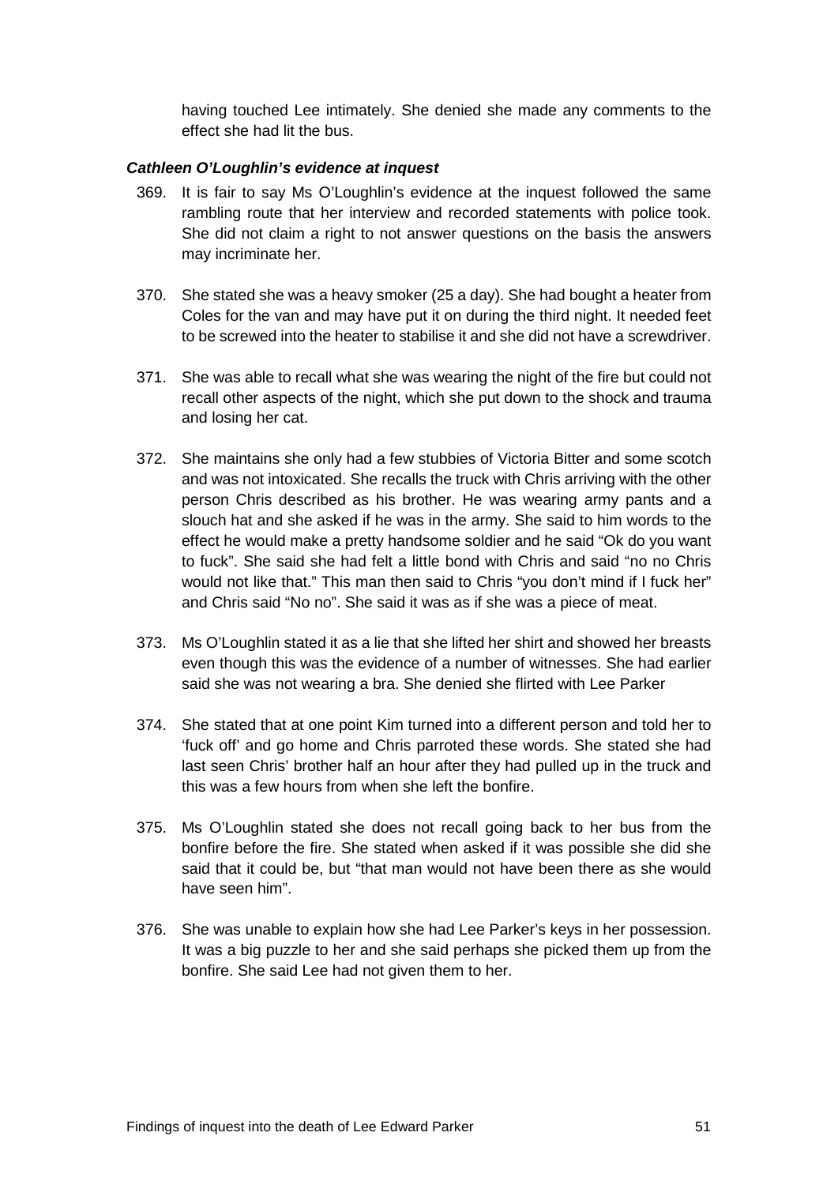having touched Lee intimately. She denied she made any comments to the effect she had lit the bus.

#### *Cathleen O'Loughlin's evidence at inquest*

369. It is fair to say Ms O'Loughlin's evidence at the inquest followed the same rambling route that her interview and recorded statements with police took. She did not claim a right to not answer questions on the basis the answers may incriminate her.

370. She stated she was a heavy smoker (25 a day). She had bought a heater from Coles for the van and may have put it on during the third night. It needed feet to be screwed into the heater to stabilise it and she did not have a screwdriver.

371. She was able to recall what she was wearing the night of the fire but could not recall other aspects of the night, which she put down to the shock and trauma and losing her cat.

372. She maintains she only had a few stubbies of Victoria Bitter and some scotch and was not intoxicated. She recalls the truck with Chris arriving with the other person Chris described as his brother. He was wearing army pants and a slouch hat and she asked if he was in the army. She said to him words to the effect he would make a pretty handsome soldier and he said "Ok do you want to fuck". She said she had felt a little bond with Chris and said "no no Chris would not like that." This man then said to Chris "you don't mind if I fuck her" and Chris said "No no". She said it was as if she was a piece of meat.

373. Ms O'Loughlin stated it as a lie that she lifted her shirt and showed her breasts even though this was the evidence of a number of witnesses. She had earlier said she was not wearing a bra. She denied she flirted with Lee Parker

374. She stated that at one point Kim turned into a different person and told her to 'fuck off' and go home and Chris parroted these words. She stated she had last seen Chris' brother half an hour after they had pulled up in the truck and this was a few hours from when she left the bonfire.

375. Ms O'Loughlin stated she does not recall going back to her bus from the bonfire before the fire. She stated when asked if it was possible she did she said that it could be, but "that man would not have been there as she would have seen him".

376. She was unable to explain how she had Lee Parker's keys in her possession. It was a big puzzle to her and she said perhaps she picked them up from the bonfire. She said Lee had not given them to her.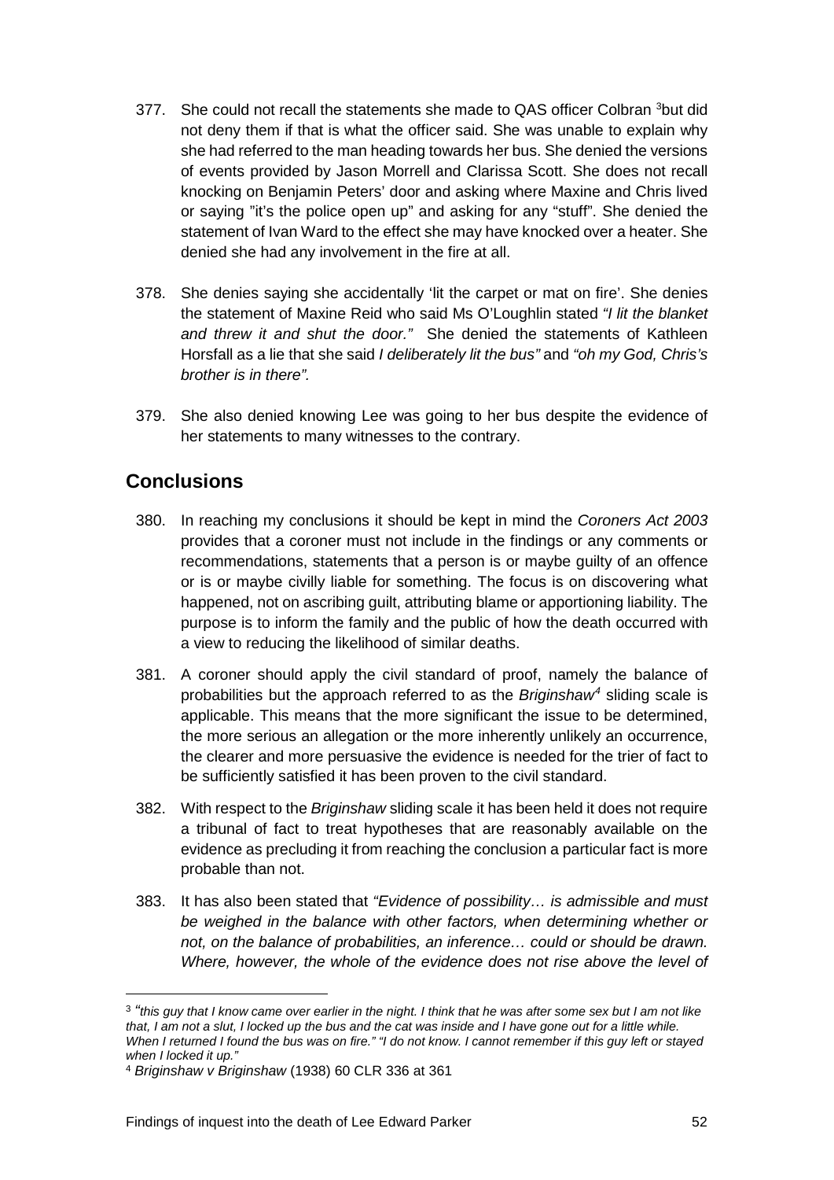377. She could not recall the statements she made to QAS officer Colbran [3] but did not deny them if that is what the officer said. She was unable to explain why she had referred to the man heading towards her bus. She denied the versions of events provided by Jason Morrell and Clarissa Scott. She does not recall knocking on Benjamin Peters' door and asking where Maxine and Chris lived or saying "it's the police open up" and asking for any "stuff". She denied the statement of Ivan Ward to the effect she may have knocked over a heater. She denied she had any involvement in the fire at all.

378. She denies saying she accidentally 'lit the carpet or mat on fire'. She denies the statement of Maxine Reid who said Ms O'Loughlin stated *"I lit the blanket and threw it and shut the door."* She denied the statements of Kathleen Horsfall as a lie that she said *I deliberately lit the bus"* and *"oh my God, Chris's brother is in there".*

379. She also denied knowing Lee was going to her bus despite the evidence of her statements to many witnesses to the contrary.

## Conclusions

380. In reaching my conclusions it should be kept in mind the *Coroners Act 2003* provides that a coroner must not include in the findings or any comments or recommendations, statements that a person is or maybe guilty of an offence or is or maybe civilly liable for something. The focus is on discovering what happened, not on ascribing guilt, attributing blame or apportioning liability. The purpose is to inform the family and the public of how the death occurred with a view to reducing the likelihood of similar deaths.

381. A coroner should apply the civil standard of proof, namely the balance of probabilities but the approach referred to as the *Briginshaw*[4] sliding scale is applicable. This means that the more significant the issue to be determined, the more serious an allegation or the more inherently unlikely an occurrence, the clearer and more persuasive the evidence is needed for the trier of fact to be sufficiently satisfied it has been proven to the civil standard.

382. With respect to the *Briginshaw* sliding scale it has been held it does not require a tribunal of fact to treat hypotheses that are reasonably available on the evidence as precluding it from reaching the conclusion a particular fact is more probable than not.

383. It has also been stated that *"Evidence of possibility… is admissible and must be weighed in the balance with other factors, when determining whether or not, on the balance of probabilities, an inference… could or should be drawn. Where, however, the whole of the evidence does not rise above the level of*

---

[3] *"this guy that I know came over earlier in the night. I think that he was after some sex but I am not like that, I am not a slut, I locked up the bus and the cat was inside and I have gone out for a little while. When I returned I found the bus was on fire." "I do not know. I cannot remember if this guy left or stayed when I locked it up."*

[4] *Briginshaw v Briginshaw* (1938) 60 CLR 336 at 361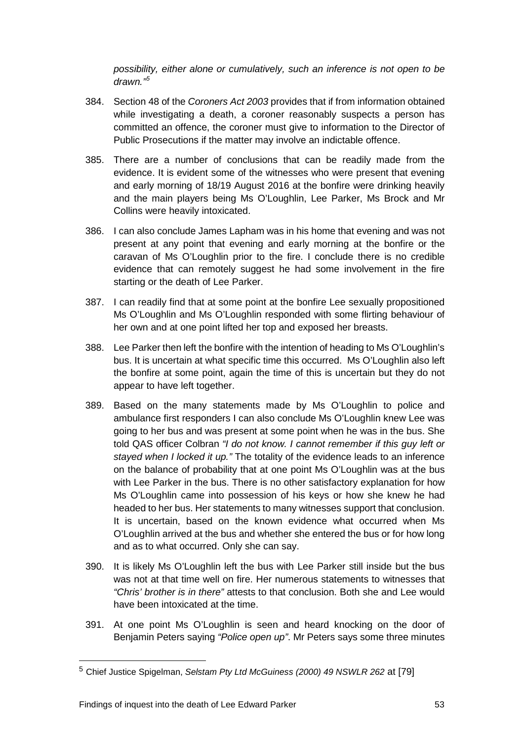*possibility, either alone or cumulatively, such an inference is not open to be drawn."*[5]

384. Section 48 of the *Coroners Act 2003* provides that if from information obtained while investigating a death, a coroner reasonably suspects a person has committed an offence, the coroner must give to information to the Director of Public Prosecutions if the matter may involve an indictable offence.

385. There are a number of conclusions that can be readily made from the evidence. It is evident some of the witnesses who were present that evening and early morning of 18/19 August 2016 at the bonfire were drinking heavily and the main players being Ms O'Loughlin, Lee Parker, Ms Brock and Mr Collins were heavily intoxicated.

386. I can also conclude James Lapham was in his home that evening and was not present at any point that evening and early morning at the bonfire or the caravan of Ms O'Loughlin prior to the fire. I conclude there is no credible evidence that can remotely suggest he had some involvement in the fire starting or the death of Lee Parker.

387. I can readily find that at some point at the bonfire Lee sexually propositioned Ms O'Loughlin and Ms O'Loughlin responded with some flirting behaviour of her own and at one point lifted her top and exposed her breasts.

388. Lee Parker then left the bonfire with the intention of heading to Ms O'Loughlin's bus. It is uncertain at what specific time this occurred. Ms O'Loughlin also left the bonfire at some point, again the time of this is uncertain but they do not appear to have left together.

389. Based on the many statements made by Ms O'Loughlin to police and ambulance first responders I can also conclude Ms O'Loughlin knew Lee was going to her bus and was present at some point when he was in the bus. She told QAS officer Colbran *"I do not know. I cannot remember if this guy left or stayed when I locked it up."* The totality of the evidence leads to an inference on the balance of probability that at one point Ms O'Loughlin was at the bus with Lee Parker in the bus. There is no other satisfactory explanation for how Ms O'Loughlin came into possession of his keys or how she knew he had headed to her bus. Her statements to many witnesses support that conclusion. It is uncertain, based on the known evidence what occurred when Ms O'Loughlin arrived at the bus and whether she entered the bus or for how long and as to what occurred. Only she can say.

390. It is likely Ms O'Loughlin left the bus with Lee Parker still inside but the bus was not at that time well on fire. Her numerous statements to witnesses that *"Chris' brother is in there"* attests to that conclusion. Both she and Lee would have been intoxicated at the time.

391. At one point Ms O'Loughlin is seen and heard knocking on the door of Benjamin Peters saying *"Police open up"*. Mr Peters says some three minutes

---

[5] Chief Justice Spigelman, *Selstam Pty Ltd McGuiness (2000) 49 NSWLR 262* at [79]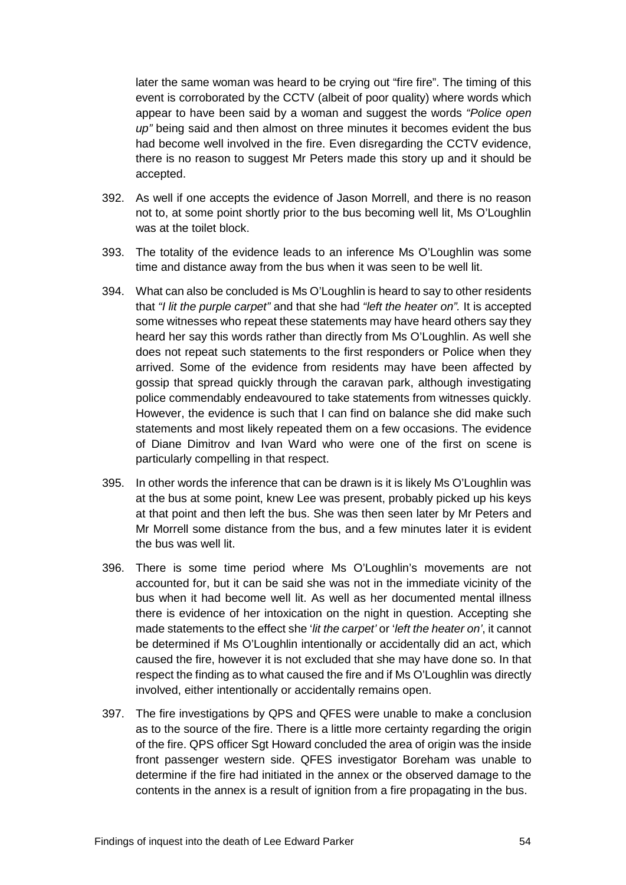later the same woman was heard to be crying out "fire fire". The timing of this event is corroborated by the CCTV (albeit of poor quality) where words which appear to have been said by a woman and suggest the words *"Police open up"* being said and then almost on three minutes it becomes evident the bus had become well involved in the fire. Even disregarding the CCTV evidence, there is no reason to suggest Mr Peters made this story up and it should be accepted.

392. As well if one accepts the evidence of Jason Morrell, and there is no reason not to, at some point shortly prior to the bus becoming well lit, Ms O'Loughlin was at the toilet block.

393. The totality of the evidence leads to an inference Ms O'Loughlin was some time and distance away from the bus when it was seen to be well lit.

394. What can also be concluded is Ms O'Loughlin is heard to say to other residents that *"I lit the purple carpet"* and that she had *"left the heater on"*. It is accepted some witnesses who repeat these statements may have heard others say they heard her say this words rather than directly from Ms O'Loughlin. As well she does not repeat such statements to the first responders or Police when they arrived. Some of the evidence from residents may have been affected by gossip that spread quickly through the caravan park, although investigating police commendably endeavoured to take statements from witnesses quickly. However, the evidence is such that I can find on balance she did make such statements and most likely repeated them on a few occasions. The evidence of Diane Dimitrov and Ivan Ward who were one of the first on scene is particularly compelling in that respect.

395. In other words the inference that can be drawn is it is likely Ms O'Loughlin was at the bus at some point, knew Lee was present, probably picked up his keys at that point and then left the bus. She was then seen later by Mr Peters and Mr Morrell some distance from the bus, and a few minutes later it is evident the bus was well lit.

396. There is some time period where Ms O'Loughlin's movements are not accounted for, but it can be said she was not in the immediate vicinity of the bus when it had become well lit. As well as her documented mental illness there is evidence of her intoxication on the night in question. Accepting she made statements to the effect she '*lit the carpet'* or '*left the heater on'*, it cannot be determined if Ms O'Loughlin intentionally or accidentally did an act, which caused the fire, however it is not excluded that she may have done so. In that respect the finding as to what caused the fire and if Ms O'Loughlin was directly involved, either intentionally or accidentally remains open.

397. The fire investigations by QPS and QFES were unable to make a conclusion as to the source of the fire. There is a little more certainty regarding the origin of the fire. QPS officer Sgt Howard concluded the area of origin was the inside front passenger western side. QFES investigator Boreham was unable to determine if the fire had initiated in the annex or the observed damage to the contents in the annex is a result of ignition from a fire propagating in the bus.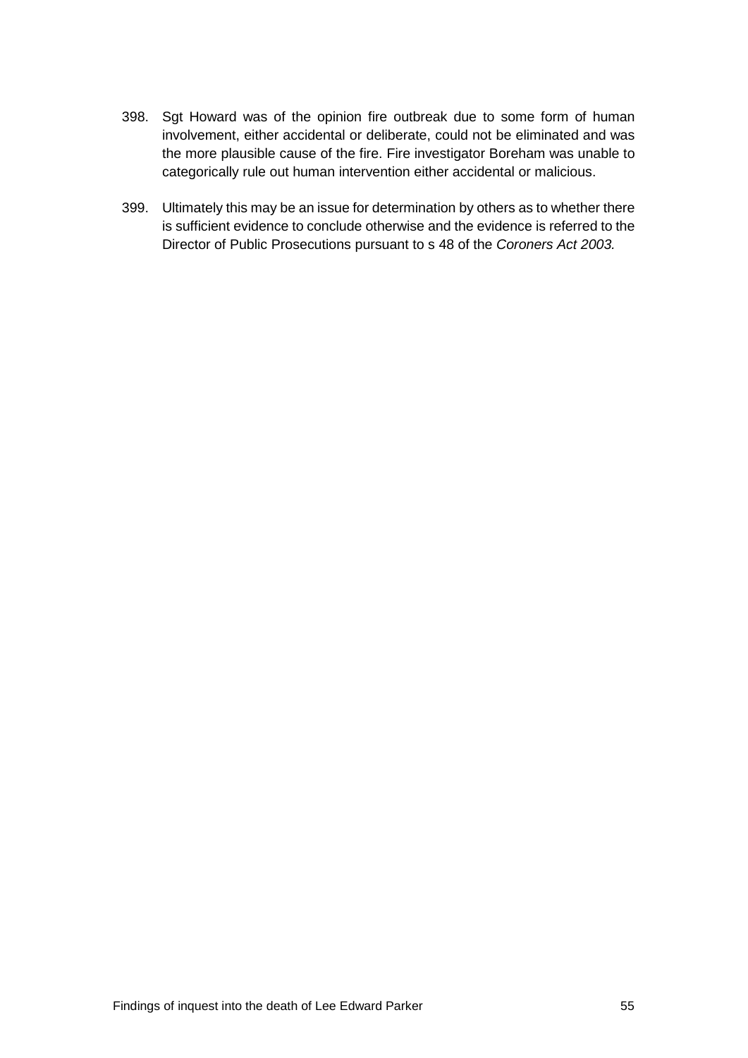398. Sgt Howard was of the opinion fire outbreak due to some form of human involvement, either accidental or deliberate, could not be eliminated and was the more plausible cause of the fire. Fire investigator Boreham was unable to categorically rule out human intervention either accidental or malicious.

399. Ultimately this may be an issue for determination by others as to whether there is sufficient evidence to conclude otherwise and the evidence is referred to the Director of Public Prosecutions pursuant to s 48 of the *Coroners Act 2003.*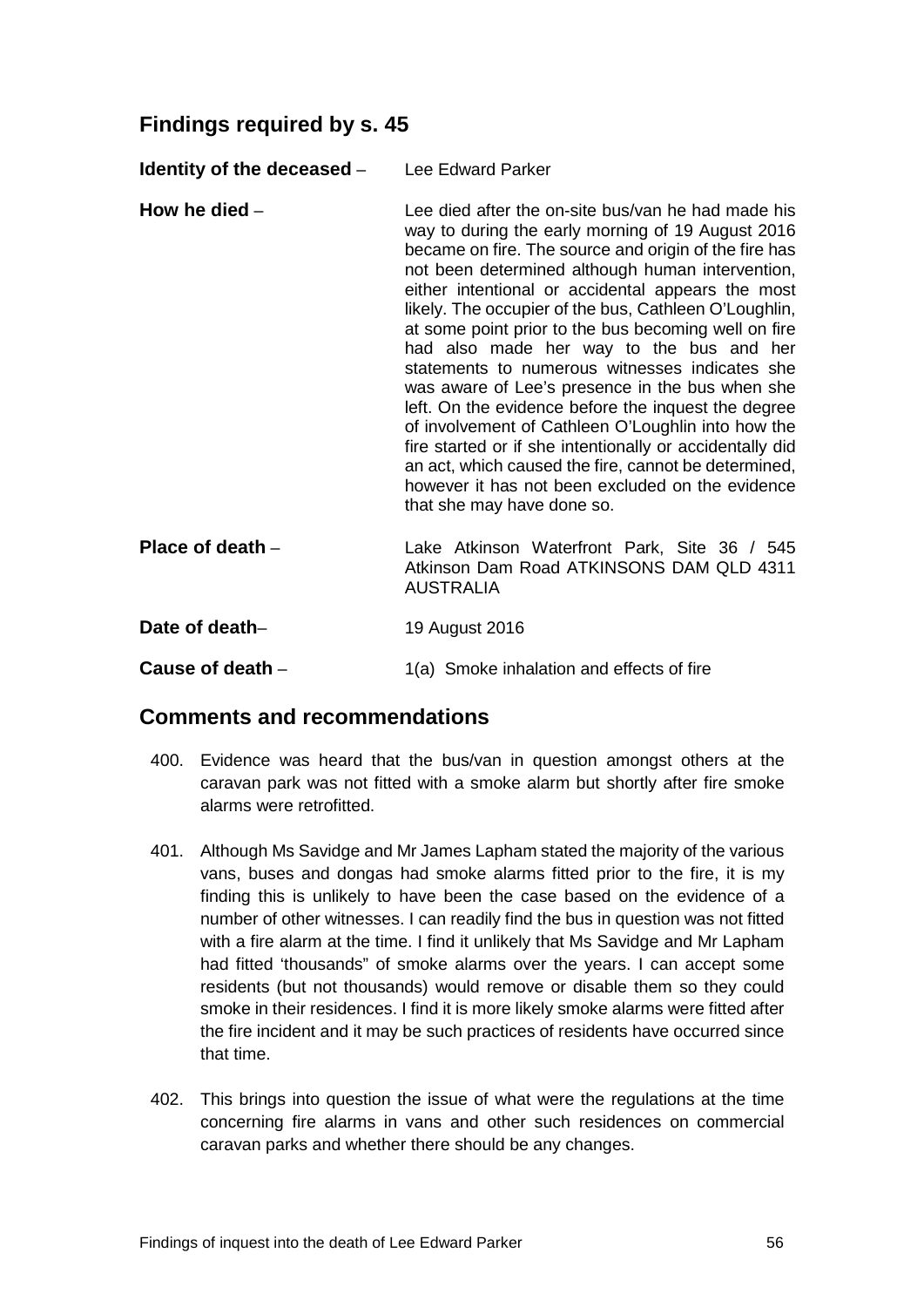## Findings required by s. 45

**Identity of the deceased** – Lee Edward Parker

**How he died** – Lee died after the on-site bus/van he had made his way to during the early morning of 19 August 2016 became on fire. The source and origin of the fire has not been determined although human intervention, either intentional or accidental appears the most likely. The occupier of the bus, Cathleen O'Loughlin, at some point prior to the bus becoming well on fire had also made her way to the bus and her statements to numerous witnesses indicates she was aware of Lee's presence in the bus when she left. On the evidence before the inquest the degree of involvement of Cathleen O'Loughlin into how the fire started or if she intentionally or accidentally did an act, which caused the fire, cannot be determined, however it has not been excluded on the evidence that she may have done so.

**Place of death** – Lake Atkinson Waterfront Park, Site 36 / 545 Atkinson Dam Road ATKINSONS DAM QLD 4311 AUSTRALIA

**Date of death**– 19 August 2016

**Cause of death** – 1(a) Smoke inhalation and effects of fire

## Comments and recommendations

400. Evidence was heard that the bus/van in question amongst others at the caravan park was not fitted with a smoke alarm but shortly after fire smoke alarms were retrofitted.

401. Although Ms Savidge and Mr James Lapham stated the majority of the various vans, buses and dongas had smoke alarms fitted prior to the fire, it is my finding this is unlikely to have been the case based on the evidence of a number of other witnesses. I can readily find the bus in question was not fitted with a fire alarm at the time. I find it unlikely that Ms Savidge and Mr Lapham had fitted 'thousands" of smoke alarms over the years. I can accept some residents (but not thousands) would remove or disable them so they could smoke in their residences. I find it is more likely smoke alarms were fitted after the fire incident and it may be such practices of residents have occurred since that time.

402. This brings into question the issue of what were the regulations at the time concerning fire alarms in vans and other such residences on commercial caravan parks and whether there should be any changes.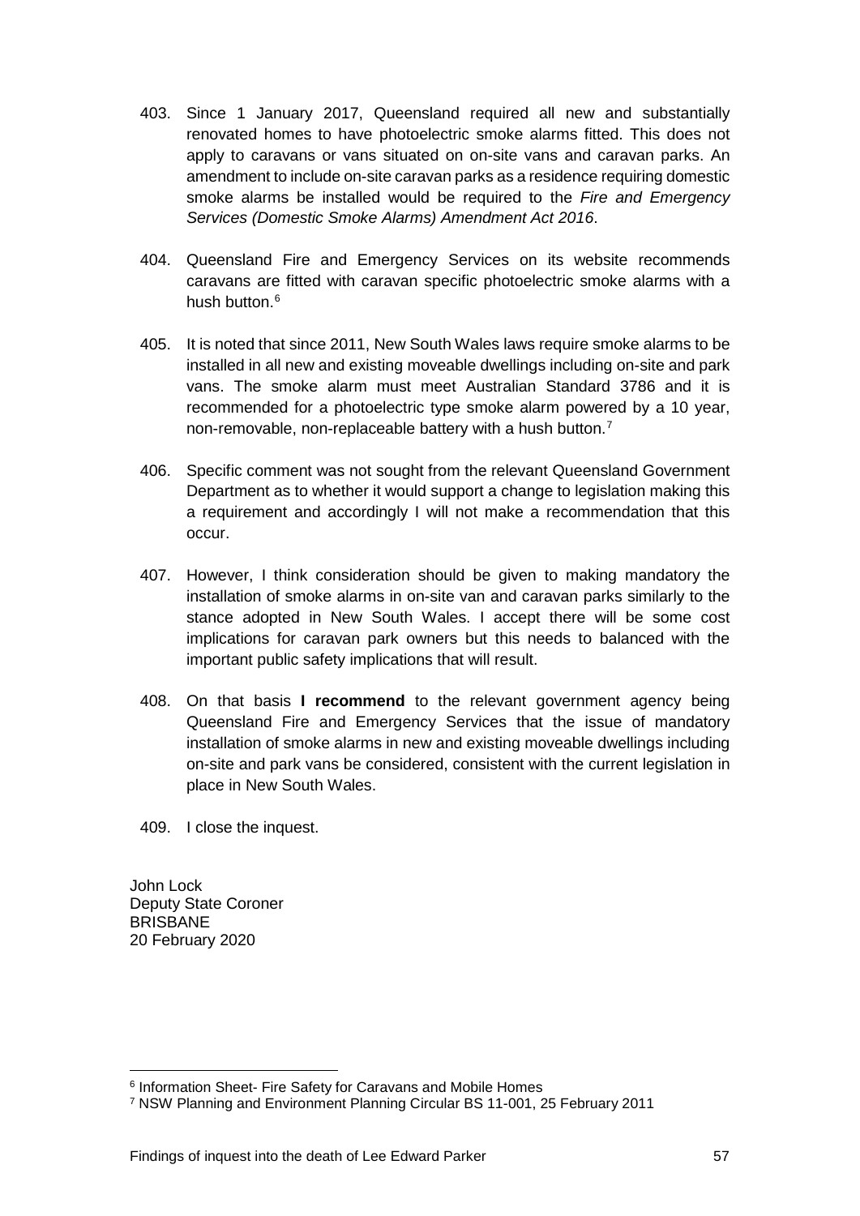403. Since 1 January 2017, Queensland required all new and substantially renovated homes to have photoelectric smoke alarms fitted. This does not apply to caravans or vans situated on on-site vans and caravan parks. An amendment to include on-site caravan parks as a residence requiring domestic smoke alarms be installed would be required to the *Fire and Emergency Services (Domestic Smoke Alarms) Amendment Act 2016*.

404. Queensland Fire and Emergency Services on its website recommends caravans are fitted with caravan specific photoelectric smoke alarms with a hush button.[6]

405. It is noted that since 2011, New South Wales laws require smoke alarms to be installed in all new and existing moveable dwellings including on-site and park vans. The smoke alarm must meet Australian Standard 3786 and it is recommended for a photoelectric type smoke alarm powered by a 10 year, non-removable, non-replaceable battery with a hush button.[7]

406. Specific comment was not sought from the relevant Queensland Government Department as to whether it would support a change to legislation making this a requirement and accordingly I will not make a recommendation that this occur.

407. However, I think consideration should be given to making mandatory the installation of smoke alarms in on-site van and caravan parks similarly to the stance adopted in New South Wales. I accept there will be some cost implications for caravan park owners but this needs to balanced with the important public safety implications that will result.

408. On that basis **I recommend** to the relevant government agency being Queensland Fire and Emergency Services that the issue of mandatory installation of smoke alarms in new and existing moveable dwellings including on-site and park vans be considered, consistent with the current legislation in place in New South Wales.

409. I close the inquest.

John Lock
Deputy State Coroner
BRISBANE
20 February 2020

---

[6] Information Sheet- Fire Safety for Caravans and Mobile Homes

[7] NSW Planning and Environment Planning Circular BS 11-001, 25 February 2011